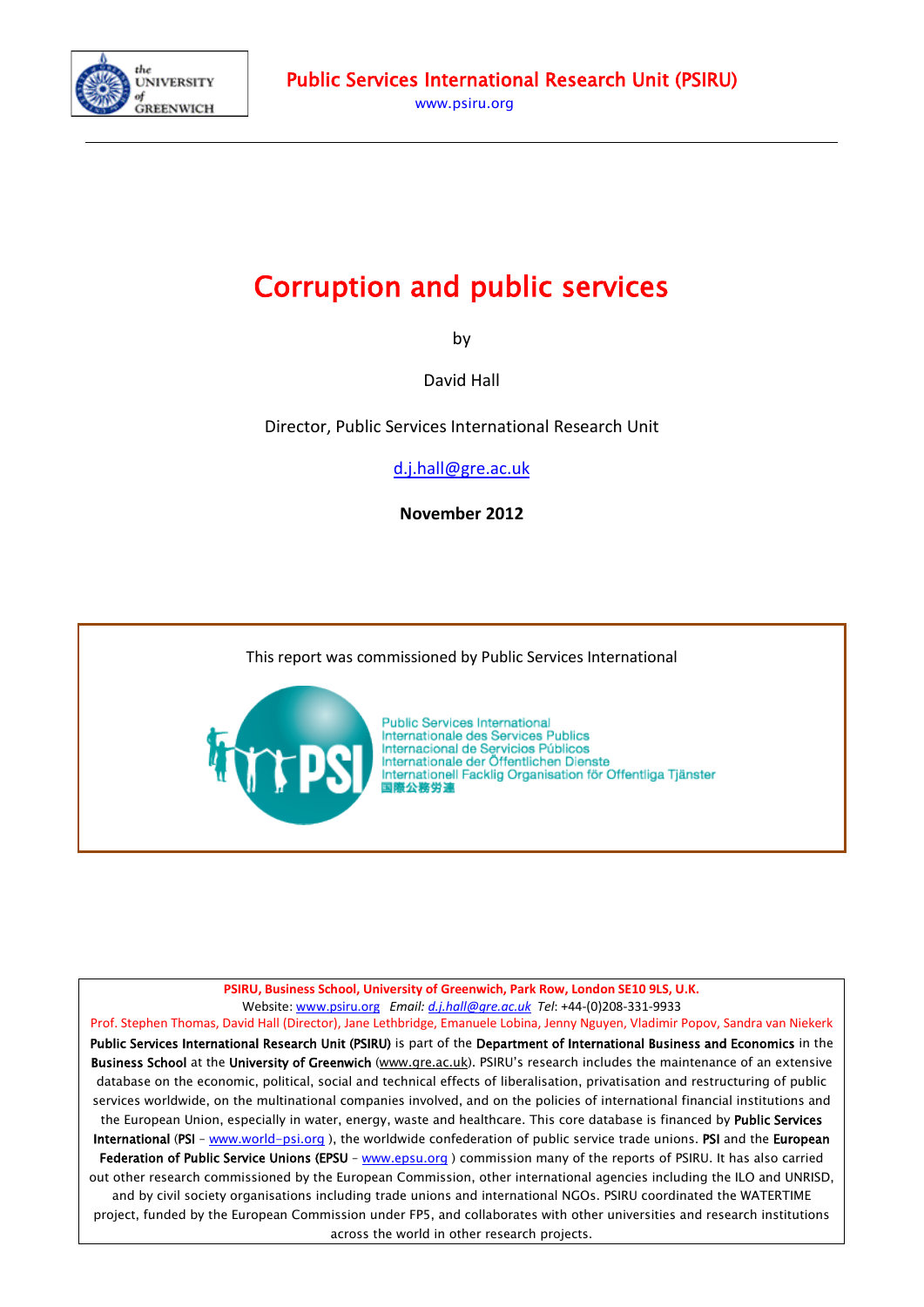the UNIVERSITY of GREENWICH

**Public Services International Research Unit (PSIRU)**

www.psiru.org

# Corruption and public services

by

David Hall

Director, Public Services International Research Unit

d.j.hall@gre.ac.uk

**November 2012**

This report was commissioned by Public Services International

PSI

Public Services International
Internationale des Services Publics
Internacional de Servicios Públicos
Internationale der Öffentlichen Dienste
Internationell Facklig Organisation för Offentliga Tjänster
国際公務労連

**PSIRU, Business School, University of Greenwich, Park Row, London SE10 9LS, U.K.**
Website: www.psiru.org *Email: d.j.hall@gre.ac.uk* *Tel*: +44-(0)208-331-9933
Prof. Stephen Thomas, David Hall (Director), Jane Lethbridge, Emanuele Lobina, Jenny Nguyen, Vladimir Popov, Sandra van Niekerk

**Public Services International Research Unit (PSIRU)** is part of the **Department of International Business and Economics** in the **Business School** at the **University of Greenwich** (www.gre.ac.uk). PSIRU's research includes the maintenance of an extensive database on the economic, political, social and technical effects of liberalisation, privatisation and restructuring of public services worldwide, on the multinational companies involved, and on the policies of international financial institutions and the European Union, especially in water, energy, waste and healthcare. This core database is financed by **Public Services International** (**PSI** – www.world-psi.org ), the worldwide confederation of public service trade unions. **PSI** and the **European Federation of Public Service Unions** (**EPSU** – www.epsu.org ) commission many of the reports of PSIRU. It has also carried out other research commissioned by the European Commission, other international agencies including the ILO and UNRISD, and by civil society organisations including trade unions and international NGOs. PSIRU coordinated the WATERTIME project, funded by the European Commission under FP5, and collaborates with other universities and research institutions across the world in other research projects.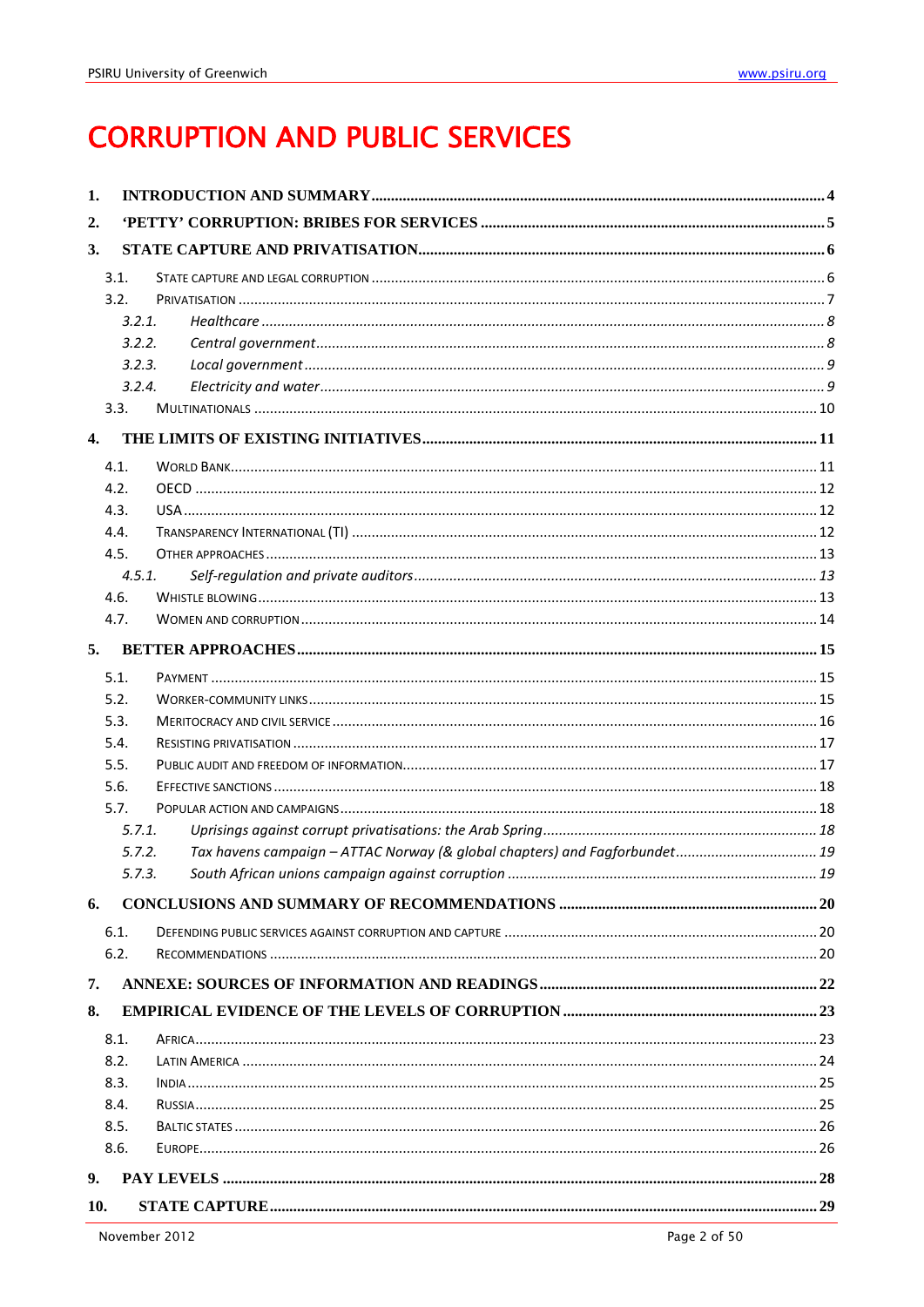# CORRUPTION AND PUBLIC SERVICES

1. **INTRODUCTION AND SUMMARY** ..... 4
2. **'PETTY' CORRUPTION: BRIBES FOR SERVICES** ..... 5
3. **STATE CAPTURE AND PRIVATISATION** ..... 6
   - 3.1. State capture and legal corruption ..... 6
   - 3.2. Privatisation ..... 7
     - *3.2.1. Healthcare* ..... 8
     - *3.2.2. Central government* ..... 8
     - *3.2.3. Local government* ..... 9
     - *3.2.4. Electricity and water* ..... 9
   - 3.3. Multinationals ..... 10
4. **THE LIMITS OF EXISTING INITIATIVES** ..... 11
   - 4.1. World Bank ..... 11
   - 4.2. OECD ..... 12
   - 4.3. USA ..... 12
   - 4.4. Transparency International (TI) ..... 12
   - 4.5. Other approaches ..... 13
     - *4.5.1. Self-regulation and private auditors* ..... 13
   - 4.6. Whistle blowing ..... 13
   - 4.7. Women and corruption ..... 14
5. **BETTER APPROACHES** ..... 15
   - 5.1. Payment ..... 15
   - 5.2. Worker-community links ..... 15
   - 5.3. Meritocracy and civil service ..... 16
   - 5.4. Resisting privatisation ..... 17
   - 5.5. Public audit and freedom of information ..... 17
   - 5.6. Effective sanctions ..... 18
   - 5.7. Popular action and campaigns ..... 18
     - *5.7.1. Uprisings against corrupt privatisations: the Arab Spring* ..... 18
     - *5.7.2. Tax havens campaign – ATTAC Norway (& global chapters) and Fagforbundet* ..... 19
     - *5.7.3. South African unions campaign against corruption* ..... 19
6. **CONCLUSIONS AND SUMMARY OF RECOMMENDATIONS** ..... 20
   - 6.1. Defending public services against corruption and capture ..... 20
   - 6.2. Recommendations ..... 20
7. **ANNEXE: SOURCES OF INFORMATION AND READINGS** ..... 22
8. **EMPIRICAL EVIDENCE OF THE LEVELS OF CORRUPTION** ..... 23
   - 8.1. Africa ..... 23
   - 8.2. Latin America ..... 24
   - 8.3. India ..... 25
   - 8.4. Russia ..... 25
   - 8.5. Baltic states ..... 26
   - 8.6. Europe ..... 26
9. **PAY LEVELS** ..... 28
10. **STATE CAPTURE** ..... 29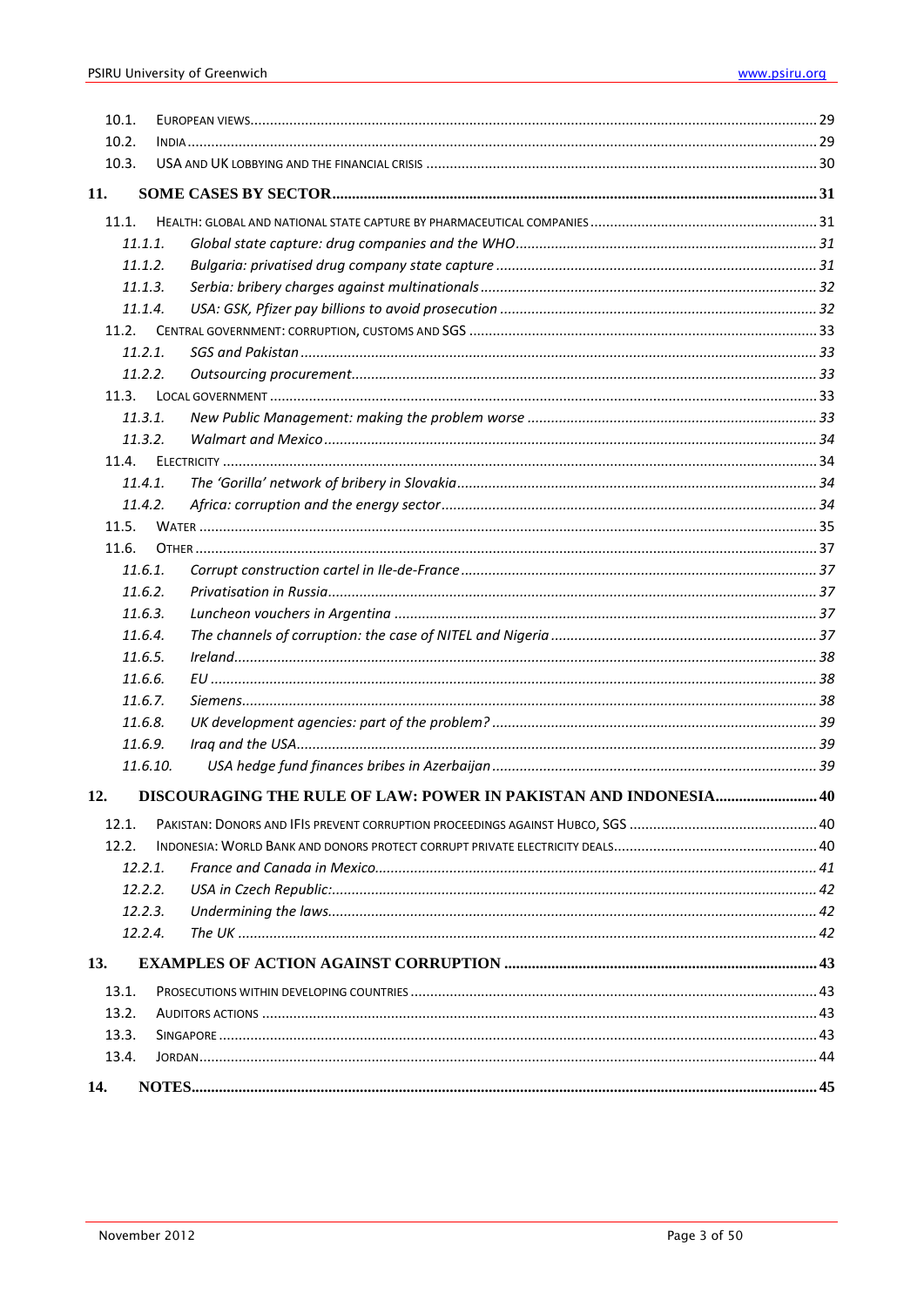- 10.1. EUROPEAN VIEWS ... 29
- 10.2. INDIA ... 29
- 10.3. USA AND UK LOBBYING AND THE FINANCIAL CRISIS ... 30

**11. SOME CASES BY SECTOR ... 31**

- 11.1. HEALTH: GLOBAL AND NATIONAL STATE CAPTURE BY PHARMACEUTICAL COMPANIES ... 31
  - *11.1.1. Global state capture: drug companies and the WHO ... 31*
  - *11.1.2. Bulgaria: privatised drug company state capture ... 31*
  - *11.1.3. Serbia: bribery charges against multinationals ... 32*
  - *11.1.4. USA: GSK, Pfizer pay billions to avoid prosecution ... 32*
- 11.2. CENTRAL GOVERNMENT: CORRUPTION, CUSTOMS AND SGS ... 33
  - *11.2.1. SGS and Pakistan ... 33*
  - *11.2.2. Outsourcing procurement ... 33*
- 11.3. LOCAL GOVERNMENT ... 33
  - *11.3.1. New Public Management: making the problem worse ... 33*
  - *11.3.2. Walmart and Mexico ... 34*
- 11.4. ELECTRICITY ... 34
  - *11.4.1. The 'Gorilla' network of bribery in Slovakia ... 34*
  - *11.4.2. Africa: corruption and the energy sector ... 34*
- 11.5. WATER ... 35
- 11.6. OTHER ... 37
  - *11.6.1. Corrupt construction cartel in Ile-de-France ... 37*
  - *11.6.2. Privatisation in Russia ... 37*
  - *11.6.3. Luncheon vouchers in Argentina ... 37*
  - *11.6.4. The channels of corruption: the case of NITEL and Nigeria ... 37*
  - *11.6.5. Ireland ... 38*
  - *11.6.6. EU ... 38*
  - *11.6.7. Siemens ... 38*
  - *11.6.8. UK development agencies: part of the problem? ... 39*
  - *11.6.9. Iraq and the USA ... 39*
  - *11.6.10. USA hedge fund finances bribes in Azerbaijan ... 39*

**12. DISCOURAGING THE RULE OF LAW: POWER IN PAKISTAN AND INDONESIA ... 40**

- 12.1. PAKISTAN: DONORS AND IFIS PREVENT CORRUPTION PROCEEDINGS AGAINST HUBCO, SGS ... 40
- 12.2. INDONESIA: WORLD BANK AND DONORS PROTECT CORRUPT PRIVATE ELECTRICITY DEALS ... 40
  - *12.2.1. France and Canada in Mexico ... 41*
  - *12.2.2. USA in Czech Republic: ... 42*
  - *12.2.3. Undermining the laws ... 42*
  - *12.2.4. The UK ... 42*

**13. EXAMPLES OF ACTION AGAINST CORRUPTION ... 43**

- 13.1. PROSECUTIONS WITHIN DEVELOPING COUNTRIES ... 43
- 13.2. AUDITORS ACTIONS ... 43
- 13.3. SINGAPORE ... 43
- 13.4. JORDAN ... 44

**14. NOTES ... 45**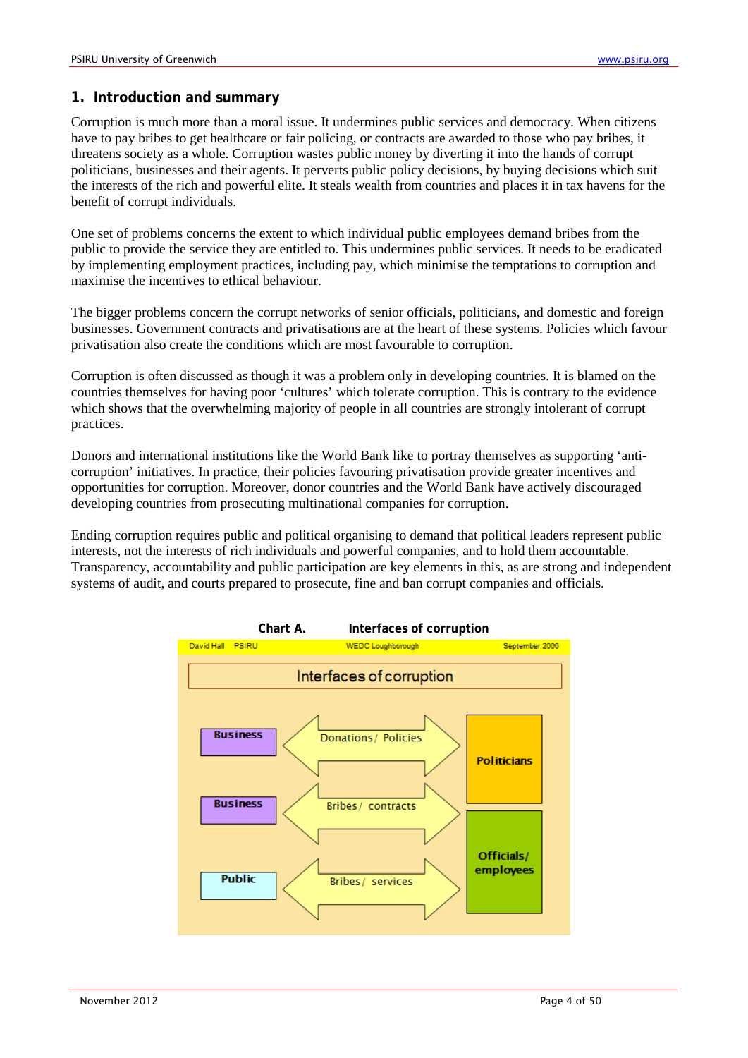## 1. Introduction and summary

Corruption is much more than a moral issue. It undermines public services and democracy. When citizens have to pay bribes to get healthcare or fair policing, or contracts are awarded to those who pay bribes, it threatens society as a whole. Corruption wastes public money by diverting it into the hands of corrupt politicians, businesses and their agents. It perverts public policy decisions, by buying decisions which suit the interests of the rich and powerful elite. It steals wealth from countries and places it in tax havens for the benefit of corrupt individuals.

One set of problems concerns the extent to which individual public employees demand bribes from the public to provide the service they are entitled to. This undermines public services. It needs to be eradicated by implementing employment practices, including pay, which minimise the temptations to corruption and maximise the incentives to ethical behaviour.

The bigger problems concern the corrupt networks of senior officials, politicians, and domestic and foreign businesses. Government contracts and privatisations are at the heart of these systems. Policies which favour privatisation also create the conditions which are most favourable to corruption.

Corruption is often discussed as though it was a problem only in developing countries. It is blamed on the countries themselves for having poor 'cultures' which tolerate corruption. This is contrary to the evidence which shows that the overwhelming majority of people in all countries are strongly intolerant of corrupt practices.

Donors and international institutions like the World Bank like to portray themselves as supporting 'anti-corruption' initiatives. In practice, their policies favouring privatisation provide greater incentives and opportunities for corruption. Moreover, donor countries and the World Bank have actively discouraged developing countries from prosecuting multinational companies for corruption.

Ending corruption requires public and political organising to demand that political leaders represent public interests, not the interests of rich individuals and powerful companies, and to hold them accountable. Transparency, accountability and public participation are key elements in this, as are strong and independent systems of audit, and courts prepared to prosecute, fine and ban corrupt companies and officials.

**Chart A. Interfaces of corruption**

David Hall PSIRU | WEDC Loughborough | September 2006

Interfaces of corruption

| | | |
|---|---|---|
| Business | Donations / Policies | Politicians |
| Business | Bribes / contracts | Officials / employees |
| Public | Bribes / services | Officials / employees |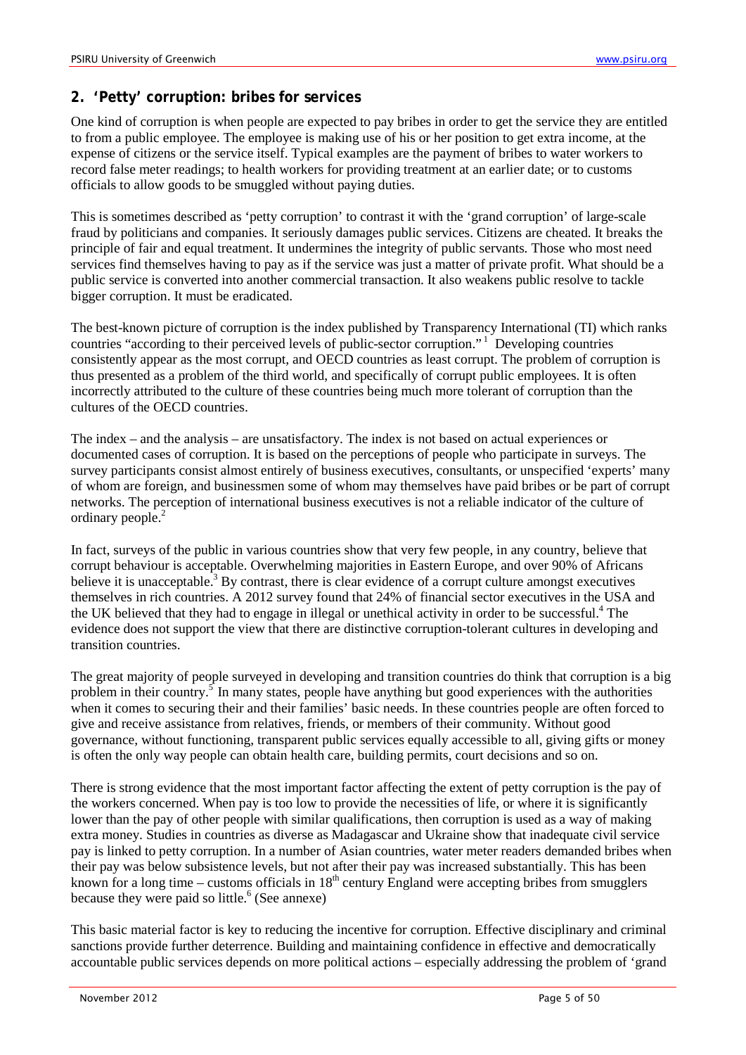## 2. 'Petty' corruption: bribes for services

One kind of corruption is when people are expected to pay bribes in order to get the service they are entitled to from a public employee. The employee is making use of his or her position to get extra income, at the expense of citizens or the service itself. Typical examples are the payment of bribes to water workers to record false meter readings; to health workers for providing treatment at an earlier date; or to customs officials to allow goods to be smuggled without paying duties.

This is sometimes described as 'petty corruption' to contrast it with the 'grand corruption' of large-scale fraud by politicians and companies. It seriously damages public services. Citizens are cheated. It breaks the principle of fair and equal treatment. It undermines the integrity of public servants. Those who most need services find themselves having to pay as if the service was just a matter of private profit. What should be a public service is converted into another commercial transaction. It also weakens public resolve to tackle bigger corruption. It must be eradicated.

The best-known picture of corruption is the index published by Transparency International (TI) which ranks countries "according to their perceived levels of public-sector corruption."[1] Developing countries consistently appear as the most corrupt, and OECD countries as least corrupt. The problem of corruption is thus presented as a problem of the third world, and specifically of corrupt public employees. It is often incorrectly attributed to the culture of these countries being much more tolerant of corruption than the cultures of the OECD countries.

The index – and the analysis – are unsatisfactory. The index is not based on actual experiences or documented cases of corruption. It is based on the perceptions of people who participate in surveys. The survey participants consist almost entirely of business executives, consultants, or unspecified 'experts' many of whom are foreign, and businessmen some of whom may themselves have paid bribes or be part of corrupt networks. The perception of international business executives is not a reliable indicator of the culture of ordinary people.[2]

In fact, surveys of the public in various countries show that very few people, in any country, believe that corrupt behaviour is acceptable. Overwhelming majorities in Eastern Europe, and over 90% of Africans believe it is unacceptable.[3] By contrast, there is clear evidence of a corrupt culture amongst executives themselves in rich countries. A 2012 survey found that 24% of financial sector executives in the USA and the UK believed that they had to engage in illegal or unethical activity in order to be successful.[4] The evidence does not support the view that there are distinctive corruption-tolerant cultures in developing and transition countries.

The great majority of people surveyed in developing and transition countries do think that corruption is a big problem in their country.[5] In many states, people have anything but good experiences with the authorities when it comes to securing their and their families' basic needs. In these countries people are often forced to give and receive assistance from relatives, friends, or members of their community. Without good governance, without functioning, transparent public services equally accessible to all, giving gifts or money is often the only way people can obtain health care, building permits, court decisions and so on.

There is strong evidence that the most important factor affecting the extent of petty corruption is the pay of the workers concerned. When pay is too low to provide the necessities of life, or where it is significantly lower than the pay of other people with similar qualifications, then corruption is used as a way of making extra money. Studies in countries as diverse as Madagascar and Ukraine show that inadequate civil service pay is linked to petty corruption. In a number of Asian countries, water meter readers demanded bribes when their pay was below subsistence levels, but not after their pay was increased substantially. This has been known for a long time – customs officials in 18th century England were accepting bribes from smugglers because they were paid so little.[6] (See annexe)

This basic material factor is key to reducing the incentive for corruption. Effective disciplinary and criminal sanctions provide further deterrence. Building and maintaining confidence in effective and democratically accountable public services depends on more political actions – especially addressing the problem of 'grand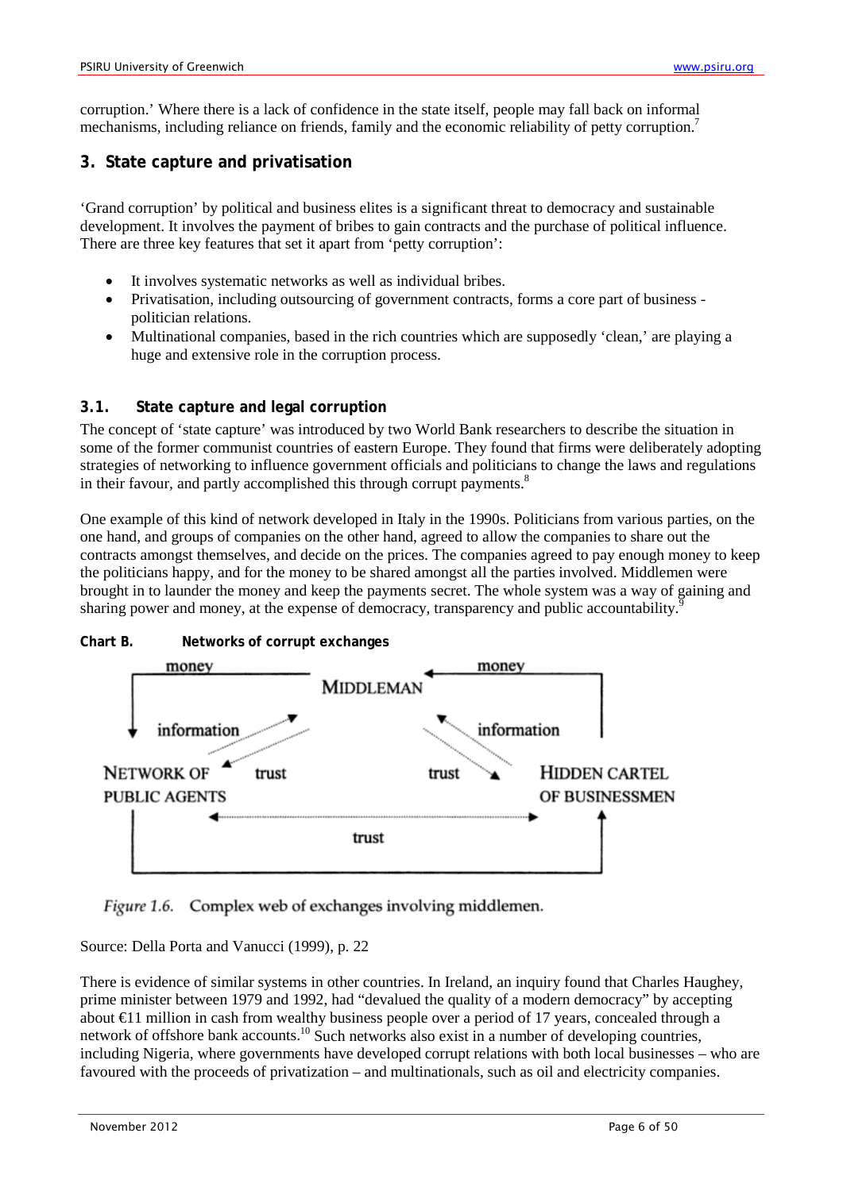corruption.' Where there is a lack of confidence in the state itself, people may fall back on informal mechanisms, including reliance on friends, family and the economic reliability of petty corruption.[7]

## 3. State capture and privatisation

'Grand corruption' by political and business elites is a significant threat to democracy and sustainable development. It involves the payment of bribes to gain contracts and the purchase of political influence. There are three key features that set it apart from 'petty corruption':

- It involves systematic networks as well as individual bribes.
- Privatisation, including outsourcing of government contracts, forms a core part of business - politician relations.
- Multinational companies, based in the rich countries which are supposedly 'clean,' are playing a huge and extensive role in the corruption process.

### 3.1. State capture and legal corruption

The concept of 'state capture' was introduced by two World Bank researchers to describe the situation in some of the former communist countries of eastern Europe. They found that firms were deliberately adopting strategies of networking to influence government officials and politicians to change the laws and regulations in their favour, and partly accomplished this through corrupt payments.[8]

One example of this kind of network developed in Italy in the 1990s. Politicians from various parties, on the one hand, and groups of companies on the other hand, agreed to allow the companies to share out the contracts amongst themselves, and decide on the prices. The companies agreed to pay enough money to keep the politicians happy, and for the money to be shared amongst all the parties involved. Middlemen were brought in to launder the money and keep the payments secret. The whole system was a way of gaining and sharing power and money, at the expense of democracy, transparency and public accountability.[9]

**Chart B. Networks of corrupt exchanges**

MIDDLEMAN — money — NETWORK OF PUBLIC AGENTS — information — trust — HIDDEN CARTEL OF BUSINESSMEN

*Figure 1.6.* Complex web of exchanges involving middlemen.

Source: Della Porta and Vanucci (1999), p. 22

There is evidence of similar systems in other countries. In Ireland, an inquiry found that Charles Haughey, prime minister between 1979 and 1992, had "devalued the quality of a modern democracy" by accepting about €11 million in cash from wealthy business people over a period of 17 years, concealed through a network of offshore bank accounts.[10] Such networks also exist in a number of developing countries, including Nigeria, where governments have developed corrupt relations with both local businesses – who are favoured with the proceeds of privatization – and multinationals, such as oil and electricity companies.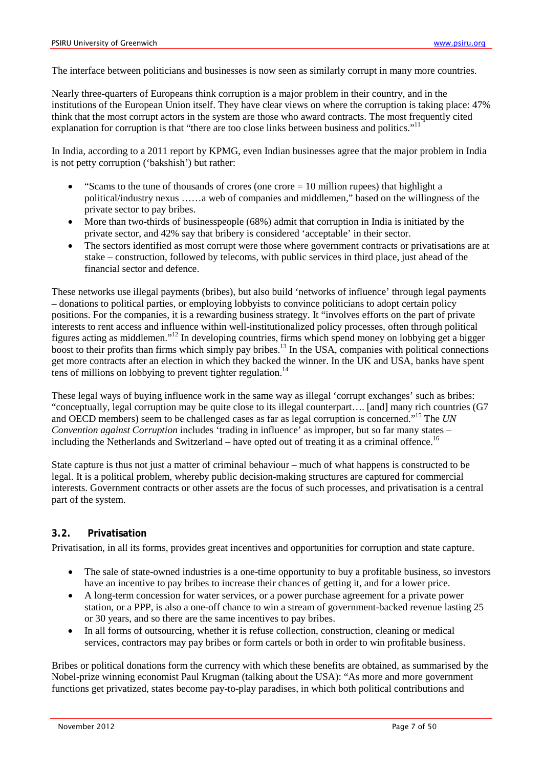The interface between politicians and businesses is now seen as similarly corrupt in many more countries.

Nearly three-quarters of Europeans think corruption is a major problem in their country, and in the institutions of the European Union itself. They have clear views on where the corruption is taking place: 47% think that the most corrupt actors in the system are those who award contracts. The most frequently cited explanation for corruption is that "there are too close links between business and politics."[11]

In India, according to a 2011 report by KPMG, even Indian businesses agree that the major problem in India is not petty corruption ('bakshish') but rather:

- "Scams to the tune of thousands of crores (one crore = 10 million rupees) that highlight a political/industry nexus ……a web of companies and middlemen," based on the willingness of the private sector to pay bribes.
- More than two-thirds of businesspeople (68%) admit that corruption in India is initiated by the private sector, and 42% say that bribery is considered 'acceptable' in their sector.
- The sectors identified as most corrupt were those where government contracts or privatisations are at stake – construction, followed by telecoms, with public services in third place, just ahead of the financial sector and defence.

These networks use illegal payments (bribes), but also build 'networks of influence' through legal payments – donations to political parties, or employing lobbyists to convince politicians to adopt certain policy positions. For the companies, it is a rewarding business strategy. It "involves efforts on the part of private interests to rent access and influence within well-institutionalized policy processes, often through political figures acting as middlemen."[12] In developing countries, firms which spend money on lobbying get a bigger boost to their profits than firms which simply pay bribes.[13] In the USA, companies with political connections get more contracts after an election in which they backed the winner. In the UK and USA, banks have spent tens of millions on lobbying to prevent tighter regulation.[14]

These legal ways of buying influence work in the same way as illegal 'corrupt exchanges' such as bribes: "conceptually, legal corruption may be quite close to its illegal counterpart…. [and] many rich countries (G7 and OECD members) seem to be challenged cases as far as legal corruption is concerned."[15] The *UN Convention against Corruption* includes 'trading in influence' as improper, but so far many states – including the Netherlands and Switzerland – have opted out of treating it as a criminal offence.[16]

State capture is thus not just a matter of criminal behaviour – much of what happens is constructed to be legal. It is a political problem, whereby public decision-making structures are captured for commercial interests. Government contracts or other assets are the focus of such processes, and privatisation is a central part of the system.

### 3.2. Privatisation

Privatisation, in all its forms, provides great incentives and opportunities for corruption and state capture.

- The sale of state-owned industries is a one-time opportunity to buy a profitable business, so investors have an incentive to pay bribes to increase their chances of getting it, and for a lower price.
- A long-term concession for water services, or a power purchase agreement for a private power station, or a PPP, is also a one-off chance to win a stream of government-backed revenue lasting 25 or 30 years, and so there are the same incentives to pay bribes.
- In all forms of outsourcing, whether it is refuse collection, construction, cleaning or medical services, contractors may pay bribes or form cartels or both in order to win profitable business.

Bribes or political donations form the currency with which these benefits are obtained, as summarised by the Nobel-prize winning economist Paul Krugman (talking about the USA): "As more and more government functions get privatized, states become pay-to-play paradises, in which both political contributions and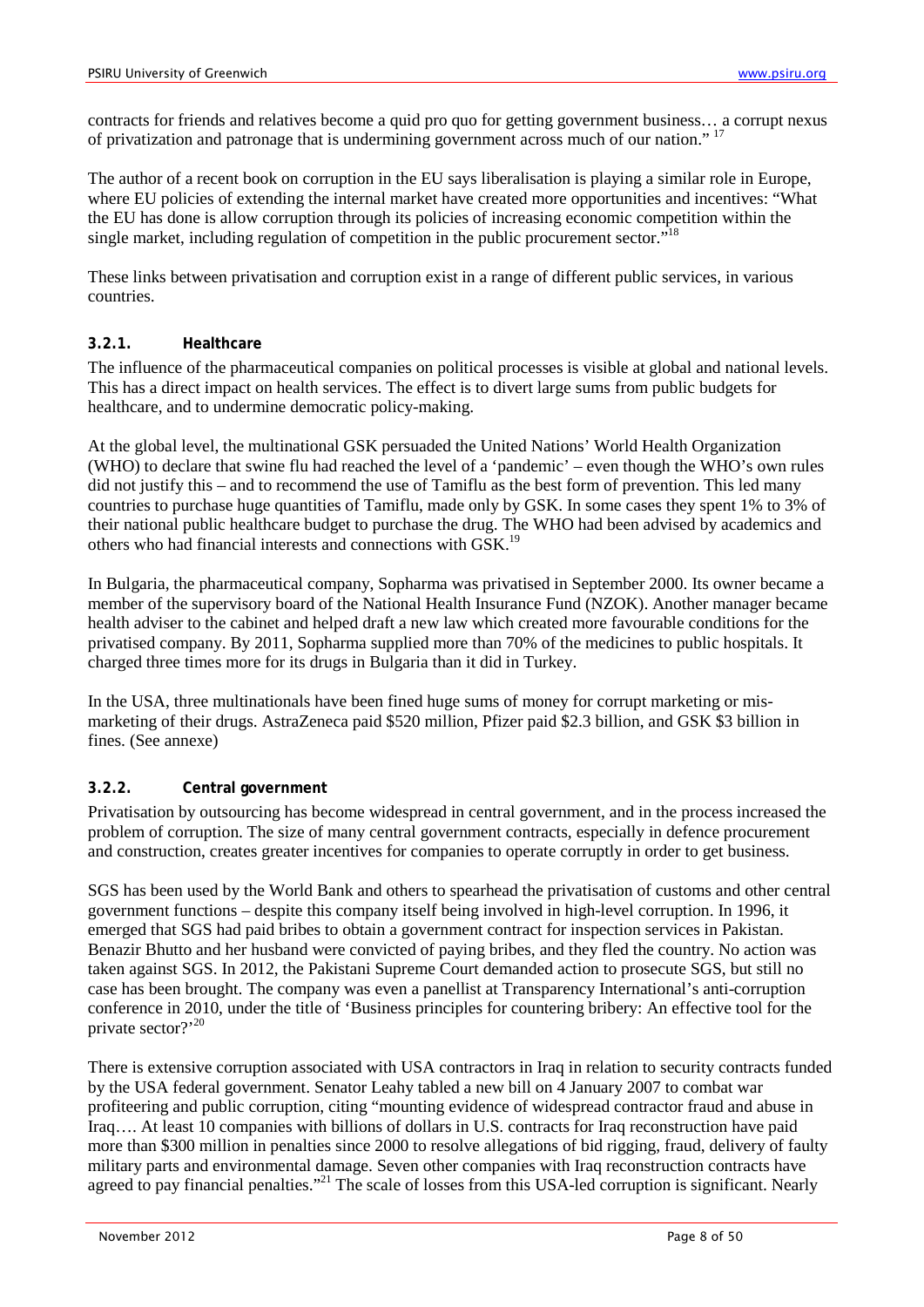contracts for friends and relatives become a quid pro quo for getting government business… a corrupt nexus of privatization and patronage that is undermining government across much of our nation." [17]

The author of a recent book on corruption in the EU says liberalisation is playing a similar role in Europe, where EU policies of extending the internal market have created more opportunities and incentives: "What the EU has done is allow corruption through its policies of increasing economic competition within the single market, including regulation of competition in the public procurement sector."[18]

These links between privatisation and corruption exist in a range of different public services, in various countries.

### 3.2.1. Healthcare

The influence of the pharmaceutical companies on political processes is visible at global and national levels. This has a direct impact on health services. The effect is to divert large sums from public budgets for healthcare, and to undermine democratic policy-making.

At the global level, the multinational GSK persuaded the United Nations' World Health Organization (WHO) to declare that swine flu had reached the level of a 'pandemic' – even though the WHO's own rules did not justify this – and to recommend the use of Tamiflu as the best form of prevention. This led many countries to purchase huge quantities of Tamiflu, made only by GSK. In some cases they spent 1% to 3% of their national public healthcare budget to purchase the drug. The WHO had been advised by academics and others who had financial interests and connections with GSK.[19]

In Bulgaria, the pharmaceutical company, Sopharma was privatised in September 2000. Its owner became a member of the supervisory board of the National Health Insurance Fund (NZOK). Another manager became health adviser to the cabinet and helped draft a new law which created more favourable conditions for the privatised company. By 2011, Sopharma supplied more than 70% of the medicines to public hospitals. It charged three times more for its drugs in Bulgaria than it did in Turkey.

In the USA, three multinationals have been fined huge sums of money for corrupt marketing or mis-marketing of their drugs. AstraZeneca paid $520 million, Pfizer paid $2.3 billion, and GSK $3 billion in fines. (See annexe)

### 3.2.2. Central government

Privatisation by outsourcing has become widespread in central government, and in the process increased the problem of corruption. The size of many central government contracts, especially in defence procurement and construction, creates greater incentives for companies to operate corruptly in order to get business.

SGS has been used by the World Bank and others to spearhead the privatisation of customs and other central government functions – despite this company itself being involved in high-level corruption. In 1996, it emerged that SGS had paid bribes to obtain a government contract for inspection services in Pakistan. Benazir Bhutto and her husband were convicted of paying bribes, and they fled the country. No action was taken against SGS. In 2012, the Pakistani Supreme Court demanded action to prosecute SGS, but still no case has been brought. The company was even a panellist at Transparency International's anti-corruption conference in 2010, under the title of 'Business principles for countering bribery: An effective tool for the private sector?'[20]

There is extensive corruption associated with USA contractors in Iraq in relation to security contracts funded by the USA federal government. Senator Leahy tabled a new bill on 4 January 2007 to combat war profiteering and public corruption, citing "mounting evidence of widespread contractor fraud and abuse in Iraq…. At least 10 companies with billions of dollars in U.S. contracts for Iraq reconstruction have paid more than $300 million in penalties since 2000 to resolve allegations of bid rigging, fraud, delivery of faulty military parts and environmental damage. Seven other companies with Iraq reconstruction contracts have agreed to pay financial penalties."[21] The scale of losses from this USA-led corruption is significant. Nearly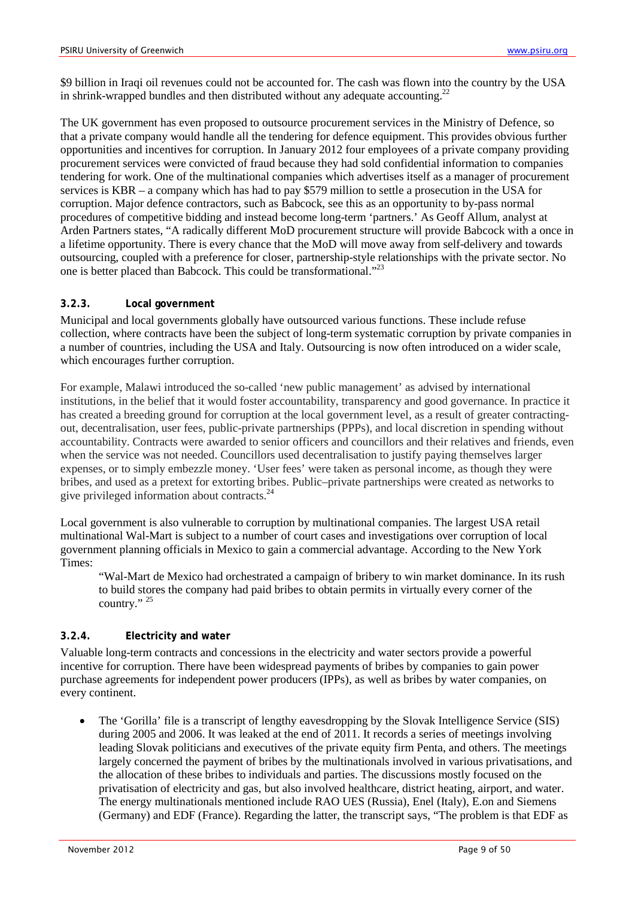$9 billion in Iraqi oil revenues could not be accounted for. The cash was flown into the country by the USA in shrink-wrapped bundles and then distributed without any adequate accounting.[22]

The UK government has even proposed to outsource procurement services in the Ministry of Defence, so that a private company would handle all the tendering for defence equipment. This provides obvious further opportunities and incentives for corruption. In January 2012 four employees of a private company providing procurement services were convicted of fraud because they had sold confidential information to companies tendering for work. One of the multinational companies which advertises itself as a manager of procurement services is KBR – a company which has had to pay $579 million to settle a prosecution in the USA for corruption. Major defence contractors, such as Babcock, see this as an opportunity to by-pass normal procedures of competitive bidding and instead become long-term 'partners.' As Geoff Allum, analyst at Arden Partners states, "A radically different MoD procurement structure will provide Babcock with a once in a lifetime opportunity. There is every chance that the MoD will move away from self-delivery and towards outsourcing, coupled with a preference for closer, partnership-style relationships with the private sector. No one is better placed than Babcock. This could be transformational."[23]

### 3.2.3. Local government

Municipal and local governments globally have outsourced various functions. These include refuse collection, where contracts have been the subject of long-term systematic corruption by private companies in a number of countries, including the USA and Italy. Outsourcing is now often introduced on a wider scale, which encourages further corruption.

For example, Malawi introduced the so-called 'new public management' as advised by international institutions, in the belief that it would foster accountability, transparency and good governance. In practice it has created a breeding ground for corruption at the local government level, as a result of greater contracting-out, decentralisation, user fees, public-private partnerships (PPPs), and local discretion in spending without accountability. Contracts were awarded to senior officers and councillors and their relatives and friends, even when the service was not needed. Councillors used decentralisation to justify paying themselves larger expenses, or to simply embezzle money. 'User fees' were taken as personal income, as though they were bribes, and used as a pretext for extorting bribes. Public–private partnerships were created as networks to give privileged information about contracts.[24]

Local government is also vulnerable to corruption by multinational companies. The largest USA retail multinational Wal-Mart is subject to a number of court cases and investigations over corruption of local government planning officials in Mexico to gain a commercial advantage. According to the New York Times:

> "Wal-Mart de Mexico had orchestrated a campaign of bribery to win market dominance. In its rush to build stores the company had paid bribes to obtain permits in virtually every corner of the country." [25]

### 3.2.4. Electricity and water

Valuable long-term contracts and concessions in the electricity and water sectors provide a powerful incentive for corruption. There have been widespread payments of bribes by companies to gain power purchase agreements for independent power producers (IPPs), as well as bribes by water companies, on every continent.

- The 'Gorilla' file is a transcript of lengthy eavesdropping by the Slovak Intelligence Service (SIS) during 2005 and 2006. It was leaked at the end of 2011. It records a series of meetings involving leading Slovak politicians and executives of the private equity firm Penta, and others. The meetings largely concerned the payment of bribes by the multinationals involved in various privatisations, and the allocation of these bribes to individuals and parties. The discussions mostly focused on the privatisation of electricity and gas, but also involved healthcare, district heating, airport, and water. The energy multinationals mentioned include RAO UES (Russia), Enel (Italy), E.on and Siemens (Germany) and EDF (France). Regarding the latter, the transcript says, "The problem is that EDF as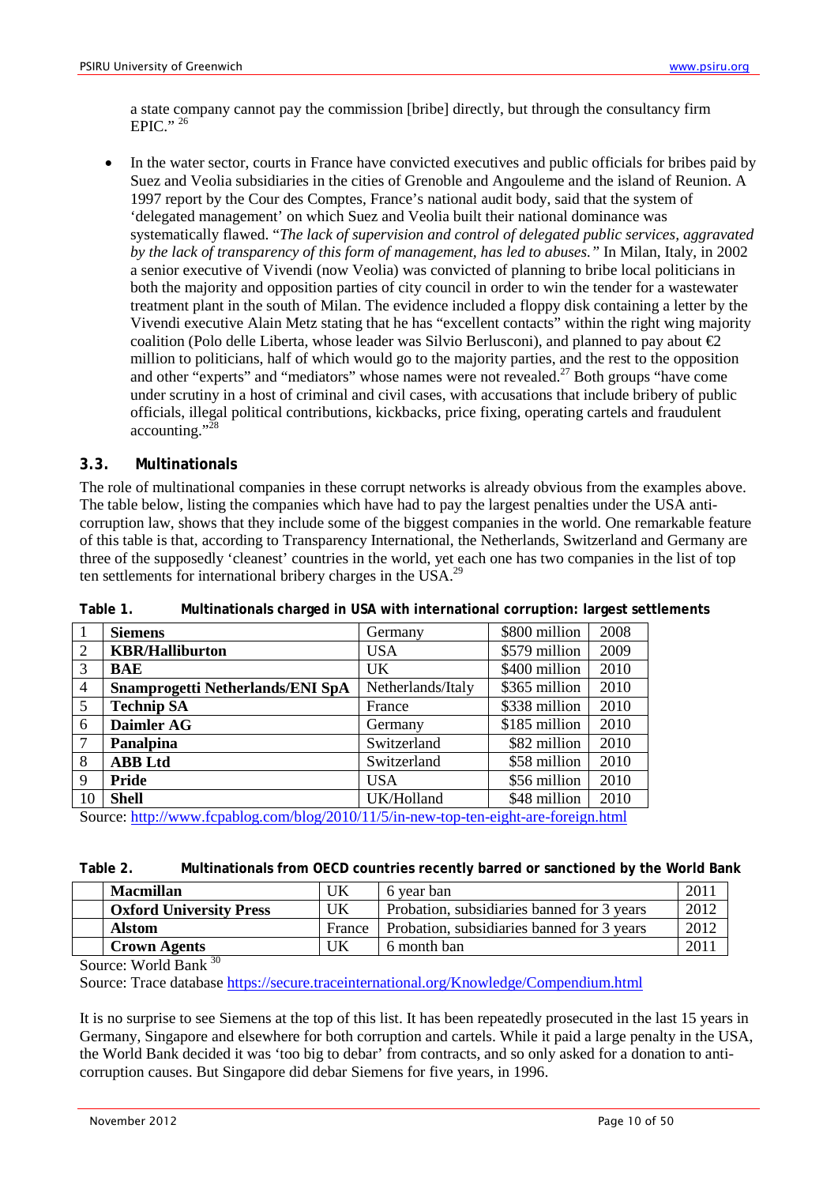a state company cannot pay the commission [bribe] directly, but through the consultancy firm EPIC."[26]

- In the water sector, courts in France have convicted executives and public officials for bribes paid by Suez and Veolia subsidiaries in the cities of Grenoble and Angouleme and the island of Reunion. A 1997 report by the Cour des Comptes, France's national audit body, said that the system of 'delegated management' on which Suez and Veolia built their national dominance was systematically flawed. "*The lack of supervision and control of delegated public services, aggravated by the lack of transparency of this form of management, has led to abuses.*" In Milan, Italy, in 2002 a senior executive of Vivendi (now Veolia) was convicted of planning to bribe local politicians in both the majority and opposition parties of city council in order to win the tender for a wastewater treatment plant in the south of Milan. The evidence included a floppy disk containing a letter by the Vivendi executive Alain Metz stating that he has "excellent contacts" within the right wing majority coalition (Polo delle Liberta, whose leader was Silvio Berlusconi), and planned to pay about €2 million to politicians, half of which would go to the majority parties, and the rest to the opposition and other "experts" and "mediators" whose names were not revealed.[27] Both groups "have come under scrutiny in a host of criminal and civil cases, with accusations that include bribery of public officials, illegal political contributions, kickbacks, price fixing, operating cartels and fraudulent accounting."[28]

### 3.3. Multinationals

The role of multinational companies in these corrupt networks is already obvious from the examples above. The table below, listing the companies which have had to pay the largest penalties under the USA anti-corruption law, shows that they include some of the biggest companies in the world. One remarkable feature of this table is that, according to Transparency International, the Netherlands, Switzerland and Germany are three of the supposedly 'cleanest' countries in the world, yet each one has two companies in the list of top ten settlements for international bribery charges in the USA.[29]

**Table 1. Multinationals charged in USA with international corruption: largest settlements**

| | | | | |
|---|---|---|---|---|
| 1 | **Siemens** | Germany | \$800 million | 2008 |
| 2 | **KBR/Halliburton** | USA | \$579 million | 2009 |
| 3 | **BAE** | UK | \$400 million | 2010 |
| 4 | **Snamprogetti Netherlands/ENI SpA** | Netherlands/Italy | \$365 million | 2010 |
| 5 | **Technip SA** | France | \$338 million | 2010 |
| 6 | **Daimler AG** | Germany | \$185 million | 2010 |
| 7 | **Panalpina** | Switzerland | \$82 million | 2010 |
| 8 | **ABB Ltd** | Switzerland | \$58 million | 2010 |
| 9 | **Pride** | USA | \$56 million | 2010 |
| 10 | **Shell** | UK/Holland | \$48 million | 2010 |

Source: http://www.fcpablog.com/blog/2010/11/5/in-new-top-ten-eight-are-foreign.html

**Table 2. Multinationals from OECD countries recently barred or sanctioned by the World Bank**

| | | | | |
|---|---|---|---|---|
| | **Macmillan** | UK | 6 year ban | 2011 |
| | **Oxford University Press** | UK | Probation, subsidiaries banned for 3 years | 2012 |
| | **Alstom** | France | Probation, subsidiaries banned for 3 years | 2012 |
| | **Crown Agents** | UK | 6 month ban | 2011 |

Source: World Bank[30]

Source: Trace database https://secure.traceinternational.org/Knowledge/Compendium.html

It is no surprise to see Siemens at the top of this list. It has been repeatedly prosecuted in the last 15 years in Germany, Singapore and elsewhere for both corruption and cartels. While it paid a large penalty in the USA, the World Bank decided it was 'too big to debar' from contracts, and so only asked for a donation to anti-corruption causes. But Singapore did debar Siemens for five years, in 1996.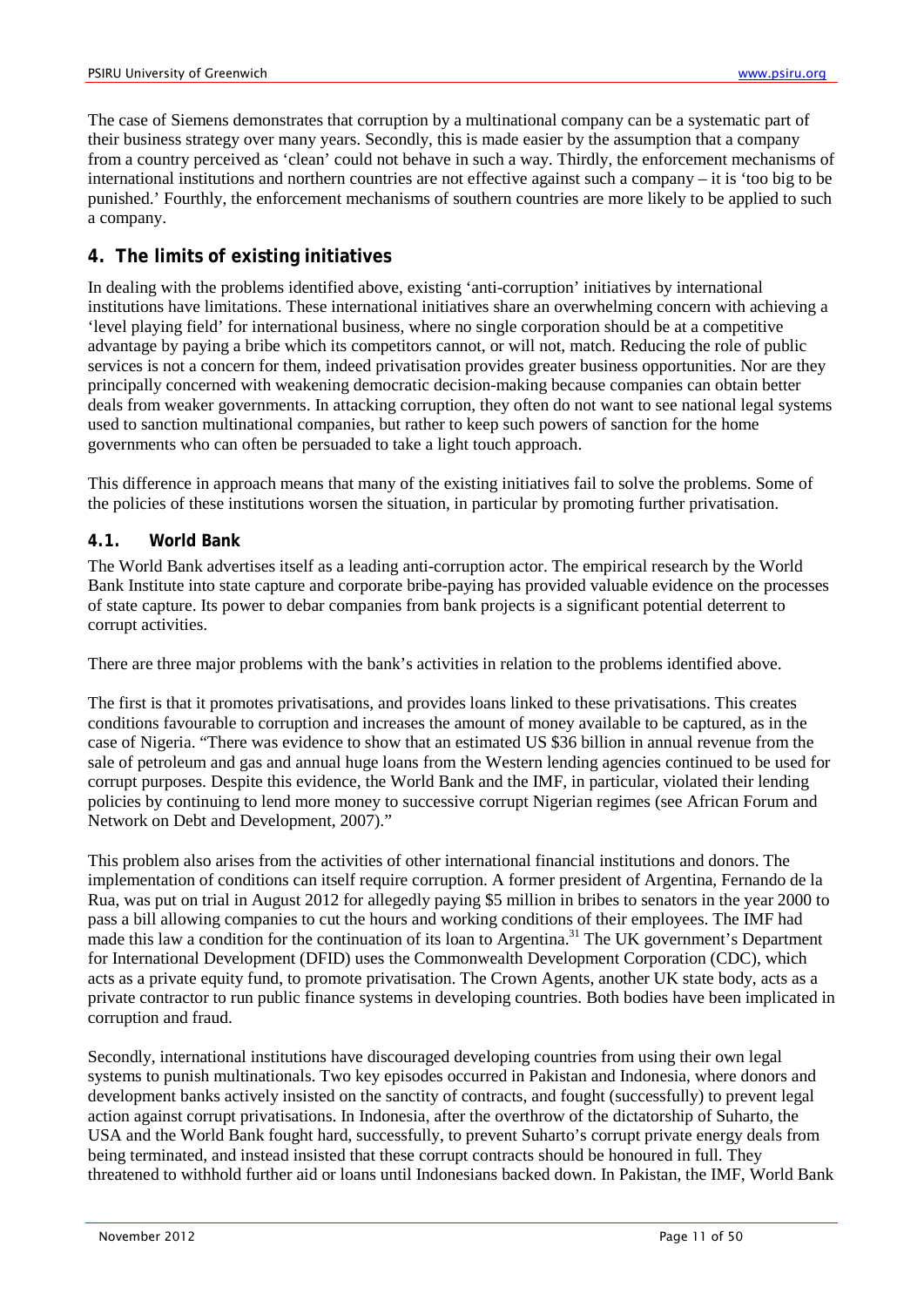The case of Siemens demonstrates that corruption by a multinational company can be a systematic part of their business strategy over many years. Secondly, this is made easier by the assumption that a company from a country perceived as 'clean' could not behave in such a way. Thirdly, the enforcement mechanisms of international institutions and northern countries are not effective against such a company – it is 'too big to be punished.' Fourthly, the enforcement mechanisms of southern countries are more likely to be applied to such a company.

## 4. The limits of existing initiatives

In dealing with the problems identified above, existing 'anti-corruption' initiatives by international institutions have limitations. These international initiatives share an overwhelming concern with achieving a 'level playing field' for international business, where no single corporation should be at a competitive advantage by paying a bribe which its competitors cannot, or will not, match. Reducing the role of public services is not a concern for them, indeed privatisation provides greater business opportunities. Nor are they principally concerned with weakening democratic decision-making because companies can obtain better deals from weaker governments. In attacking corruption, they often do not want to see national legal systems used to sanction multinational companies, but rather to keep such powers of sanction for the home governments who can often be persuaded to take a light touch approach.

This difference in approach means that many of the existing initiatives fail to solve the problems. Some of the policies of these institutions worsen the situation, in particular by promoting further privatisation.

### 4.1. World Bank

The World Bank advertises itself as a leading anti-corruption actor. The empirical research by the World Bank Institute into state capture and corporate bribe-paying has provided valuable evidence on the processes of state capture. Its power to debar companies from bank projects is a significant potential deterrent to corrupt activities.

There are three major problems with the bank's activities in relation to the problems identified above.

The first is that it promotes privatisations, and provides loans linked to these privatisations. This creates conditions favourable to corruption and increases the amount of money available to be captured, as in the case of Nigeria. "There was evidence to show that an estimated US $36 billion in annual revenue from the sale of petroleum and gas and annual huge loans from the Western lending agencies continued to be used for corrupt purposes. Despite this evidence, the World Bank and the IMF, in particular, violated their lending policies by continuing to lend more money to successive corrupt Nigerian regimes (see African Forum and Network on Debt and Development, 2007)."

This problem also arises from the activities of other international financial institutions and donors. The implementation of conditions can itself require corruption. A former president of Argentina, Fernando de la Rua, was put on trial in August 2012 for allegedly paying $5 million in bribes to senators in the year 2000 to pass a bill allowing companies to cut the hours and working conditions of their employees. The IMF had made this law a condition for the continuation of its loan to Argentina.[31] The UK government's Department for International Development (DFID) uses the Commonwealth Development Corporation (CDC), which acts as a private equity fund, to promote privatisation. The Crown Agents, another UK state body, acts as a private contractor to run public finance systems in developing countries. Both bodies have been implicated in corruption and fraud.

Secondly, international institutions have discouraged developing countries from using their own legal systems to punish multinationals. Two key episodes occurred in Pakistan and Indonesia, where donors and development banks actively insisted on the sanctity of contracts, and fought (successfully) to prevent legal action against corrupt privatisations. In Indonesia, after the overthrow of the dictatorship of Suharto, the USA and the World Bank fought hard, successfully, to prevent Suharto's corrupt private energy deals from being terminated, and instead insisted that these corrupt contracts should be honoured in full. They threatened to withhold further aid or loans until Indonesians backed down. In Pakistan, the IMF, World Bank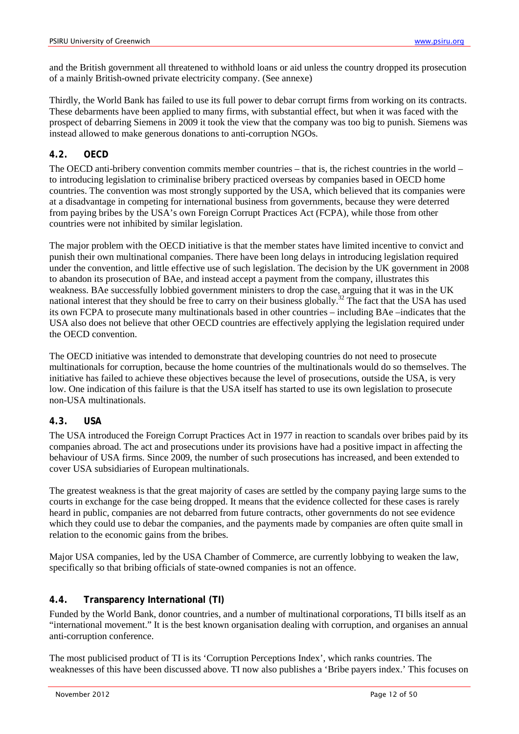and the British government all threatened to withhold loans or aid unless the country dropped its prosecution of a mainly British-owned private electricity company. (See annexe)

Thirdly, the World Bank has failed to use its full power to debar corrupt firms from working on its contracts. These debarments have been applied to many firms, with substantial effect, but when it was faced with the prospect of debarring Siemens in 2009 it took the view that the company was too big to punish. Siemens was instead allowed to make generous donations to anti-corruption NGOs.

### 4.2. OECD

The OECD anti-bribery convention commits member countries – that is, the richest countries in the world – to introducing legislation to criminalise bribery practiced overseas by companies based in OECD home countries. The convention was most strongly supported by the USA, which believed that its companies were at a disadvantage in competing for international business from governments, because they were deterred from paying bribes by the USA's own Foreign Corrupt Practices Act (FCPA), while those from other countries were not inhibited by similar legislation.

The major problem with the OECD initiative is that the member states have limited incentive to convict and punish their own multinational companies. There have been long delays in introducing legislation required under the convention, and little effective use of such legislation. The decision by the UK government in 2008 to abandon its prosecution of BAe, and instead accept a payment from the company, illustrates this weakness. BAe successfully lobbied government ministers to drop the case, arguing that it was in the UK national interest that they should be free to carry on their business globally.[32] The fact that the USA has used its own FCPA to prosecute many multinationals based in other countries – including BAe –indicates that the USA also does not believe that other OECD countries are effectively applying the legislation required under the OECD convention.

The OECD initiative was intended to demonstrate that developing countries do not need to prosecute multinationals for corruption, because the home countries of the multinationals would do so themselves. The initiative has failed to achieve these objectives because the level of prosecutions, outside the USA, is very low. One indication of this failure is that the USA itself has started to use its own legislation to prosecute non-USA multinationals.

### 4.3. USA

The USA introduced the Foreign Corrupt Practices Act in 1977 in reaction to scandals over bribes paid by its companies abroad. The act and prosecutions under its provisions have had a positive impact in affecting the behaviour of USA firms. Since 2009, the number of such prosecutions has increased, and been extended to cover USA subsidiaries of European multinationals.

The greatest weakness is that the great majority of cases are settled by the company paying large sums to the courts in exchange for the case being dropped. It means that the evidence collected for these cases is rarely heard in public, companies are not debarred from future contracts, other governments do not see evidence which they could use to debar the companies, and the payments made by companies are often quite small in relation to the economic gains from the bribes.

Major USA companies, led by the USA Chamber of Commerce, are currently lobbying to weaken the law, specifically so that bribing officials of state-owned companies is not an offence.

### 4.4. Transparency International (TI)

Funded by the World Bank, donor countries, and a number of multinational corporations, TI bills itself as an "international movement." It is the best known organisation dealing with corruption, and organises an annual anti-corruption conference.

The most publicised product of TI is its 'Corruption Perceptions Index', which ranks countries. The weaknesses of this have been discussed above. TI now also publishes a 'Bribe payers index.' This focuses on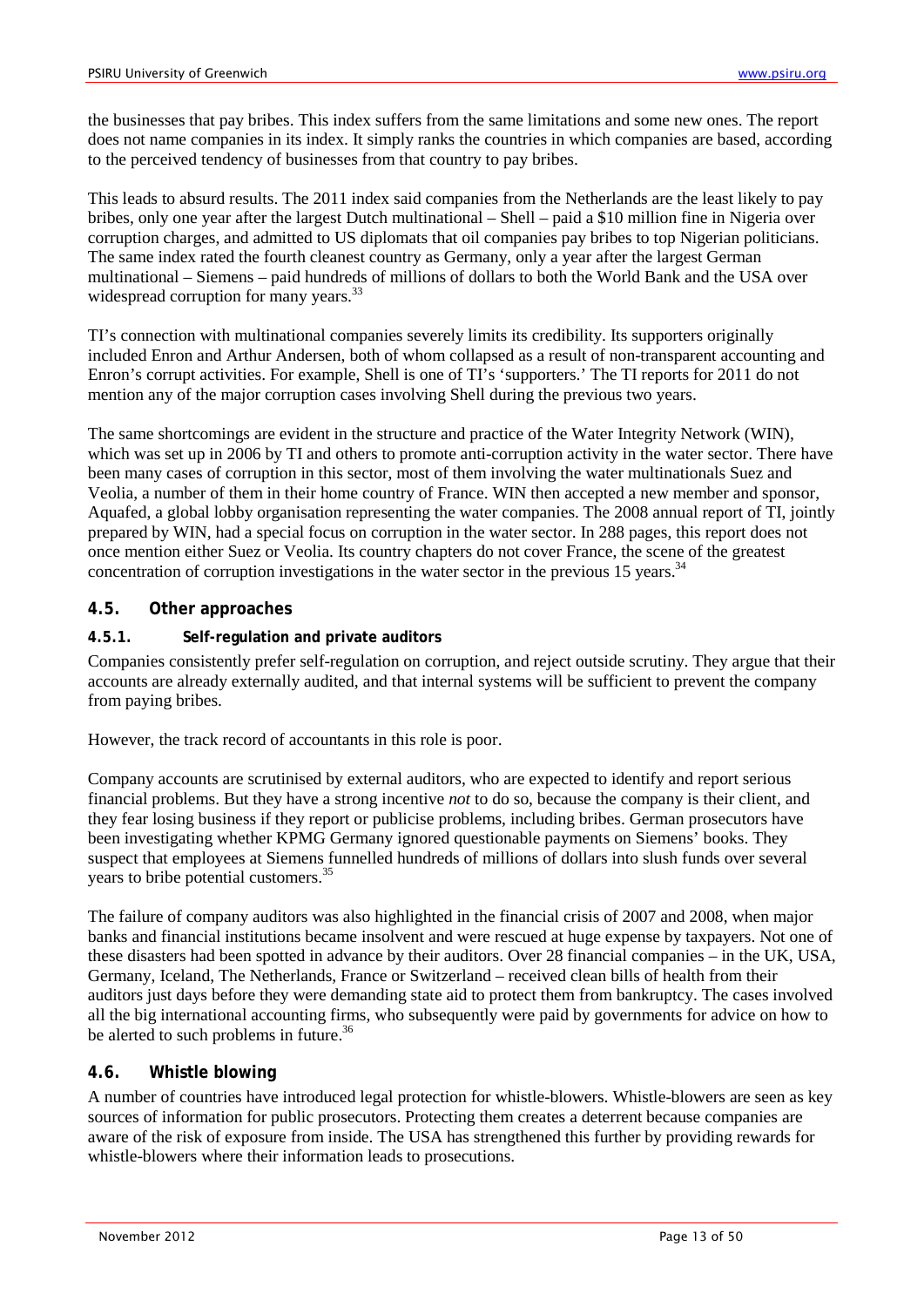the businesses that pay bribes. This index suffers from the same limitations and some new ones. The report does not name companies in its index. It simply ranks the countries in which companies are based, according to the perceived tendency of businesses from that country to pay bribes.

This leads to absurd results. The 2011 index said companies from the Netherlands are the least likely to pay bribes, only one year after the largest Dutch multinational – Shell – paid a $10 million fine in Nigeria over corruption charges, and admitted to US diplomats that oil companies pay bribes to top Nigerian politicians. The same index rated the fourth cleanest country as Germany, only a year after the largest German multinational – Siemens – paid hundreds of millions of dollars to both the World Bank and the USA over widespread corruption for many years.[33]

TI's connection with multinational companies severely limits its credibility. Its supporters originally included Enron and Arthur Andersen, both of whom collapsed as a result of non-transparent accounting and Enron's corrupt activities. For example, Shell is one of TI's 'supporters.' The TI reports for 2011 do not mention any of the major corruption cases involving Shell during the previous two years.

The same shortcomings are evident in the structure and practice of the Water Integrity Network (WIN), which was set up in 2006 by TI and others to promote anti-corruption activity in the water sector. There have been many cases of corruption in this sector, most of them involving the water multinationals Suez and Veolia, a number of them in their home country of France. WIN then accepted a new member and sponsor, Aquafed, a global lobby organisation representing the water companies. The 2008 annual report of TI, jointly prepared by WIN, had a special focus on corruption in the water sector. In 288 pages, this report does not once mention either Suez or Veolia. Its country chapters do not cover France, the scene of the greatest concentration of corruption investigations in the water sector in the previous 15 years.[34]

## 4.5. Other approaches

### 4.5.1. Self-regulation and private auditors

Companies consistently prefer self-regulation on corruption, and reject outside scrutiny. They argue that their accounts are already externally audited, and that internal systems will be sufficient to prevent the company from paying bribes.

However, the track record of accountants in this role is poor.

Company accounts are scrutinised by external auditors, who are expected to identify and report serious financial problems. But they have a strong incentive *not* to do so, because the company is their client, and they fear losing business if they report or publicise problems, including bribes. German prosecutors have been investigating whether KPMG Germany ignored questionable payments on Siemens' books. They suspect that employees at Siemens funnelled hundreds of millions of dollars into slush funds over several years to bribe potential customers.[35]

The failure of company auditors was also highlighted in the financial crisis of 2007 and 2008, when major banks and financial institutions became insolvent and were rescued at huge expense by taxpayers. Not one of these disasters had been spotted in advance by their auditors. Over 28 financial companies – in the UK, USA, Germany, Iceland, The Netherlands, France or Switzerland – received clean bills of health from their auditors just days before they were demanding state aid to protect them from bankruptcy. The cases involved all the big international accounting firms, who subsequently were paid by governments for advice on how to be alerted to such problems in future.[36]

## 4.6. Whistle blowing

A number of countries have introduced legal protection for whistle-blowers. Whistle-blowers are seen as key sources of information for public prosecutors. Protecting them creates a deterrent because companies are aware of the risk of exposure from inside. The USA has strengthened this further by providing rewards for whistle-blowers where their information leads to prosecutions.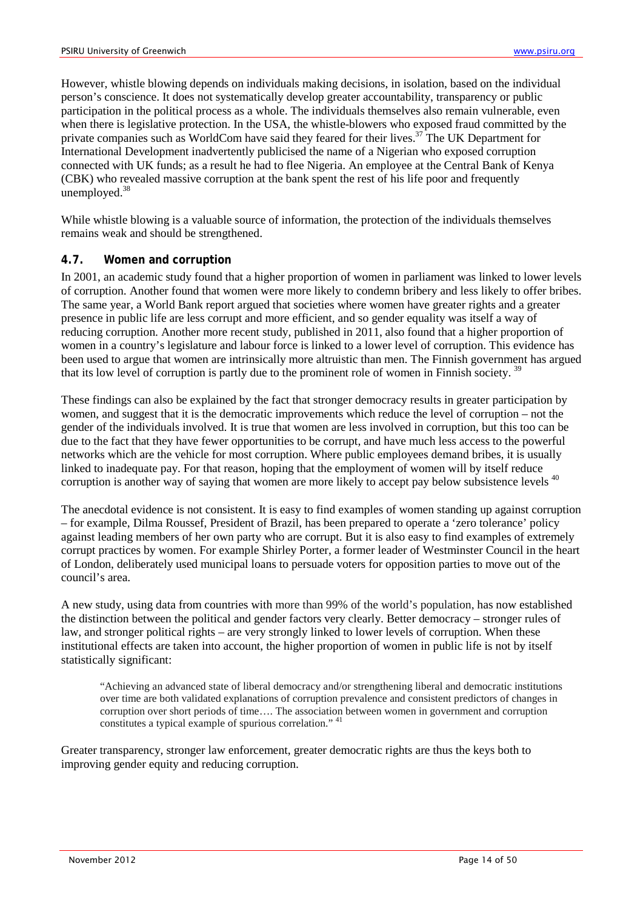However, whistle blowing depends on individuals making decisions, in isolation, based on the individual person's conscience. It does not systematically develop greater accountability, transparency or public participation in the political process as a whole. The individuals themselves also remain vulnerable, even when there is legislative protection. In the USA, the whistle-blowers who exposed fraud committed by the private companies such as WorldCom have said they feared for their lives.[37] The UK Department for International Development inadvertently publicised the name of a Nigerian who exposed corruption connected with UK funds; as a result he had to flee Nigeria. An employee at the Central Bank of Kenya (CBK) who revealed massive corruption at the bank spent the rest of his life poor and frequently unemployed.[38]

While whistle blowing is a valuable source of information, the protection of the individuals themselves remains weak and should be strengthened.

### 4.7. Women and corruption

In 2001, an academic study found that a higher proportion of women in parliament was linked to lower levels of corruption. Another found that women were more likely to condemn bribery and less likely to offer bribes. The same year, a World Bank report argued that societies where women have greater rights and a greater presence in public life are less corrupt and more efficient, and so gender equality was itself a way of reducing corruption. Another more recent study, published in 2011, also found that a higher proportion of women in a country's legislature and labour force is linked to a lower level of corruption. This evidence has been used to argue that women are intrinsically more altruistic than men. The Finnish government has argued that its low level of corruption is partly due to the prominent role of women in Finnish society. [39]

These findings can also be explained by the fact that stronger democracy results in greater participation by women, and suggest that it is the democratic improvements which reduce the level of corruption – not the gender of the individuals involved. It is true that women are less involved in corruption, but this too can be due to the fact that they have fewer opportunities to be corrupt, and have much less access to the powerful networks which are the vehicle for most corruption. Where public employees demand bribes, it is usually linked to inadequate pay. For that reason, hoping that the employment of women will by itself reduce corruption is another way of saying that women are more likely to accept pay below subsistence levels [40]

The anecdotal evidence is not consistent. It is easy to find examples of women standing up against corruption – for example, Dilma Roussef, President of Brazil, has been prepared to operate a 'zero tolerance' policy against leading members of her own party who are corrupt. But it is also easy to find examples of extremely corrupt practices by women. For example Shirley Porter, a former leader of Westminster Council in the heart of London, deliberately used municipal loans to persuade voters for opposition parties to move out of the council's area.

A new study, using data from countries with more than 99% of the world's population, has now established the distinction between the political and gender factors very clearly. Better democracy – stronger rules of law, and stronger political rights – are very strongly linked to lower levels of corruption. When these institutional effects are taken into account, the higher proportion of women in public life is not by itself statistically significant:

> "Achieving an advanced state of liberal democracy and/or strengthening liberal and democratic institutions over time are both validated explanations of corruption prevalence and consistent predictors of changes in corruption over short periods of time…. The association between women in government and corruption constitutes a typical example of spurious correlation." [41]

Greater transparency, stronger law enforcement, greater democratic rights are thus the keys both to improving gender equity and reducing corruption.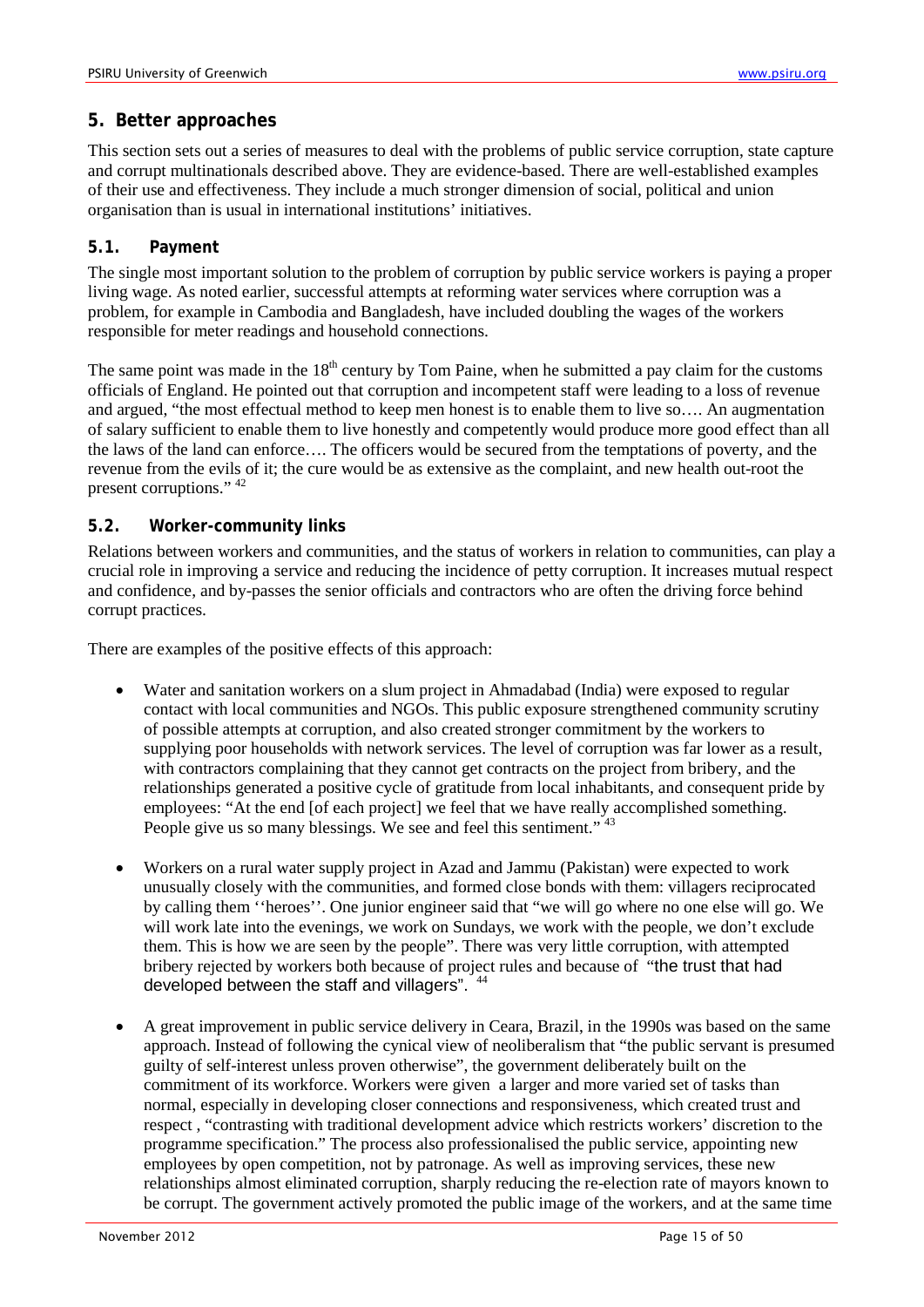## 5. Better approaches

This section sets out a series of measures to deal with the problems of public service corruption, state capture and corrupt multinationals described above. They are evidence-based. There are well-established examples of their use and effectiveness. They include a much stronger dimension of social, political and union organisation than is usual in international institutions' initiatives.

### 5.1. Payment

The single most important solution to the problem of corruption by public service workers is paying a proper living wage. As noted earlier, successful attempts at reforming water services where corruption was a problem, for example in Cambodia and Bangladesh, have included doubling the wages of the workers responsible for meter readings and household connections.

The same point was made in the 18th century by Tom Paine, when he submitted a pay claim for the customs officials of England. He pointed out that corruption and incompetent staff were leading to a loss of revenue and argued, "the most effectual method to keep men honest is to enable them to live so…. An augmentation of salary sufficient to enable them to live honestly and competently would produce more good effect than all the laws of the land can enforce…. The officers would be secured from the temptations of poverty, and the revenue from the evils of it; the cure would be as extensive as the complaint, and new health out-root the present corruptions." [42]

### 5.2. Worker-community links

Relations between workers and communities, and the status of workers in relation to communities, can play a crucial role in improving a service and reducing the incidence of petty corruption. It increases mutual respect and confidence, and by-passes the senior officials and contractors who are often the driving force behind corrupt practices.

There are examples of the positive effects of this approach:

- Water and sanitation workers on a slum project in Ahmadabad (India) were exposed to regular contact with local communities and NGOs. This public exposure strengthened community scrutiny of possible attempts at corruption, and also created stronger commitment by the workers to supplying poor households with network services. The level of corruption was far lower as a result, with contractors complaining that they cannot get contracts on the project from bribery, and the relationships generated a positive cycle of gratitude from local inhabitants, and consequent pride by employees: "At the end [of each project] we feel that we have really accomplished something. People give us so many blessings. We see and feel this sentiment." [43]

- Workers on a rural water supply project in Azad and Jammu (Pakistan) were expected to work unusually closely with the communities, and formed close bonds with them: villagers reciprocated by calling them ''heroes''. One junior engineer said that "we will go where no one else will go. We will work late into the evenings, we work on Sundays, we work with the people, we don't exclude them. This is how we are seen by the people". There was very little corruption, with attempted bribery rejected by workers both because of project rules and because of "the trust that had developed between the staff and villagers". [44]

- A great improvement in public service delivery in Ceara, Brazil, in the 1990s was based on the same approach. Instead of following the cynical view of neoliberalism that "the public servant is presumed guilty of self-interest unless proven otherwise", the government deliberately built on the commitment of its workforce. Workers were given a larger and more varied set of tasks than normal, especially in developing closer connections and responsiveness, which created trust and respect , "contrasting with traditional development advice which restricts workers' discretion to the programme specification." The process also professionalised the public service, appointing new employees by open competition, not by patronage. As well as improving services, these new relationships almost eliminated corruption, sharply reducing the re-election rate of mayors known to be corrupt. The government actively promoted the public image of the workers, and at the same time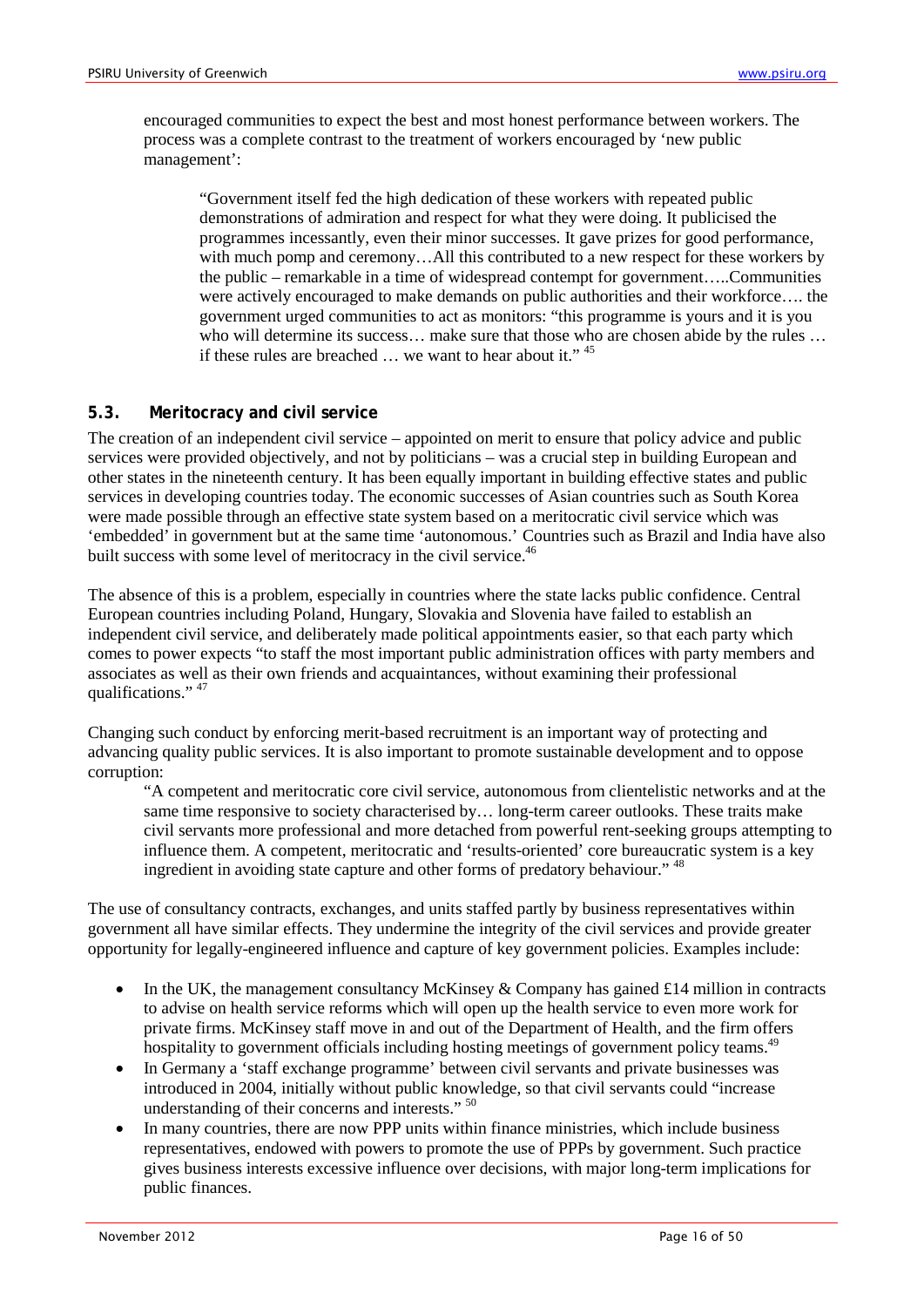encouraged communities to expect the best and most honest performance between workers. The process was a complete contrast to the treatment of workers encouraged by 'new public management':

> "Government itself fed the high dedication of these workers with repeated public demonstrations of admiration and respect for what they were doing. It publicised the programmes incessantly, even their minor successes. It gave prizes for good performance, with much pomp and ceremony…All this contributed to a new respect for these workers by the public – remarkable in a time of widespread contempt for government…..Communities were actively encouraged to make demands on public authorities and their workforce…. the government urged communities to act as monitors: "this programme is yours and it is you who will determine its success… make sure that those who are chosen abide by the rules … if these rules are breached … we want to hear about it." [45]

### 5.3. Meritocracy and civil service

The creation of an independent civil service – appointed on merit to ensure that policy advice and public services were provided objectively, and not by politicians – was a crucial step in building European and other states in the nineteenth century. It has been equally important in building effective states and public services in developing countries today. The economic successes of Asian countries such as South Korea were made possible through an effective state system based on a meritocratic civil service which was 'embedded' in government but at the same time 'autonomous.' Countries such as Brazil and India have also built success with some level of meritocracy in the civil service.[46]

The absence of this is a problem, especially in countries where the state lacks public confidence. Central European countries including Poland, Hungary, Slovakia and Slovenia have failed to establish an independent civil service, and deliberately made political appointments easier, so that each party which comes to power expects "to staff the most important public administration offices with party members and associates as well as their own friends and acquaintances, without examining their professional qualifications." [47]

Changing such conduct by enforcing merit-based recruitment is an important way of protecting and advancing quality public services. It is also important to promote sustainable development and to oppose corruption:

> "A competent and meritocratic core civil service, autonomous from clientelistic networks and at the same time responsive to society characterised by… long-term career outlooks. These traits make civil servants more professional and more detached from powerful rent-seeking groups attempting to influence them. A competent, meritocratic and 'results-oriented' core bureaucratic system is a key ingredient in avoiding state capture and other forms of predatory behaviour." [48]

The use of consultancy contracts, exchanges, and units staffed partly by business representatives within government all have similar effects. They undermine the integrity of the civil services and provide greater opportunity for legally-engineered influence and capture of key government policies. Examples include:

- In the UK, the management consultancy McKinsey & Company has gained £14 million in contracts to advise on health service reforms which will open up the health service to even more work for private firms. McKinsey staff move in and out of the Department of Health, and the firm offers hospitality to government officials including hosting meetings of government policy teams.[49]
- In Germany a 'staff exchange programme' between civil servants and private businesses was introduced in 2004, initially without public knowledge, so that civil servants could "increase understanding of their concerns and interests." [50]
- In many countries, there are now PPP units within finance ministries, which include business representatives, endowed with powers to promote the use of PPPs by government. Such practice gives business interests excessive influence over decisions, with major long-term implications for public finances.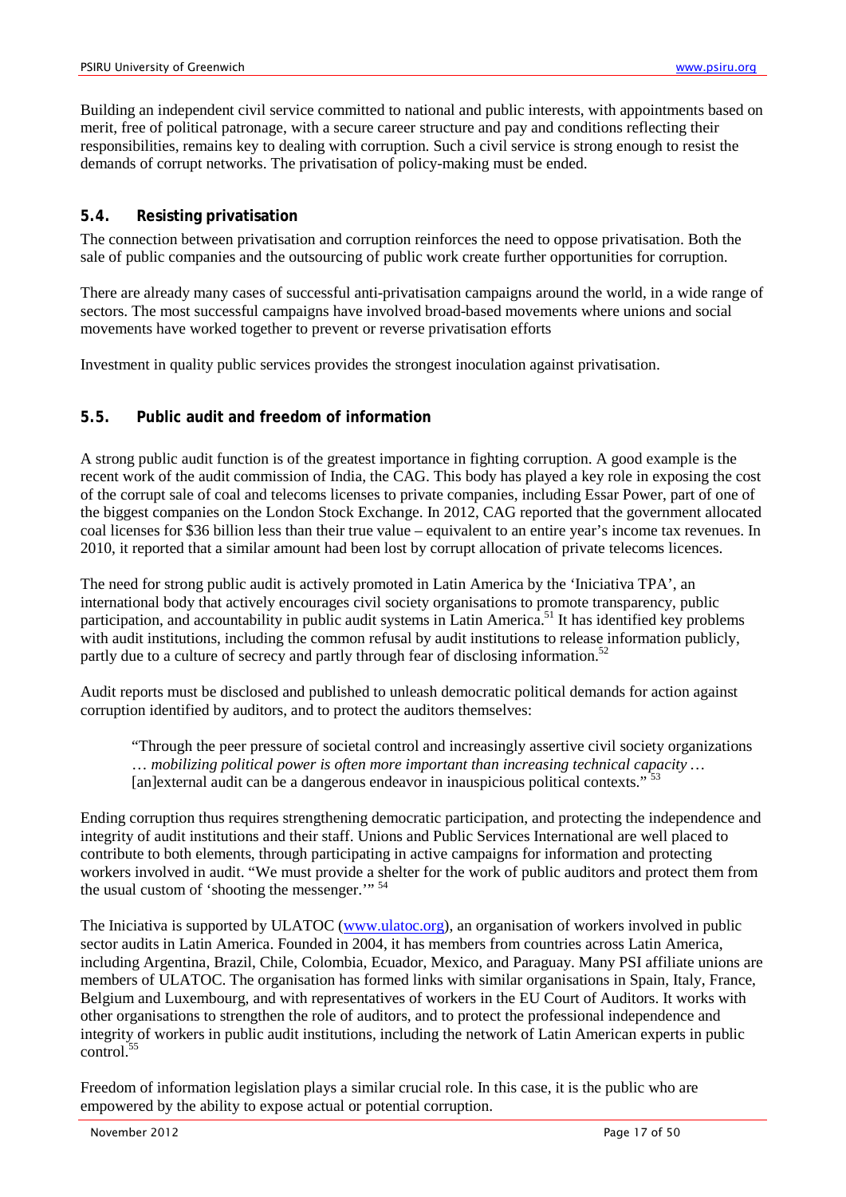Building an independent civil service committed to national and public interests, with appointments based on merit, free of political patronage, with a secure career structure and pay and conditions reflecting their responsibilities, remains key to dealing with corruption. Such a civil service is strong enough to resist the demands of corrupt networks. The privatisation of policy-making must be ended.

### 5.4. Resisting privatisation

The connection between privatisation and corruption reinforces the need to oppose privatisation. Both the sale of public companies and the outsourcing of public work create further opportunities for corruption.

There are already many cases of successful anti-privatisation campaigns around the world, in a wide range of sectors. The most successful campaigns have involved broad-based movements where unions and social movements have worked together to prevent or reverse privatisation efforts

Investment in quality public services provides the strongest inoculation against privatisation.

### 5.5. Public audit and freedom of information

A strong public audit function is of the greatest importance in fighting corruption. A good example is the recent work of the audit commission of India, the CAG. This body has played a key role in exposing the cost of the corrupt sale of coal and telecoms licenses to private companies, including Essar Power, part of one of the biggest companies on the London Stock Exchange. In 2012, CAG reported that the government allocated coal licenses for $36 billion less than their true value – equivalent to an entire year's income tax revenues. In 2010, it reported that a similar amount had been lost by corrupt allocation of private telecoms licences.

The need for strong public audit is actively promoted in Latin America by the 'Iniciativa TPA', an international body that actively encourages civil society organisations to promote transparency, public participation, and accountability in public audit systems in Latin America.[51] It has identified key problems with audit institutions, including the common refusal by audit institutions to release information publicly, partly due to a culture of secrecy and partly through fear of disclosing information.[52]

Audit reports must be disclosed and published to unleash democratic political demands for action against corruption identified by auditors, and to protect the auditors themselves:

> "Through the peer pressure of societal control and increasingly assertive civil society organizations … *mobilizing political power is often more important than increasing technical capacity* … [an]external audit can be a dangerous endeavor in inauspicious political contexts." [53]

Ending corruption thus requires strengthening democratic participation, and protecting the independence and integrity of audit institutions and their staff. Unions and Public Services International are well placed to contribute to both elements, through participating in active campaigns for information and protecting workers involved in audit. "We must provide a shelter for the work of public auditors and protect them from the usual custom of 'shooting the messenger.'" [54]

The Iniciativa is supported by ULATOC (www.ulatoc.org), an organisation of workers involved in public sector audits in Latin America. Founded in 2004, it has members from countries across Latin America, including Argentina, Brazil, Chile, Colombia, Ecuador, Mexico, and Paraguay. Many PSI affiliate unions are members of ULATOC. The organisation has formed links with similar organisations in Spain, Italy, France, Belgium and Luxembourg, and with representatives of workers in the EU Court of Auditors. It works with other organisations to strengthen the role of auditors, and to protect the professional independence and integrity of workers in public audit institutions, including the network of Latin American experts in public control.[55]

Freedom of information legislation plays a similar crucial role. In this case, it is the public who are empowered by the ability to expose actual or potential corruption.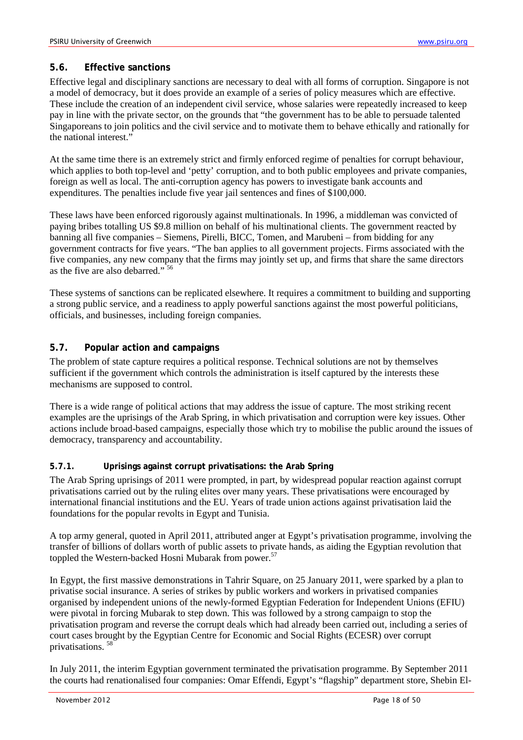### 5.6. Effective sanctions

Effective legal and disciplinary sanctions are necessary to deal with all forms of corruption. Singapore is not a model of democracy, but it does provide an example of a series of policy measures which are effective. These include the creation of an independent civil service, whose salaries were repeatedly increased to keep pay in line with the private sector, on the grounds that "the government has to be able to persuade talented Singaporeans to join politics and the civil service and to motivate them to behave ethically and rationally for the national interest."

At the same time there is an extremely strict and firmly enforced regime of penalties for corrupt behaviour, which applies to both top-level and 'petty' corruption, and to both public employees and private companies, foreign as well as local. The anti-corruption agency has powers to investigate bank accounts and expenditures. The penalties include five year jail sentences and fines of $100,000.

These laws have been enforced rigorously against multinationals. In 1996, a middleman was convicted of paying bribes totalling US $9.8 million on behalf of his multinational clients. The government reacted by banning all five companies – Siemens, Pirelli, BICC, Tomen, and Marubeni – from bidding for any government contracts for five years. "The ban applies to all government projects. Firms associated with the five companies, any new company that the firms may jointly set up, and firms that share the same directors as the five are also debarred." [56]

These systems of sanctions can be replicated elsewhere. It requires a commitment to building and supporting a strong public service, and a readiness to apply powerful sanctions against the most powerful politicians, officials, and businesses, including foreign companies.

### 5.7. Popular action and campaigns

The problem of state capture requires a political response. Technical solutions are not by themselves sufficient if the government which controls the administration is itself captured by the interests these mechanisms are supposed to control.

There is a wide range of political actions that may address the issue of capture. The most striking recent examples are the uprisings of the Arab Spring, in which privatisation and corruption were key issues. Other actions include broad-based campaigns, especially those which try to mobilise the public around the issues of democracy, transparency and accountability.

#### 5.7.1. Uprisings against corrupt privatisations: the Arab Spring

The Arab Spring uprisings of 2011 were prompted, in part, by widespread popular reaction against corrupt privatisations carried out by the ruling elites over many years. These privatisations were encouraged by international financial institutions and the EU. Years of trade union actions against privatisation laid the foundations for the popular revolts in Egypt and Tunisia.

A top army general, quoted in April 2011, attributed anger at Egypt's privatisation programme, involving the transfer of billions of dollars worth of public assets to private hands, as aiding the Egyptian revolution that toppled the Western-backed Hosni Mubarak from power.[57]

In Egypt, the first massive demonstrations in Tahrir Square, on 25 January 2011, were sparked by a plan to privatise social insurance. A series of strikes by public workers and workers in privatised companies organised by independent unions of the newly-formed Egyptian Federation for Independent Unions (EFIU) were pivotal in forcing Mubarak to step down. This was followed by a strong campaign to stop the privatisation program and reverse the corrupt deals which had already been carried out, including a series of court cases brought by the Egyptian Centre for Economic and Social Rights (ECESR) over corrupt privatisations. [58]

In July 2011, the interim Egyptian government terminated the privatisation programme. By September 2011 the courts had renationalised four companies: Omar Effendi, Egypt's "flagship" department store, Shebin El-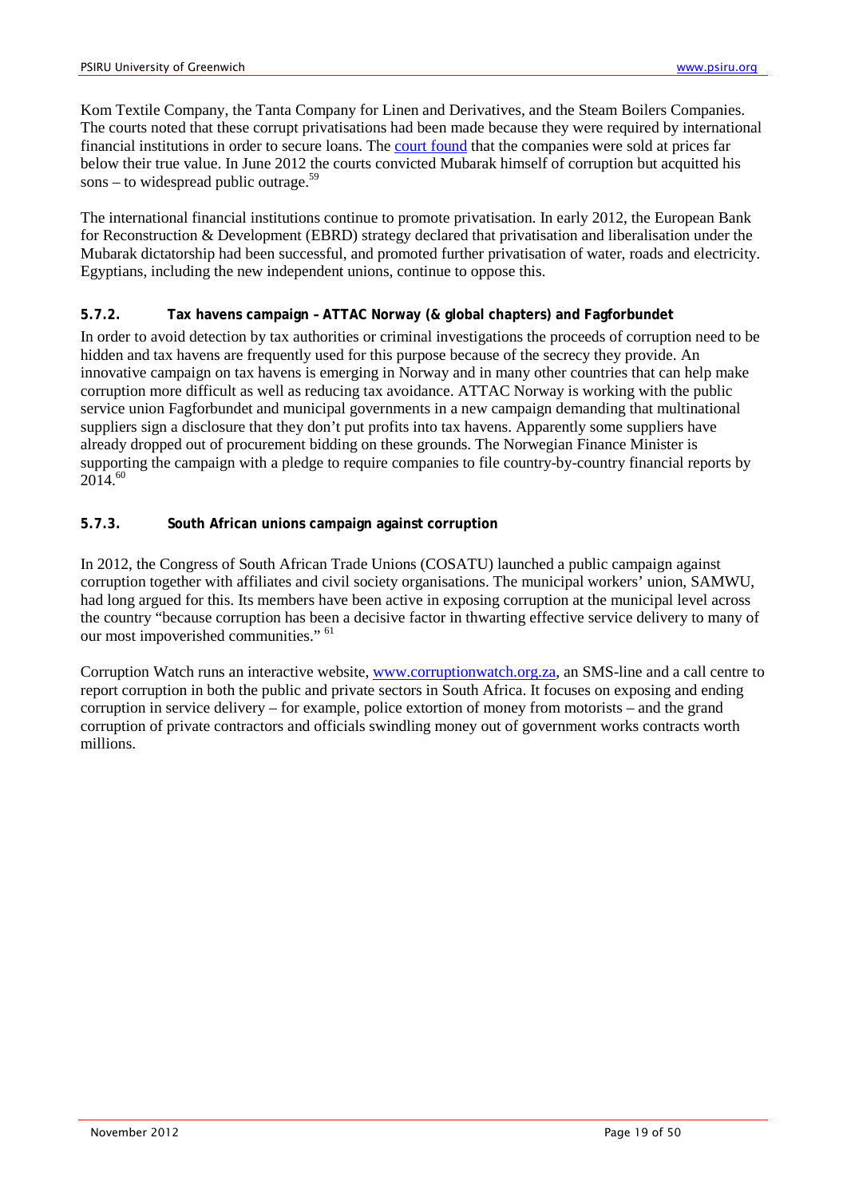Kom Textile Company, the Tanta Company for Linen and Derivatives, and the Steam Boilers Companies. The courts noted that these corrupt privatisations had been made because they were required by international financial institutions in order to secure loans. The court found that the companies were sold at prices far below their true value. In June 2012 the courts convicted Mubarak himself of corruption but acquitted his sons – to widespread public outrage.[59]

The international financial institutions continue to promote privatisation. In early 2012, the European Bank for Reconstruction & Development (EBRD) strategy declared that privatisation and liberalisation under the Mubarak dictatorship had been successful, and promoted further privatisation of water, roads and electricity. Egyptians, including the new independent unions, continue to oppose this.

#### 5.7.2. Tax havens campaign – ATTAC Norway (& global chapters) and Fagforbundet

In order to avoid detection by tax authorities or criminal investigations the proceeds of corruption need to be hidden and tax havens are frequently used for this purpose because of the secrecy they provide. An innovative campaign on tax havens is emerging in Norway and in many other countries that can help make corruption more difficult as well as reducing tax avoidance. ATTAC Norway is working with the public service union Fagforbundet and municipal governments in a new campaign demanding that multinational suppliers sign a disclosure that they don't put profits into tax havens. Apparently some suppliers have already dropped out of procurement bidding on these grounds. The Norwegian Finance Minister is supporting the campaign with a pledge to require companies to file country-by-country financial reports by 2014.[60]

#### 5.7.3. South African unions campaign against corruption

In 2012, the Congress of South African Trade Unions (COSATU) launched a public campaign against corruption together with affiliates and civil society organisations. The municipal workers' union, SAMWU, had long argued for this. Its members have been active in exposing corruption at the municipal level across the country "because corruption has been a decisive factor in thwarting effective service delivery to many of our most impoverished communities." [61]

Corruption Watch runs an interactive website, www.corruptionwatch.org.za, an SMS-line and a call centre to report corruption in both the public and private sectors in South Africa. It focuses on exposing and ending corruption in service delivery – for example, police extortion of money from motorists – and the grand corruption of private contractors and officials swindling money out of government works contracts worth millions.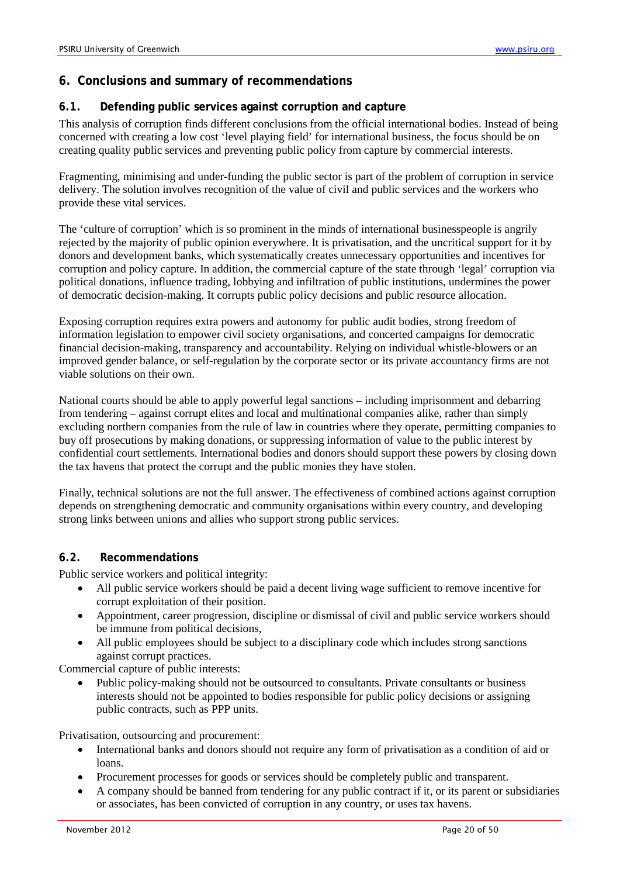## 6. Conclusions and summary of recommendations

### 6.1. Defending public services against corruption and capture

This analysis of corruption finds different conclusions from the official international bodies. Instead of being concerned with creating a low cost 'level playing field' for international business, the focus should be on creating quality public services and preventing public policy from capture by commercial interests.

Fragmenting, minimising and under-funding the public sector is part of the problem of corruption in service delivery. The solution involves recognition of the value of civil and public services and the workers who provide these vital services.

The 'culture of corruption' which is so prominent in the minds of international businesspeople is angrily rejected by the majority of public opinion everywhere. It is privatisation, and the uncritical support for it by donors and development banks, which systematically creates unnecessary opportunities and incentives for corruption and policy capture. In addition, the commercial capture of the state through 'legal' corruption via political donations, influence trading, lobbying and infiltration of public institutions, undermines the power of democratic decision-making. It corrupts public policy decisions and public resource allocation.

Exposing corruption requires extra powers and autonomy for public audit bodies, strong freedom of information legislation to empower civil society organisations, and concerted campaigns for democratic financial decision-making, transparency and accountability. Relying on individual whistle-blowers or an improved gender balance, or self-regulation by the corporate sector or its private accountancy firms are not viable solutions on their own.

National courts should be able to apply powerful legal sanctions – including imprisonment and debarring from tendering – against corrupt elites and local and multinational companies alike, rather than simply excluding northern companies from the rule of law in countries where they operate, permitting companies to buy off prosecutions by making donations, or suppressing information of value to the public interest by confidential court settlements. International bodies and donors should support these powers by closing down the tax havens that protect the corrupt and the public monies they have stolen.

Finally, technical solutions are not the full answer. The effectiveness of combined actions against corruption depends on strengthening democratic and community organisations within every country, and developing strong links between unions and allies who support strong public services.

### 6.2. Recommendations

Public service workers and political integrity:

- All public service workers should be paid a decent living wage sufficient to remove incentive for corrupt exploitation of their position.
- Appointment, career progression, discipline or dismissal of civil and public service workers should be immune from political decisions,
- All public employees should be subject to a disciplinary code which includes strong sanctions against corrupt practices.

Commercial capture of public interests:

- Public policy-making should not be outsourced to consultants. Private consultants or business interests should not be appointed to bodies responsible for public policy decisions or assigning public contracts, such as PPP units.

Privatisation, outsourcing and procurement:

- International banks and donors should not require any form of privatisation as a condition of aid or loans.
- Procurement processes for goods or services should be completely public and transparent.
- A company should be banned from tendering for any public contract if it, or its parent or subsidiaries or associates, has been convicted of corruption in any country, or uses tax havens.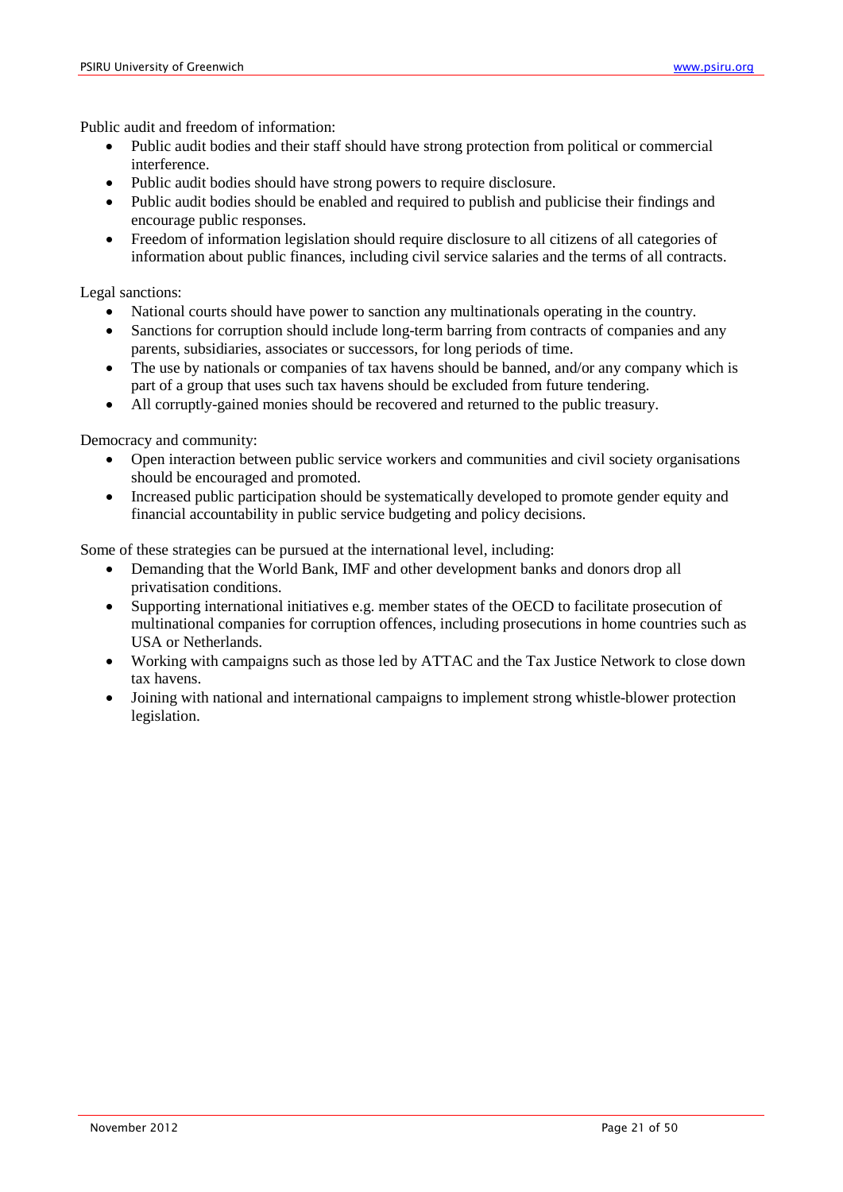Public audit and freedom of information:

- Public audit bodies and their staff should have strong protection from political or commercial interference.
- Public audit bodies should have strong powers to require disclosure.
- Public audit bodies should be enabled and required to publish and publicise their findings and encourage public responses.
- Freedom of information legislation should require disclosure to all citizens of all categories of information about public finances, including civil service salaries and the terms of all contracts.

Legal sanctions:

- National courts should have power to sanction any multinationals operating in the country.
- Sanctions for corruption should include long-term barring from contracts of companies and any parents, subsidiaries, associates or successors, for long periods of time.
- The use by nationals or companies of tax havens should be banned, and/or any company which is part of a group that uses such tax havens should be excluded from future tendering.
- All corruptly-gained monies should be recovered and returned to the public treasury.

Democracy and community:

- Open interaction between public service workers and communities and civil society organisations should be encouraged and promoted.
- Increased public participation should be systematically developed to promote gender equity and financial accountability in public service budgeting and policy decisions.

Some of these strategies can be pursued at the international level, including:

- Demanding that the World Bank, IMF and other development banks and donors drop all privatisation conditions.
- Supporting international initiatives e.g. member states of the OECD to facilitate prosecution of multinational companies for corruption offences, including prosecutions in home countries such as USA or Netherlands.
- Working with campaigns such as those led by ATTAC and the Tax Justice Network to close down tax havens.
- Joining with national and international campaigns to implement strong whistle-blower protection legislation.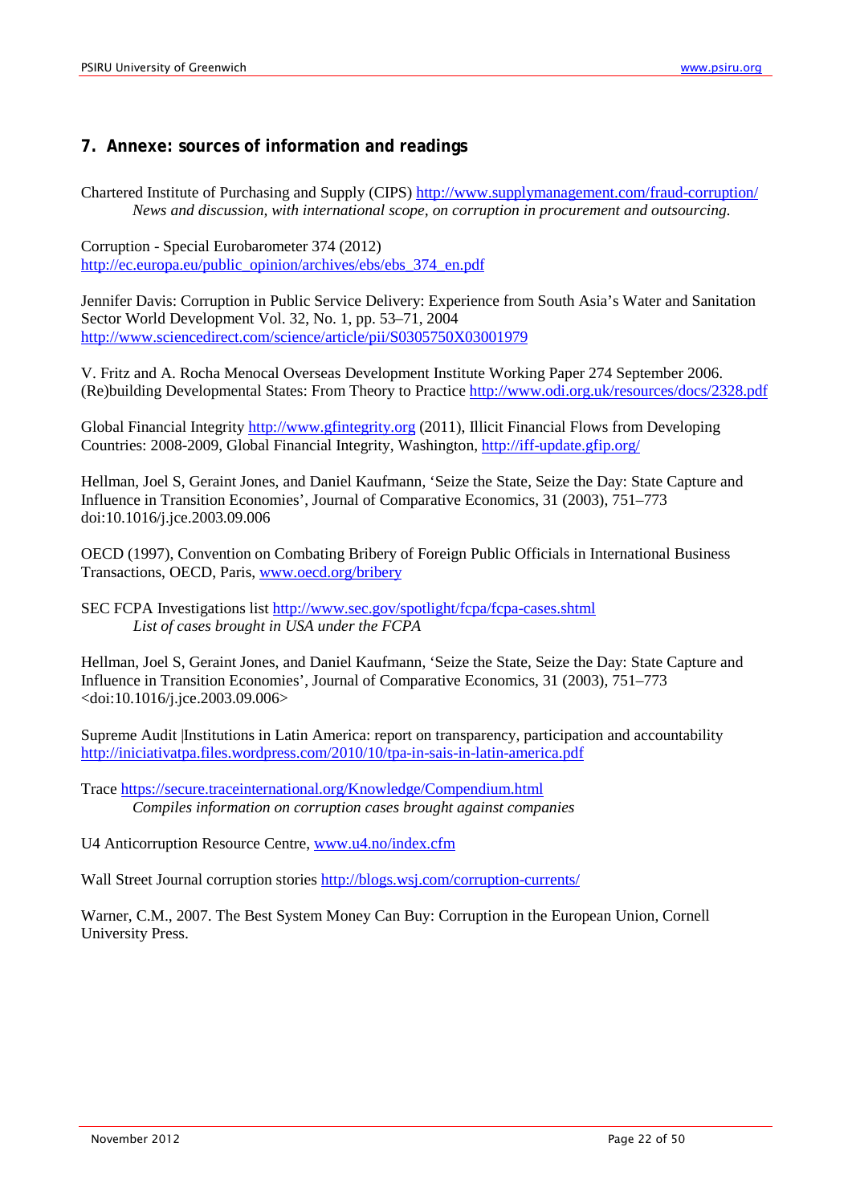## 7. Annexe: sources of information and readings

Chartered Institute of Purchasing and Supply (CIPS) http://www.supplymanagement.com/fraud-corruption/
*News and discussion, with international scope, on corruption in procurement and outsourcing.*

Corruption - Special Eurobarometer 374 (2012)
http://ec.europa.eu/public_opinion/archives/ebs/ebs_374_en.pdf

Jennifer Davis: Corruption in Public Service Delivery: Experience from South Asia's Water and Sanitation Sector World Development Vol. 32, No. 1, pp. 53–71, 2004
http://www.sciencedirect.com/science/article/pii/S0305750X03001979

V. Fritz and A. Rocha Menocal Overseas Development Institute Working Paper 274 September 2006. (Re)building Developmental States: From Theory to Practice http://www.odi.org.uk/resources/docs/2328.pdf

Global Financial Integrity http://www.gfintegrity.org (2011), Illicit Financial Flows from Developing Countries: 2008-2009, Global Financial Integrity, Washington, http://iff-update.gfip.org/

Hellman, Joel S, Geraint Jones, and Daniel Kaufmann, 'Seize the State, Seize the Day: State Capture and Influence in Transition Economies', Journal of Comparative Economics, 31 (2003), 751–773 doi:10.1016/j.jce.2003.09.006

OECD (1997), Convention on Combating Bribery of Foreign Public Officials in International Business Transactions, OECD, Paris, www.oecd.org/bribery

SEC FCPA Investigations list http://www.sec.gov/spotlight/fcpa/fcpa-cases.shtml
*List of cases brought in USA under the FCPA*

Hellman, Joel S, Geraint Jones, and Daniel Kaufmann, 'Seize the State, Seize the Day: State Capture and Influence in Transition Economies', Journal of Comparative Economics, 31 (2003), 751–773 <doi:10.1016/j.jce.2003.09.006>

Supreme Audit |Institutions in Latin America: report on transparency, participation and accountability
http://iniciativatpa.files.wordpress.com/2010/10/tpa-in-sais-in-latin-america.pdf

Trace https://secure.traceinternational.org/Knowledge/Compendium.html
*Compiles information on corruption cases brought against companies*

U4 Anticorruption Resource Centre, www.u4.no/index.cfm

Wall Street Journal corruption stories http://blogs.wsj.com/corruption-currents/

Warner, C.M., 2007. The Best System Money Can Buy: Corruption in the European Union, Cornell University Press.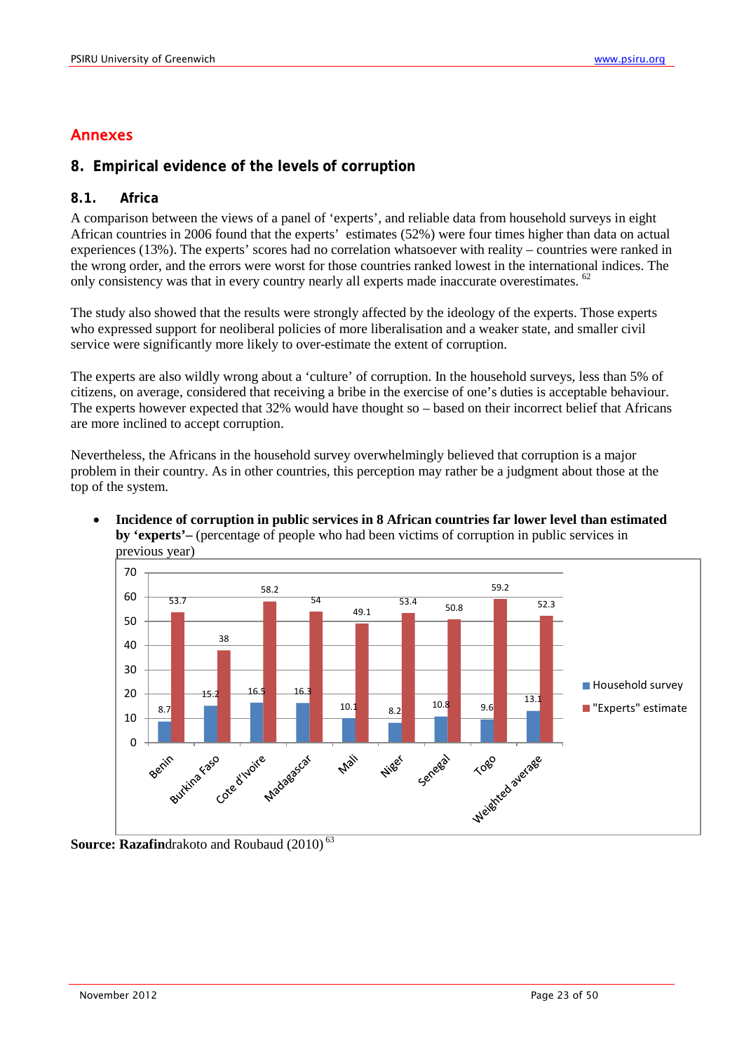# Annexes

## 8. Empirical evidence of the levels of corruption

### 8.1. Africa

A comparison between the views of a panel of 'experts', and reliable data from household surveys in eight African countries in 2006 found that the experts' estimates (52%) were four times higher than data on actual experiences (13%). The experts' scores had no correlation whatsoever with reality – countries were ranked in the wrong order, and the errors were worst for those countries ranked lowest in the international indices. The only consistency was that in every country nearly all experts made inaccurate overestimates. [62]

The study also showed that the results were strongly affected by the ideology of the experts. Those experts who expressed support for neoliberal policies of more liberalisation and a weaker state, and smaller civil service were significantly more likely to over-estimate the extent of corruption.

The experts are also wildly wrong about a 'culture' of corruption. In the household surveys, less than 5% of citizens, on average, considered that receiving a bribe in the exercise of one's duties is acceptable behaviour. The experts however expected that 32% would have thought so – based on their incorrect belief that Africans are more inclined to accept corruption.

Nevertheless, the Africans in the household survey overwhelmingly believed that corruption is a major problem in their country. As in other countries, this perception may rather be a judgment about those at the top of the system.

- **Incidence of corruption in public services in 8 African countries far lower level than estimated by 'experts'–** (percentage of people who had been victims of corruption in public services in previous year)

| | Household survey | "Experts" estimate |
|---|---|---|
| Benin | 8.7 | 53.7 |
| Burkina Faso | 15.2 | 38 |
| Cote d'Ivoire | 16.5 | 58.2 |
| Madagascar | 16.3 | 54 |
| Mali | 10.1 | 49.1 |
| Niger | 8.2 | 53.4 |
| Senegal | 10.8 | 50.8 |
| Togo | 9.6 | 59.2 |
| Weighted average | 13.1 | 52.3 |

**Source: Razafin**drakoto and Roubaud (2010) [63]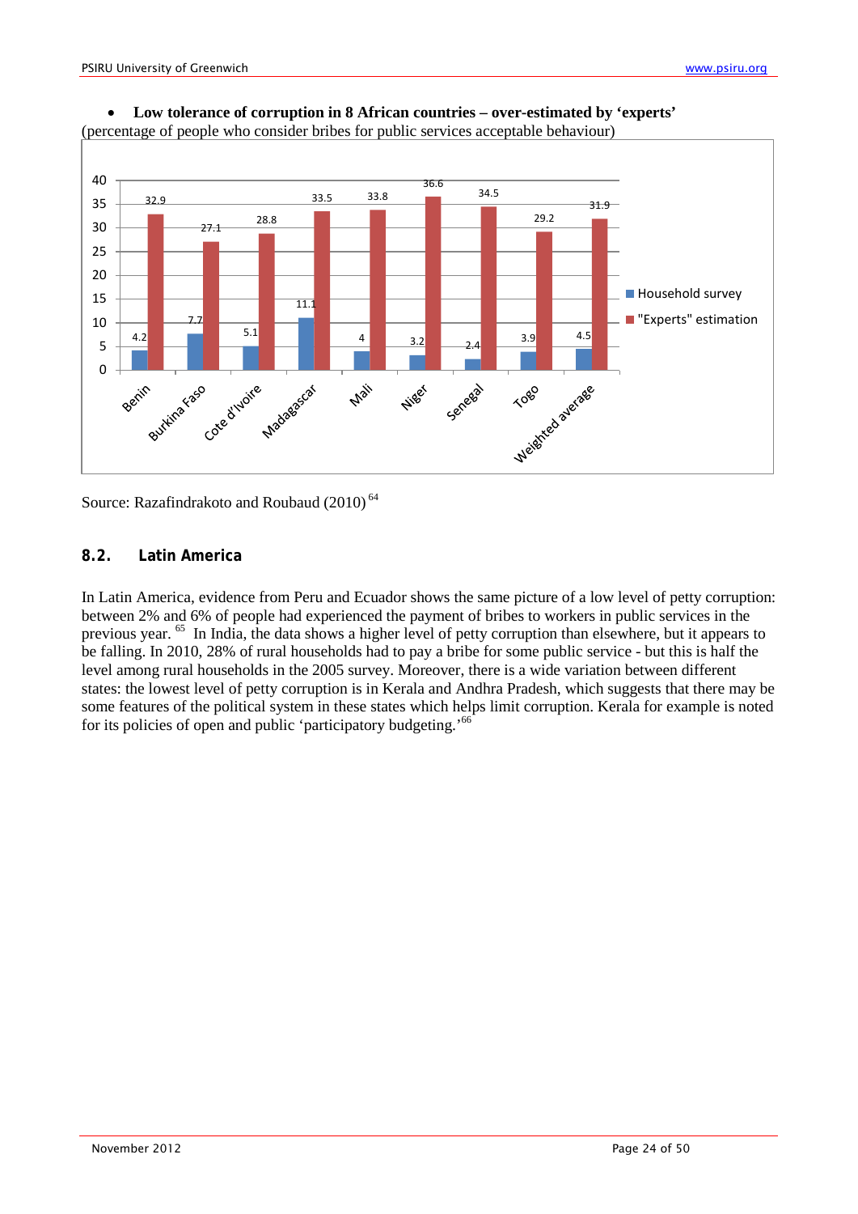- **Low tolerance of corruption in 8 African countries – over-estimated by 'experts'**

(percentage of people who consider bribes for public services acceptable behaviour)

| | Household survey | "Experts" estimation |
|---|---|---|
| Benin | 4.2 | 32.9 |
| Burkina Faso | 7.7 | 27.1 |
| Cote d'Ivoire | 5.1 | 28.8 |
| Madagascar | 11.1 | 33.5 |
| Mali | 4 | 33.8 |
| Niger | 3.2 | 36.6 |
| Senegal | 2.4 | 34.5 |
| Togo | 3.9 | 29.2 |
| Weighted average | 4.5 | 31.9 |

Source: Razafindrakoto and Roubaud (2010) [64]

## 8.2. Latin America

In Latin America, evidence from Peru and Ecuador shows the same picture of a low level of petty corruption: between 2% and 6% of people had experienced the payment of bribes to workers in public services in the previous year. [65] In India, the data shows a higher level of petty corruption than elsewhere, but it appears to be falling. In 2010, 28% of rural households had to pay a bribe for some public service - but this is half the level among rural households in the 2005 survey. Moreover, there is a wide variation between different states: the lowest level of petty corruption is in Kerala and Andhra Pradesh, which suggests that there may be some features of the political system in these states which helps limit corruption. Kerala for example is noted for its policies of open and public 'participatory budgeting.'[66]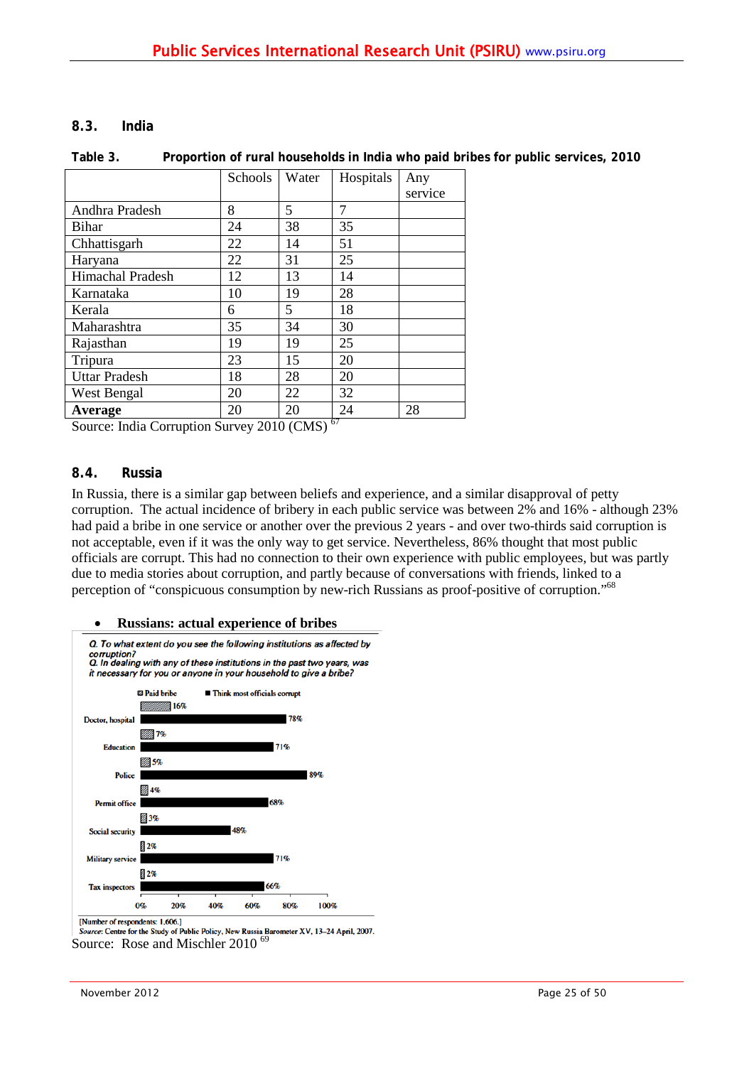## 8.3. India

**Table 3. Proportion of rural households in India who paid bribes for public services, 2010**

| | Schools | Water | Hospitals | Any service |
|---|---|---|---|---|
| Andhra Pradesh | 8 | 5 | 7 | |
| Bihar | 24 | 38 | 35 | |
| Chhattisgarh | 22 | 14 | 51 | |
| Haryana | 22 | 31 | 25 | |
| Himachal Pradesh | 12 | 13 | 14 | |
| Karnataka | 10 | 19 | 28 | |
| Kerala | 6 | 5 | 18 | |
| Maharashtra | 35 | 34 | 30 | |
| Rajasthan | 19 | 19 | 25 | |
| Tripura | 23 | 15 | 20 | |
| Uttar Pradesh | 18 | 28 | 20 | |
| West Bengal | 20 | 22 | 32 | |
| **Average** | 20 | 20 | 24 | 28 |

Source: India Corruption Survey 2010 (CMS) [67]

## 8.4. Russia

In Russia, there is a similar gap between beliefs and experience, and a similar disapproval of petty corruption. The actual incidence of bribery in each public service was between 2% and 16% - although 23% had paid a bribe in one service or another over the previous 2 years - and over two-thirds said corruption is not acceptable, even if it was the only way to get service. Nevertheless, 86% thought that most public officials are corrupt. This had no connection to their own experience with public employees, but was partly due to media stories about corruption, and partly because of conversations with friends, linked to a perception of "conspicuous consumption by new-rich Russians as proof-positive of corruption."[68]

- **Russians: actual experience of bribes**

*Q. To what extent do you see the following institutions as affected by corruption?*
*Q. In dealing with any of these institutions in the past two years, was it necessary for you or anyone in your household to give a bribe?*

| | Paid bribe | Think most officials corrupt |
|---|---|---|
| Doctor, hospital | 16% | 78% |
| Education | 7% | 71% |
| Police | 5% | 89% |
| Permit office | 4% | 68% |
| Social security | 3% | 48% |
| Military service | 2% | 71% |
| Tax inspectors | 2% | 66% |

[Number of respondents: 1,606.]
*Source:* Centre for the Study of Public Policy, New Russia Barometer XV, 13–24 April, 2007.

Source: Rose and Mischler 2010 [69]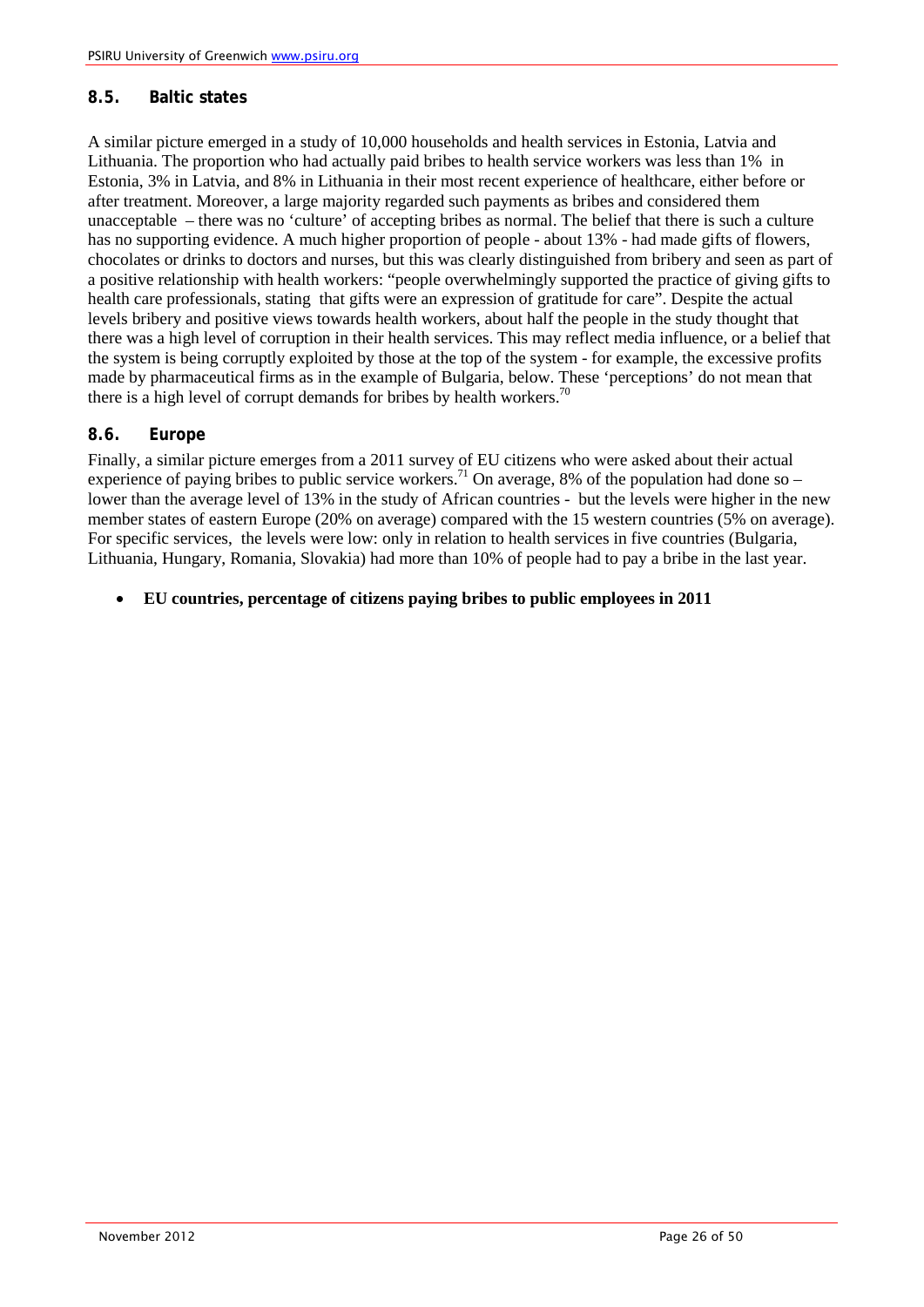### 8.5. Baltic states

A similar picture emerged in a study of 10,000 households and health services in Estonia, Latvia and Lithuania. The proportion who had actually paid bribes to health service workers was less than 1% in Estonia, 3% in Latvia, and 8% in Lithuania in their most recent experience of healthcare, either before or after treatment. Moreover, a large majority regarded such payments as bribes and considered them unacceptable – there was no 'culture' of accepting bribes as normal. The belief that there is such a culture has no supporting evidence. A much higher proportion of people - about 13% - had made gifts of flowers, chocolates or drinks to doctors and nurses, but this was clearly distinguished from bribery and seen as part of a positive relationship with health workers: "people overwhelmingly supported the practice of giving gifts to health care professionals, stating that gifts were an expression of gratitude for care". Despite the actual levels bribery and positive views towards health workers, about half the people in the study thought that there was a high level of corruption in their health services. This may reflect media influence, or a belief that the system is being corruptly exploited by those at the top of the system - for example, the excessive profits made by pharmaceutical firms as in the example of Bulgaria, below. These 'perceptions' do not mean that there is a high level of corrupt demands for bribes by health workers.[70]

### 8.6. Europe

Finally, a similar picture emerges from a 2011 survey of EU citizens who were asked about their actual experience of paying bribes to public service workers.[71] On average, 8% of the population had done so – lower than the average level of 13% in the study of African countries - but the levels were higher in the new member states of eastern Europe (20% on average) compared with the 15 western countries (5% on average). For specific services, the levels were low: only in relation to health services in five countries (Bulgaria, Lithuania, Hungary, Romania, Slovakia) had more than 10% of people had to pay a bribe in the last year.

- **EU countries, percentage of citizens paying bribes to public employees in 2011**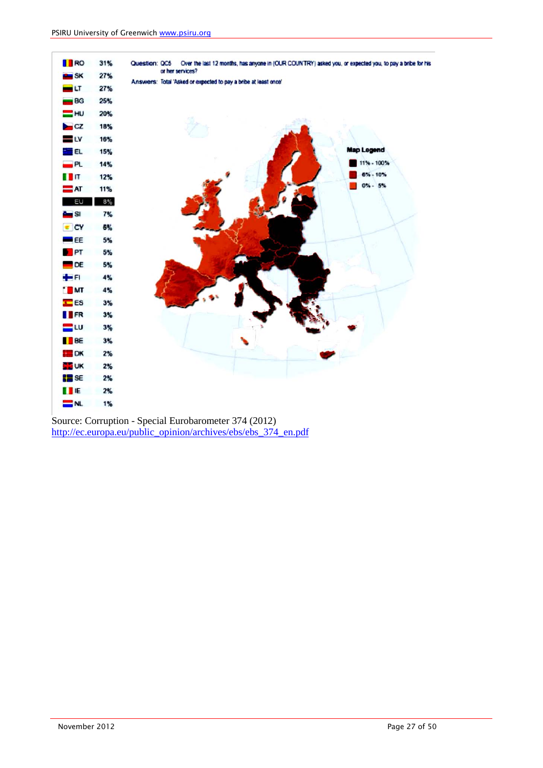| Country | % |
|---|---|
| RO | 31% |
| SK | 27% |
| LT | 27% |
| BG | 25% |
| HU | 20% |
| CZ | 18% |
| LV | 16% |
| EL | 15% |
| PL | 14% |
| IT | 12% |
| AT | 11% |
| EU | 8% |
| SI | 7% |
| CY | 6% |
| EE | 5% |
| PT | 5% |
| DE | 5% |
| FI | 4% |
| MT | 4% |
| ES | 3% |
| FR | 3% |
| LU | 3% |
| BE | 3% |
| DK | 2% |
| UK | 2% |
| SE | 2% |
| IE | 2% |
| NL | 1% |

Question: QC5 Over the last 12 months, has anyone in (OUR COUNTRY) asked you, or expected you, to pay a bribe for his or her services?

Answers: Total 'Asked or expected to pay a bribe at least once'

Map Legend
- 11% - 100%
- 6% - 10%
- 0% - 5%

Source: Corruption - Special Eurobarometer 374 (2012)
http://ec.europa.eu/public_opinion/archives/ebs/ebs_374_en.pdf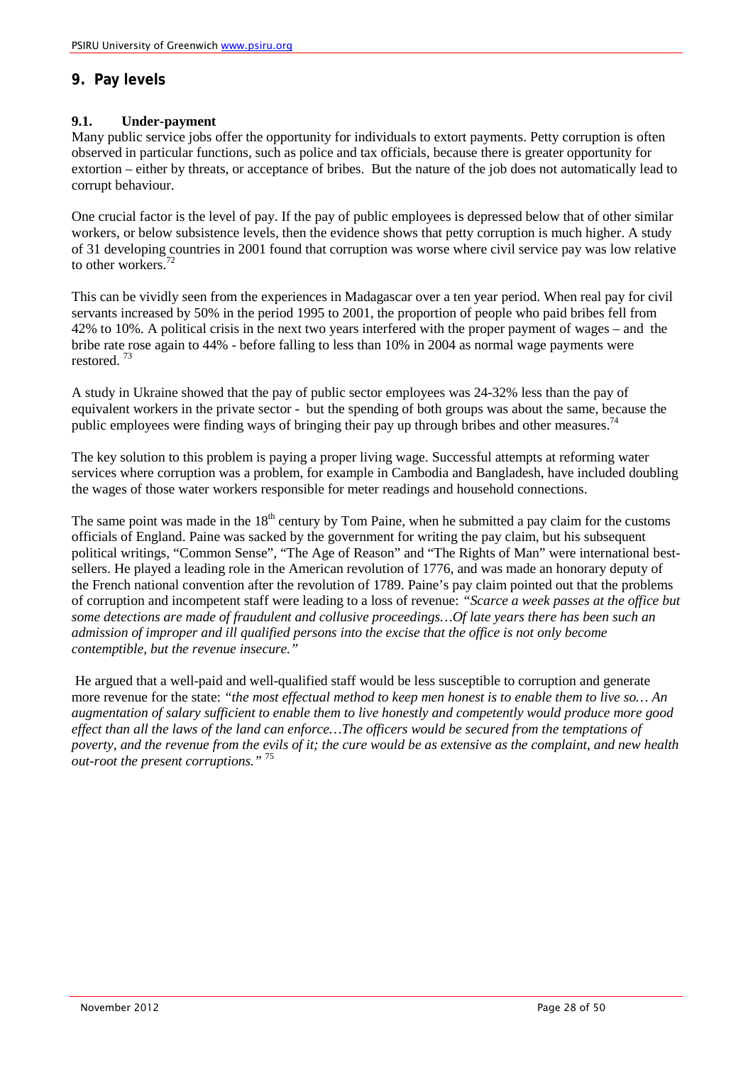## 9. Pay levels

### 9.1. Under-payment

Many public service jobs offer the opportunity for individuals to extort payments. Petty corruption is often observed in particular functions, such as police and tax officials, because there is greater opportunity for extortion – either by threats, or acceptance of bribes. But the nature of the job does not automatically lead to corrupt behaviour.

One crucial factor is the level of pay. If the pay of public employees is depressed below that of other similar workers, or below subsistence levels, then the evidence shows that petty corruption is much higher. A study of 31 developing countries in 2001 found that corruption was worse where civil service pay was low relative to other workers.[72]

This can be vividly seen from the experiences in Madagascar over a ten year period. When real pay for civil servants increased by 50% in the period 1995 to 2001, the proportion of people who paid bribes fell from 42% to 10%. A political crisis in the next two years interfered with the proper payment of wages – and the bribe rate rose again to 44% - before falling to less than 10% in 2004 as normal wage payments were restored. [73]

A study in Ukraine showed that the pay of public sector employees was 24-32% less than the pay of equivalent workers in the private sector - but the spending of both groups was about the same, because the public employees were finding ways of bringing their pay up through bribes and other measures.[74]

The key solution to this problem is paying a proper living wage. Successful attempts at reforming water services where corruption was a problem, for example in Cambodia and Bangladesh, have included doubling the wages of those water workers responsible for meter readings and household connections.

The same point was made in the 18th century by Tom Paine, when he submitted a pay claim for the customs officials of England. Paine was sacked by the government for writing the pay claim, but his subsequent political writings, "Common Sense", "The Age of Reason" and "The Rights of Man" were international best-sellers. He played a leading role in the American revolution of 1776, and was made an honorary deputy of the French national convention after the revolution of 1789. Paine's pay claim pointed out that the problems of corruption and incompetent staff were leading to a loss of revenue: *"Scarce a week passes at the office but some detections are made of fraudulent and collusive proceedings…Of late years there has been such an admission of improper and ill qualified persons into the excise that the office is not only become contemptible, but the revenue insecure."*

He argued that a well-paid and well-qualified staff would be less susceptible to corruption and generate more revenue for the state: *"the most effectual method to keep men honest is to enable them to live so… An augmentation of salary sufficient to enable them to live honestly and competently would produce more good effect than all the laws of the land can enforce…The officers would be secured from the temptations of poverty, and the revenue from the evils of it; the cure would be as extensive as the complaint, and new health out-root the present corruptions."* [75]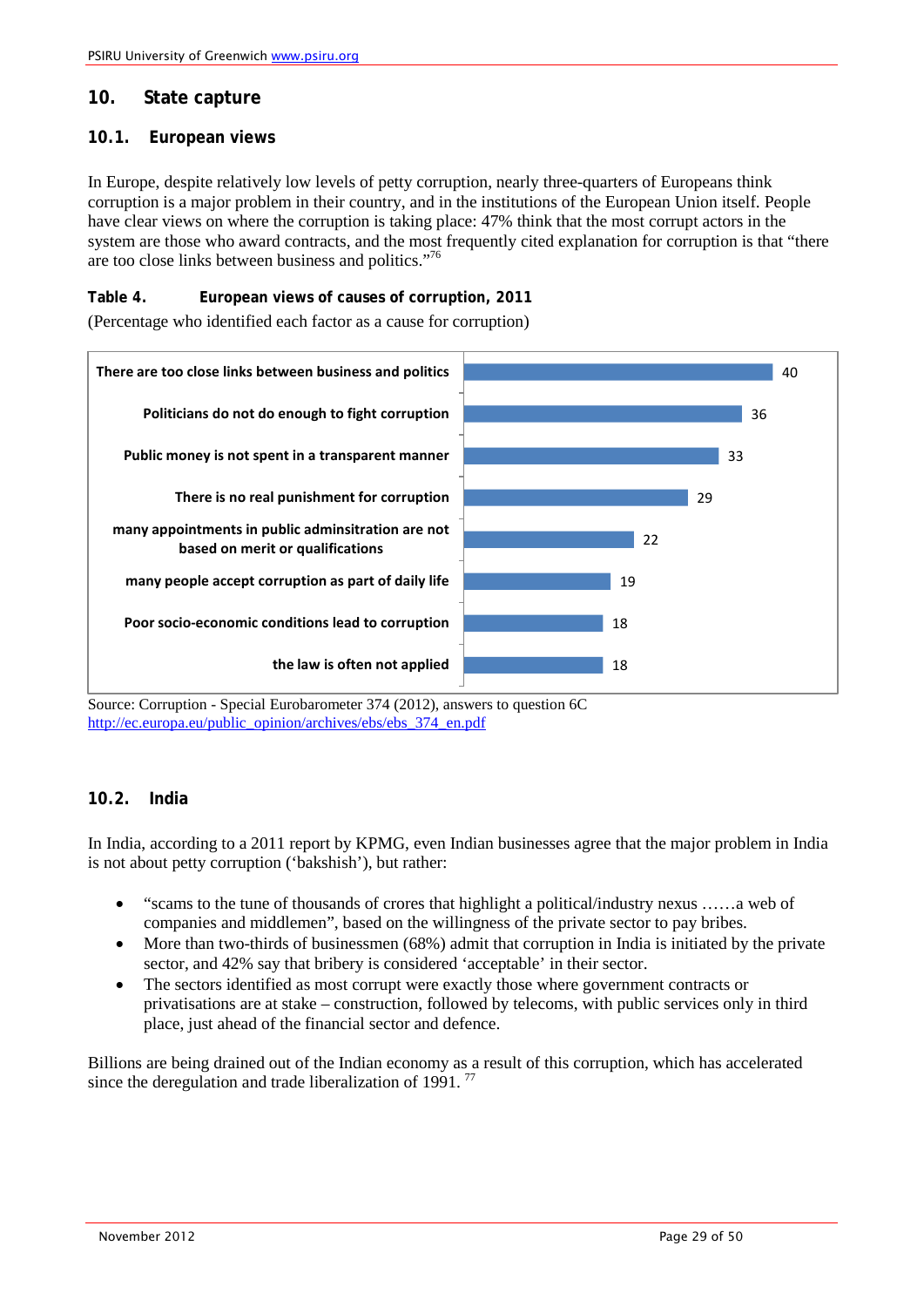## 10. State capture

### 10.1. European views

In Europe, despite relatively low levels of petty corruption, nearly three-quarters of Europeans think corruption is a major problem in their country, and in the institutions of the European Union itself. People have clear views on where the corruption is taking place: 47% think that the most corrupt actors in the system are those who award contracts, and the most frequently cited explanation for corruption is that "there are too close links between business and politics."[76]

**Table 4. European views of causes of corruption, 2011**

(Percentage who identified each factor as a cause for corruption)

| Cause | % |
|---|---|
| There are too close links between business and politics | 40 |
| Politicians do not do enough to fight corruption | 36 |
| Public money is not spent in a transparent manner | 33 |
| There is no real punishment for corruption | 29 |
| many appointments in public adminsitration are not based on merit or qualifications | 22 |
| many people accept corruption as part of daily life | 19 |
| Poor socio-economic conditions lead to corruption | 18 |
| the law is often not applied | 18 |

Source: Corruption - Special Eurobarometer 374 (2012), answers to question 6C
http://ec.europa.eu/public_opinion/archives/ebs/ebs_374_en.pdf

### 10.2. India

In India, according to a 2011 report by KPMG, even Indian businesses agree that the major problem in India is not about petty corruption ('bakshish'), but rather:

- "scams to the tune of thousands of crores that highlight a political/industry nexus ……a web of companies and middlemen", based on the willingness of the private sector to pay bribes.
- More than two-thirds of businessmen (68%) admit that corruption in India is initiated by the private sector, and 42% say that bribery is considered 'acceptable' in their sector.
- The sectors identified as most corrupt were exactly those where government contracts or privatisations are at stake – construction, followed by telecoms, with public services only in third place, just ahead of the financial sector and defence.

Billions are being drained out of the Indian economy as a result of this corruption, which has accelerated since the deregulation and trade liberalization of 1991. [77]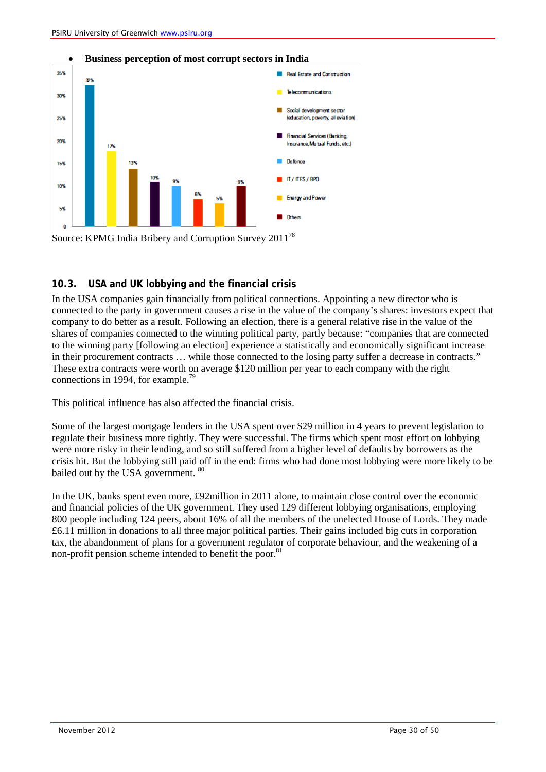- **Business perception of most corrupt sectors in India**

| Sector | Percentage |
|---|---|
| Real Estate and Construction | 32% |
| Telecommunications | 17% |
| Social development sector (education, poverty, alleviation) | 13% |
| Financial Services (Banking, Insurance, Mutual Funds, etc.) | 10% |
| Defence | 9% |
| IT / ITES / BPO | 6% |
| Energy and Power | 5% |
| Others | 9% |

Source: KPMG India Bribery and Corruption Survey 2011[78]

### 10.3. USA and UK lobbying and the financial crisis

In the USA companies gain financially from political connections. Appointing a new director who is connected to the party in government causes a rise in the value of the company's shares: investors expect that company to do better as a result. Following an election, there is a general relative rise in the value of the shares of companies connected to the winning political party, partly because: "companies that are connected to the winning party [following an election] experience a statistically and economically significant increase in their procurement contracts … while those connected to the losing party suffer a decrease in contracts." These extra contracts were worth on average $120 million per year to each company with the right connections in 1994, for example.[79]

This political influence has also affected the financial crisis.

Some of the largest mortgage lenders in the USA spent over $29 million in 4 years to prevent legislation to regulate their business more tightly. They were successful. The firms which spent most effort on lobbying were more risky in their lending, and so still suffered from a higher level of defaults by borrowers as the crisis hit. But the lobbying still paid off in the end: firms who had done most lobbying were more likely to be bailed out by the USA government. [80]

In the UK, banks spent even more, £92million in 2011 alone, to maintain close control over the economic and financial policies of the UK government. They used 129 different lobbying organisations, employing 800 people including 124 peers, about 16% of all the members of the unelected House of Lords. They made £6.11 million in donations to all three major political parties. Their gains included big cuts in corporation tax, the abandonment of plans for a government regulator of corporate behaviour, and the weakening of a non-profit pension scheme intended to benefit the poor.[81]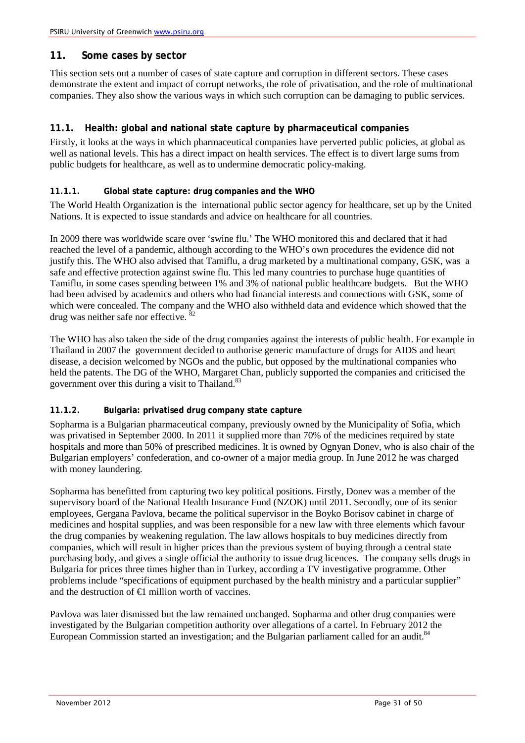## 11. Some cases by sector

This section sets out a number of cases of state capture and corruption in different sectors. These cases demonstrate the extent and impact of corrupt networks, the role of privatisation, and the role of multinational companies. They also show the various ways in which such corruption can be damaging to public services.

### 11.1. Health: global and national state capture by pharmaceutical companies

Firstly, it looks at the ways in which pharmaceutical companies have perverted public policies, at global as well as national levels. This has a direct impact on health services. The effect is to divert large sums from public budgets for healthcare, as well as to undermine democratic policy-making.

#### 11.1.1. Global state capture: drug companies and the WHO

The World Health Organization is the international public sector agency for healthcare, set up by the United Nations. It is expected to issue standards and advice on healthcare for all countries.

In 2009 there was worldwide scare over 'swine flu.' The WHO monitored this and declared that it had reached the level of a pandemic, although according to the WHO's own procedures the evidence did not justify this. The WHO also advised that Tamiflu, a drug marketed by a multinational company, GSK, was a safe and effective protection against swine flu. This led many countries to purchase huge quantities of Tamiflu, in some cases spending between 1% and 3% of national public healthcare budgets. But the WHO had been advised by academics and others who had financial interests and connections with GSK, some of which were concealed. The company and the WHO also withheld data and evidence which showed that the drug was neither safe nor effective. [82]

The WHO has also taken the side of the drug companies against the interests of public health. For example in Thailand in 2007 the government decided to authorise generic manufacture of drugs for AIDS and heart disease, a decision welcomed by NGOs and the public, but opposed by the multinational companies who held the patents. The DG of the WHO, Margaret Chan, publicly supported the companies and criticised the government over this during a visit to Thailand.[83]

#### 11.1.2. Bulgaria: privatised drug company state capture

Sopharma is a Bulgarian pharmaceutical company, previously owned by the Municipality of Sofia, which was privatised in September 2000. In 2011 it supplied more than 70% of the medicines required by state hospitals and more than 50% of prescribed medicines. It is owned by Ognyan Donev, who is also chair of the Bulgarian employers' confederation, and co-owner of a major media group. In June 2012 he was charged with money laundering.

Sopharma has benefitted from capturing two key political positions. Firstly, Donev was a member of the supervisory board of the National Health Insurance Fund (NZOK) until 2011. Secondly, one of its senior employees, Gergana Pavlova, became the political supervisor in the Boyko Borisov cabinet in charge of medicines and hospital supplies, and was been responsible for a new law with three elements which favour the drug companies by weakening regulation. The law allows hospitals to buy medicines directly from companies, which will result in higher prices than the previous system of buying through a central state purchasing body, and gives a single official the authority to issue drug licences. The company sells drugs in Bulgaria for prices three times higher than in Turkey, according a TV investigative programme. Other problems include "specifications of equipment purchased by the health ministry and a particular supplier" and the destruction of €1 million worth of vaccines.

Pavlova was later dismissed but the law remained unchanged. Sopharma and other drug companies were investigated by the Bulgarian competition authority over allegations of a cartel. In February 2012 the European Commission started an investigation; and the Bulgarian parliament called for an audit.[84]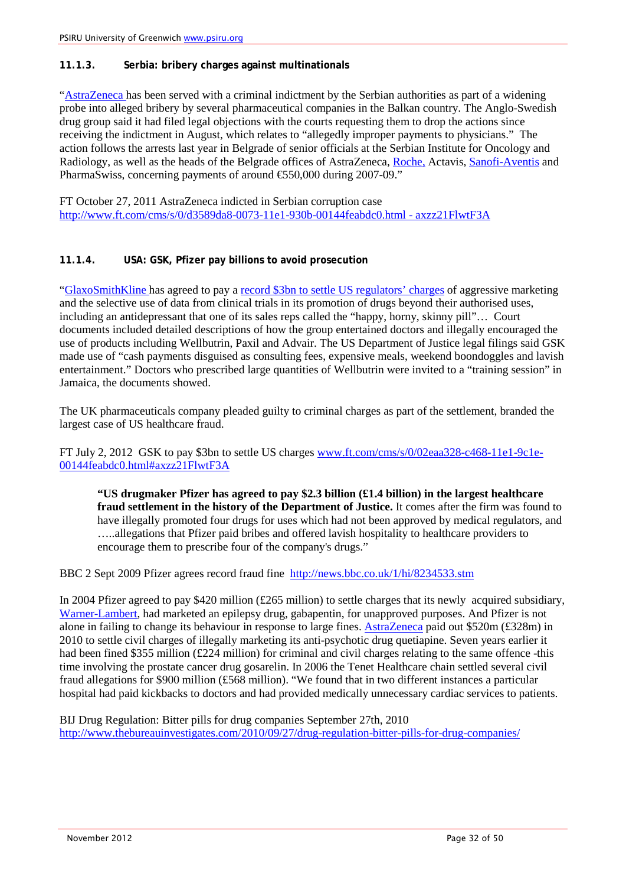### 11.1.3. Serbia: bribery charges against multinationals

"AstraZeneca has been served with a criminal indictment by the Serbian authorities as part of a widening probe into alleged bribery by several pharmaceutical companies in the Balkan country. The Anglo-Swedish drug group said it had filed legal objections with the courts requesting them to drop the actions since receiving the indictment in August, which relates to "allegedly improper payments to physicians." The action follows the arrests last year in Belgrade of senior officials at the Serbian Institute for Oncology and Radiology, as well as the heads of the Belgrade offices of AstraZeneca, Roche, Actavis, Sanofi-Aventis and PharmaSwiss, concerning payments of around €550,000 during 2007-09."

FT October 27, 2011 AstraZeneca indicted in Serbian corruption case http://www.ft.com/cms/s/0/d3589da8-0073-11e1-930b-00144feabdc0.html - axzz21FlwtF3A

### 11.1.4. USA: GSK, Pfizer pay billions to avoid prosecution

"GlaxoSmithKline has agreed to pay a record $3bn to settle US regulators' charges of aggressive marketing and the selective use of data from clinical trials in its promotion of drugs beyond their authorised uses, including an antidepressant that one of its sales reps called the "happy, horny, skinny pill"… Court documents included detailed descriptions of how the group entertained doctors and illegally encouraged the use of products including Wellbutrin, Paxil and Advair. The US Department of Justice legal filings said GSK made use of "cash payments disguised as consulting fees, expensive meals, weekend boondoggles and lavish entertainment." Doctors who prescribed large quantities of Wellbutrin were invited to a "training session" in Jamaica, the documents showed.

The UK pharmaceuticals company pleaded guilty to criminal charges as part of the settlement, branded the largest case of US healthcare fraud.

FT July 2, 2012 GSK to pay $3bn to settle US charges www.ft.com/cms/s/0/02eaa328-c468-11e1-9c1e-00144feabdc0.html#axzz21FlwtF3A

> **"US drugmaker Pfizer has agreed to pay $2.3 billion (£1.4 billion) in the largest healthcare fraud settlement in the history of the Department of Justice.** It comes after the firm was found to have illegally promoted four drugs for uses which had not been approved by medical regulators, and …..allegations that Pfizer paid bribes and offered lavish hospitality to healthcare providers to encourage them to prescribe four of the company's drugs."

BBC 2 Sept 2009 Pfizer agrees record fraud fine http://news.bbc.co.uk/1/hi/8234533.stm

In 2004 Pfizer agreed to pay $420 million (£265 million) to settle charges that its newly acquired subsidiary, Warner-Lambert, had marketed an epilepsy drug, gabapentin, for unapproved purposes. And Pfizer is not alone in failing to change its behaviour in response to large fines. AstraZeneca paid out $520m (£328m) in 2010 to settle civil charges of illegally marketing its anti-psychotic drug quetiapine. Seven years earlier it had been fined $355 million (£224 million) for criminal and civil charges relating to the same offence -this time involving the prostate cancer drug gosarelin. In 2006 the Tenet Healthcare chain settled several civil fraud allegations for $900 million (£568 million). "We found that in two different instances a particular hospital had paid kickbacks to doctors and had provided medically unnecessary cardiac services to patients.

BIJ Drug Regulation: Bitter pills for drug companies September 27th, 2010 http://www.thebureauinvestigates.com/2010/09/27/drug-regulation-bitter-pills-for-drug-companies/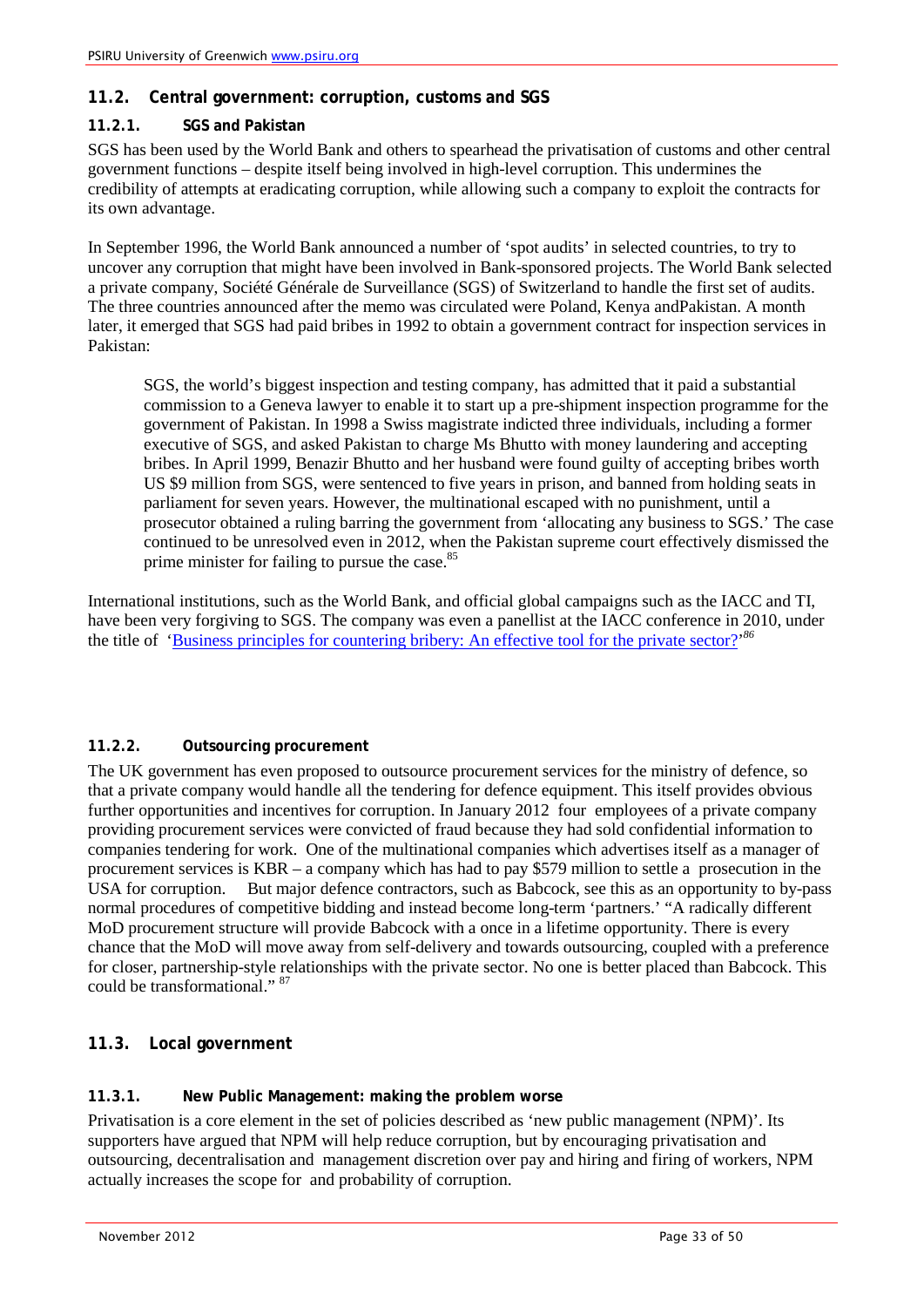## 11.2. Central government: corruption, customs and SGS

### 11.2.1. SGS and Pakistan

SGS has been used by the World Bank and others to spearhead the privatisation of customs and other central government functions – despite itself being involved in high-level corruption. This undermines the credibility of attempts at eradicating corruption, while allowing such a company to exploit the contracts for its own advantage.

In September 1996, the World Bank announced a number of 'spot audits' in selected countries, to try to uncover any corruption that might have been involved in Bank-sponsored projects. The World Bank selected a private company, Société Générale de Surveillance (SGS) of Switzerland to handle the first set of audits. The three countries announced after the memo was circulated were Poland, Kenya andPakistan. A month later, it emerged that SGS had paid bribes in 1992 to obtain a government contract for inspection services in Pakistan:

> SGS, the world's biggest inspection and testing company, has admitted that it paid a substantial commission to a Geneva lawyer to enable it to start up a pre-shipment inspection programme for the government of Pakistan. In 1998 a Swiss magistrate indicted three individuals, including a former executive of SGS, and asked Pakistan to charge Ms Bhutto with money laundering and accepting bribes. In April 1999, Benazir Bhutto and her husband were found guilty of accepting bribes worth US $9 million from SGS, were sentenced to five years in prison, and banned from holding seats in parliament for seven years. However, the multinational escaped with no punishment, until a prosecutor obtained a ruling barring the government from 'allocating any business to SGS.' The case continued to be unresolved even in 2012, when the Pakistan supreme court effectively dismissed the prime minister for failing to pursue the case.[85]

International institutions, such as the World Bank, and official global campaigns such as the IACC and TI, have been very forgiving to SGS. The company was even a panellist at the IACC conference in 2010, under the title of 'Business principles for countering bribery: An effective tool for the private sector?'[86]

### 11.2.2. Outsourcing procurement

The UK government has even proposed to outsource procurement services for the ministry of defence, so that a private company would handle all the tendering for defence equipment. This itself provides obvious further opportunities and incentives for corruption. In January 2012 four employees of a private company providing procurement services were convicted of fraud because they had sold confidential information to companies tendering for work. One of the multinational companies which advertises itself as a manager of procurement services is KBR – a company which has had to pay $579 million to settle a prosecution in the USA for corruption. But major defence contractors, such as Babcock, see this as an opportunity to by-pass normal procedures of competitive bidding and instead become long-term 'partners.' "A radically different MoD procurement structure will provide Babcock with a once in a lifetime opportunity. There is every chance that the MoD will move away from self-delivery and towards outsourcing, coupled with a preference for closer, partnership-style relationships with the private sector. No one is better placed than Babcock. This could be transformational."[87]

## 11.3. Local government

### 11.3.1. New Public Management: making the problem worse

Privatisation is a core element in the set of policies described as 'new public management (NPM)'. Its supporters have argued that NPM will help reduce corruption, but by encouraging privatisation and outsourcing, decentralisation and management discretion over pay and hiring and firing of workers, NPM actually increases the scope for and probability of corruption.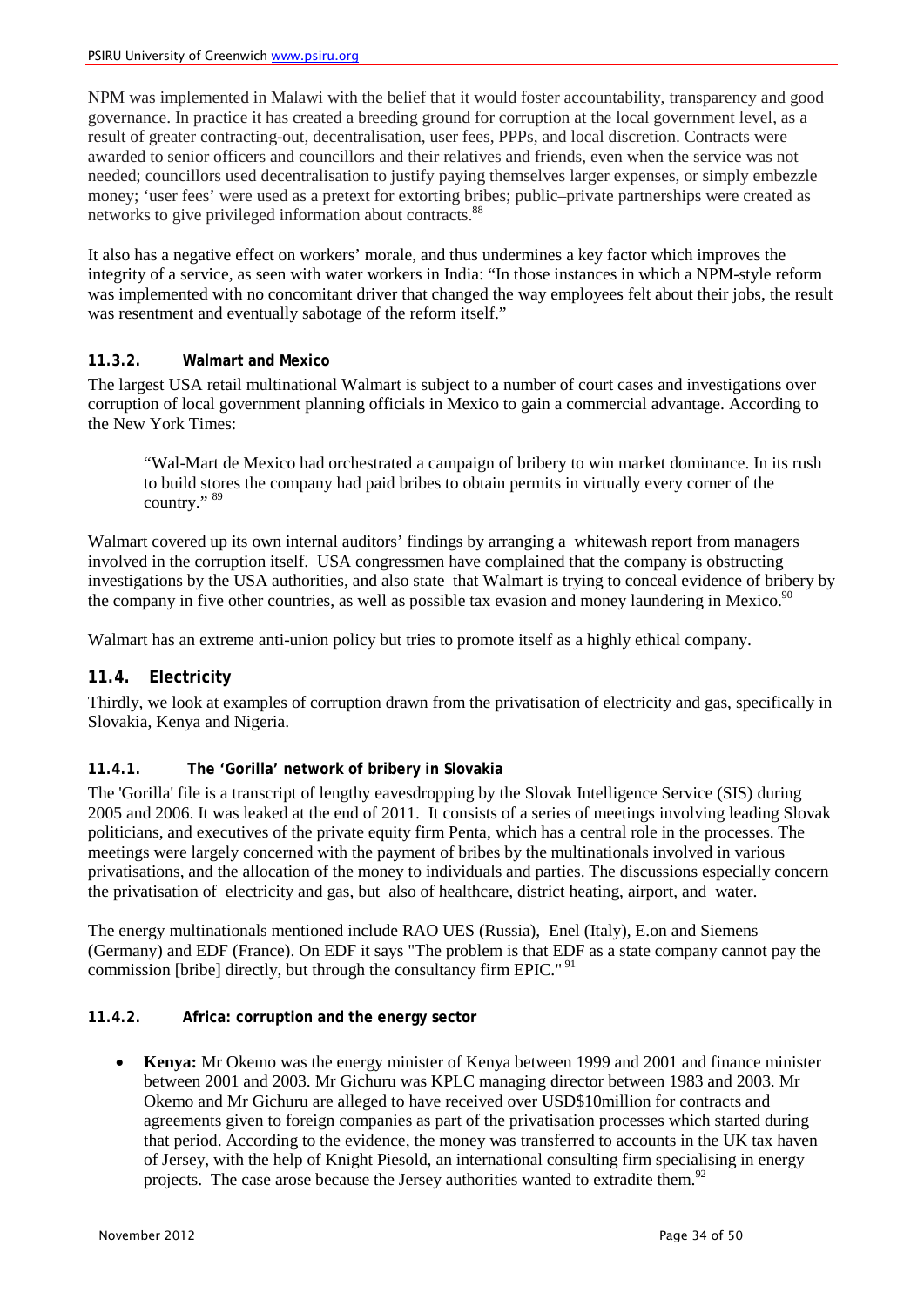NPM was implemented in Malawi with the belief that it would foster accountability, transparency and good governance. In practice it has created a breeding ground for corruption at the local government level, as a result of greater contracting-out, decentralisation, user fees, PPPs, and local discretion. Contracts were awarded to senior officers and councillors and their relatives and friends, even when the service was not needed; councillors used decentralisation to justify paying themselves larger expenses, or simply embezzle money; 'user fees' were used as a pretext for extorting bribes; public–private partnerships were created as networks to give privileged information about contracts.[88]

It also has a negative effect on workers' morale, and thus undermines a key factor which improves the integrity of a service, as seen with water workers in India: "In those instances in which a NPM-style reform was implemented with no concomitant driver that changed the way employees felt about their jobs, the result was resentment and eventually sabotage of the reform itself."

#### 11.3.2. Walmart and Mexico

The largest USA retail multinational Walmart is subject to a number of court cases and investigations over corruption of local government planning officials in Mexico to gain a commercial advantage. According to the New York Times:

> "Wal-Mart de Mexico had orchestrated a campaign of bribery to win market dominance. In its rush to build stores the company had paid bribes to obtain permits in virtually every corner of the country." [89]

Walmart covered up its own internal auditors' findings by arranging a whitewash report from managers involved in the corruption itself. USA congressmen have complained that the company is obstructing investigations by the USA authorities, and also state that Walmart is trying to conceal evidence of bribery by the company in five other countries, as well as possible tax evasion and money laundering in Mexico.[90]

Walmart has an extreme anti-union policy but tries to promote itself as a highly ethical company.

### 11.4. Electricity

Thirdly, we look at examples of corruption drawn from the privatisation of electricity and gas, specifically in Slovakia, Kenya and Nigeria.

#### 11.4.1. The 'Gorilla' network of bribery in Slovakia

The 'Gorilla' file is a transcript of lengthy eavesdropping by the Slovak Intelligence Service (SIS) during 2005 and 2006. It was leaked at the end of 2011. It consists of a series of meetings involving leading Slovak politicians, and executives of the private equity firm Penta, which has a central role in the processes. The meetings were largely concerned with the payment of bribes by the multinationals involved in various privatisations, and the allocation of the money to individuals and parties. The discussions especially concern the privatisation of electricity and gas, but also of healthcare, district heating, airport, and water.

The energy multinationals mentioned include RAO UES (Russia), Enel (Italy), E.on and Siemens (Germany) and EDF (France). On EDF it says "The problem is that EDF as a state company cannot pay the commission [bribe] directly, but through the consultancy firm EPIC." [91]

#### 11.4.2. Africa: corruption and the energy sector

- **Kenya:** Mr Okemo was the energy minister of Kenya between 1999 and 2001 and finance minister between 2001 and 2003. Mr Gichuru was KPLC managing director between 1983 and 2003. Mr Okemo and Mr Gichuru are alleged to have received over USD$10million for contracts and agreements given to foreign companies as part of the privatisation processes which started during that period. According to the evidence, the money was transferred to accounts in the UK tax haven of Jersey, with the help of Knight Piesold, an international consulting firm specialising in energy projects. The case arose because the Jersey authorities wanted to extradite them.[92]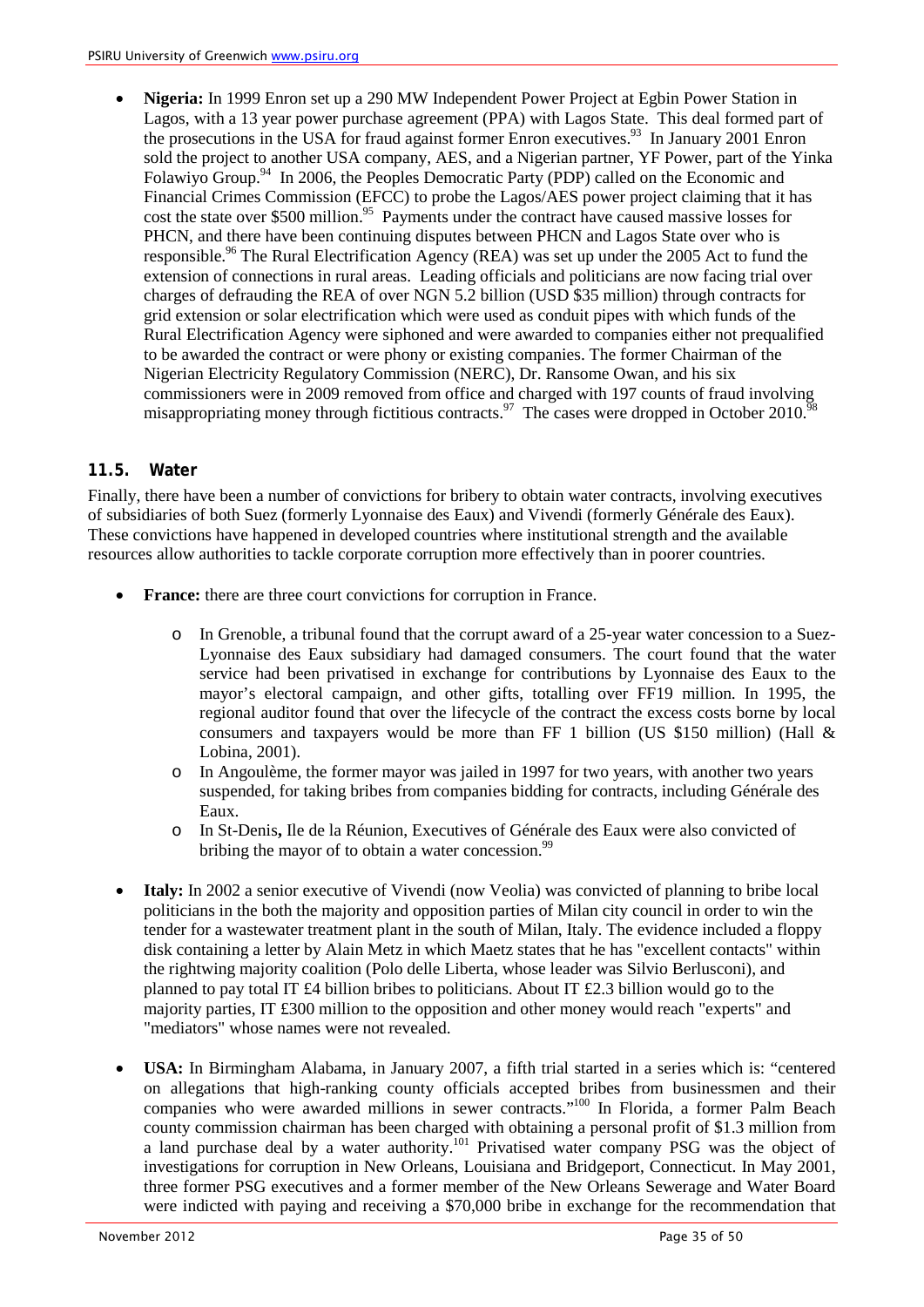- **Nigeria:** In 1999 Enron set up a 290 MW Independent Power Project at Egbin Power Station in Lagos, with a 13 year power purchase agreement (PPA) with Lagos State. This deal formed part of the prosecutions in the USA for fraud against former Enron executives.[93] In January 2001 Enron sold the project to another USA company, AES, and a Nigerian partner, YF Power, part of the Yinka Folawiyo Group.[94] In 2006, the Peoples Democratic Party (PDP) called on the Economic and Financial Crimes Commission (EFCC) to probe the Lagos/AES power project claiming that it has cost the state over $500 million.[95] Payments under the contract have caused massive losses for PHCN, and there have been continuing disputes between PHCN and Lagos State over who is responsible.[96] The Rural Electrification Agency (REA) was set up under the 2005 Act to fund the extension of connections in rural areas. Leading officials and politicians are now facing trial over charges of defrauding the REA of over NGN 5.2 billion (USD $35 million) through contracts for grid extension or solar electrification which were used as conduit pipes with which funds of the Rural Electrification Agency were siphoned and were awarded to companies either not prequalified to be awarded the contract or were phony or existing companies. The former Chairman of the Nigerian Electricity Regulatory Commission (NERC), Dr. Ransome Owan, and his six commissioners were in 2009 removed from office and charged with 197 counts of fraud involving misappropriating money through fictitious contracts.[97] The cases were dropped in October 2010.[98]

### 11.5. Water

Finally, there have been a number of convictions for bribery to obtain water contracts, involving executives of subsidiaries of both Suez (formerly Lyonnaise des Eaux) and Vivendi (formerly Générale des Eaux). These convictions have happened in developed countries where institutional strength and the available resources allow authorities to tackle corporate corruption more effectively than in poorer countries.

- **France:** there are three court convictions for corruption in France.
  - In Grenoble, a tribunal found that the corrupt award of a 25-year water concession to a Suez-Lyonnaise des Eaux subsidiary had damaged consumers. The court found that the water service had been privatised in exchange for contributions by Lyonnaise des Eaux to the mayor's electoral campaign, and other gifts, totalling over FF19 million. In 1995, the regional auditor found that over the lifecycle of the contract the excess costs borne by local consumers and taxpayers would be more than FF 1 billion (US $150 million) (Hall & Lobina, 2001).
  - In Angoulème, the former mayor was jailed in 1997 for two years, with another two years suspended, for taking bribes from companies bidding for contracts, including Générale des Eaux.
  - In St-Denis**,** Ile de la Réunion, Executives of Générale des Eaux were also convicted of bribing the mayor of to obtain a water concession.[99]

- **Italy:** In 2002 a senior executive of Vivendi (now Veolia) was convicted of planning to bribe local politicians in the both the majority and opposition parties of Milan city council in order to win the tender for a wastewater treatment plant in the south of Milan, Italy. The evidence included a floppy disk containing a letter by Alain Metz in which Maetz states that he has "excellent contacts" within the rightwing majority coalition (Polo delle Liberta, whose leader was Silvio Berlusconi), and planned to pay total IT £4 billion bribes to politicians. About IT £2.3 billion would go to the majority parties, IT £300 million to the opposition and other money would reach "experts" and "mediators" whose names were not revealed.

- **USA:** In Birmingham Alabama, in January 2007, a fifth trial started in a series which is: "centered on allegations that high-ranking county officials accepted bribes from businessmen and their companies who were awarded millions in sewer contracts."[100] In Florida, a former Palm Beach county commission chairman has been charged with obtaining a personal profit of $1.3 million from a land purchase deal by a water authority.[101] Privatised water company PSG was the object of investigations for corruption in New Orleans, Louisiana and Bridgeport, Connecticut. In May 2001, three former PSG executives and a former member of the New Orleans Sewerage and Water Board were indicted with paying and receiving a $70,000 bribe in exchange for the recommendation that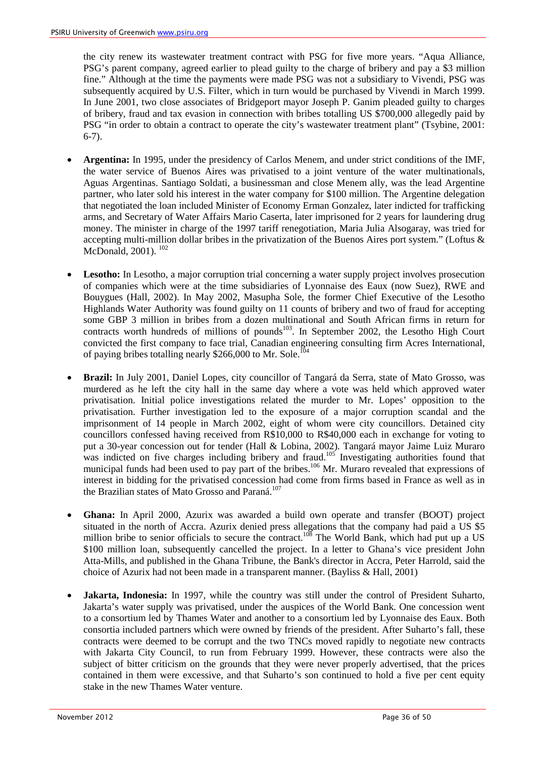the city renew its wastewater treatment contract with PSG for five more years. "Aqua Alliance, PSG's parent company, agreed earlier to plead guilty to the charge of bribery and pay a $3 million fine." Although at the time the payments were made PSG was not a subsidiary to Vivendi, PSG was subsequently acquired by U.S. Filter, which in turn would be purchased by Vivendi in March 1999. In June 2001, two close associates of Bridgeport mayor Joseph P. Ganim pleaded guilty to charges of bribery, fraud and tax evasion in connection with bribes totalling US $700,000 allegedly paid by PSG "in order to obtain a contract to operate the city's wastewater treatment plant" (Tsybine, 2001: 6-7).

- **Argentina:** In 1995, under the presidency of Carlos Menem, and under strict conditions of the IMF, the water service of Buenos Aires was privatised to a joint venture of the water multinationals, Aguas Argentinas. Santiago Soldati, a businessman and close Menem ally, was the lead Argentine partner, who later sold his interest in the water company for $100 million. The Argentine delegation that negotiated the loan included Minister of Economy Erman Gonzalez, later indicted for trafficking arms, and Secretary of Water Affairs Mario Caserta, later imprisoned for 2 years for laundering drug money. The minister in charge of the 1997 tariff renegotiation, Maria Julia Alsogaray, was tried for accepting multi-million dollar bribes in the privatization of the Buenos Aires port system." (Loftus & McDonald, 2001). [102]

- **Lesotho:** In Lesotho, a major corruption trial concerning a water supply project involves prosecution of companies which were at the time subsidiaries of Lyonnaise des Eaux (now Suez), RWE and Bouygues (Hall, 2002). In May 2002, Masupha Sole, the former Chief Executive of the Lesotho Highlands Water Authority was found guilty on 11 counts of bribery and two of fraud for accepting some GBP 3 million in bribes from a dozen multinational and South African firms in return for contracts worth hundreds of millions of pounds[103]. In September 2002, the Lesotho High Court convicted the first company to face trial, Canadian engineering consulting firm Acres International, of paying bribes totalling nearly $266,000 to Mr. Sole.[104]

- **Brazil:** In July 2001, Daniel Lopes, city councillor of Tangará da Serra, state of Mato Grosso, was murdered as he left the city hall in the same day where a vote was held which approved water privatisation. Initial police investigations related the murder to Mr. Lopes' opposition to the privatisation. Further investigation led to the exposure of a major corruption scandal and the imprisonment of 14 people in March 2002, eight of whom were city councillors. Detained city councillors confessed having received from R$10,000 to R$40,000 each in exchange for voting to put a 30-year concession out for tender (Hall & Lobina, 2002). Tangará mayor Jaime Luiz Muraro was indicted on five charges including bribery and fraud.[105] Investigating authorities found that municipal funds had been used to pay part of the bribes.[106] Mr. Muraro revealed that expressions of interest in bidding for the privatised concession had come from firms based in France as well as in the Brazilian states of Mato Grosso and Paraná.[107]

- **Ghana:** In April 2000, Azurix was awarded a build own operate and transfer (BOOT) project situated in the north of Accra. Azurix denied press allegations that the company had paid a US $5 million bribe to senior officials to secure the contract.[108] The World Bank, which had put up a US $100 million loan, subsequently cancelled the project. In a letter to Ghana's vice president John Atta-Mills, and published in the Ghana Tribune, the Bank's director in Accra, Peter Harrold, said the choice of Azurix had not been made in a transparent manner. (Bayliss & Hall, 2001)

- **Jakarta, Indonesia:** In 1997, while the country was still under the control of President Suharto, Jakarta's water supply was privatised, under the auspices of the World Bank. One concession went to a consortium led by Thames Water and another to a consortium led by Lyonnaise des Eaux. Both consortia included partners which were owned by friends of the president. After Suharto's fall, these contracts were deemed to be corrupt and the two TNCs moved rapidly to negotiate new contracts with Jakarta City Council, to run from February 1999. However, these contracts were also the subject of bitter criticism on the grounds that they were never properly advertised, that the prices contained in them were excessive, and that Suharto's son continued to hold a five per cent equity stake in the new Thames Water venture.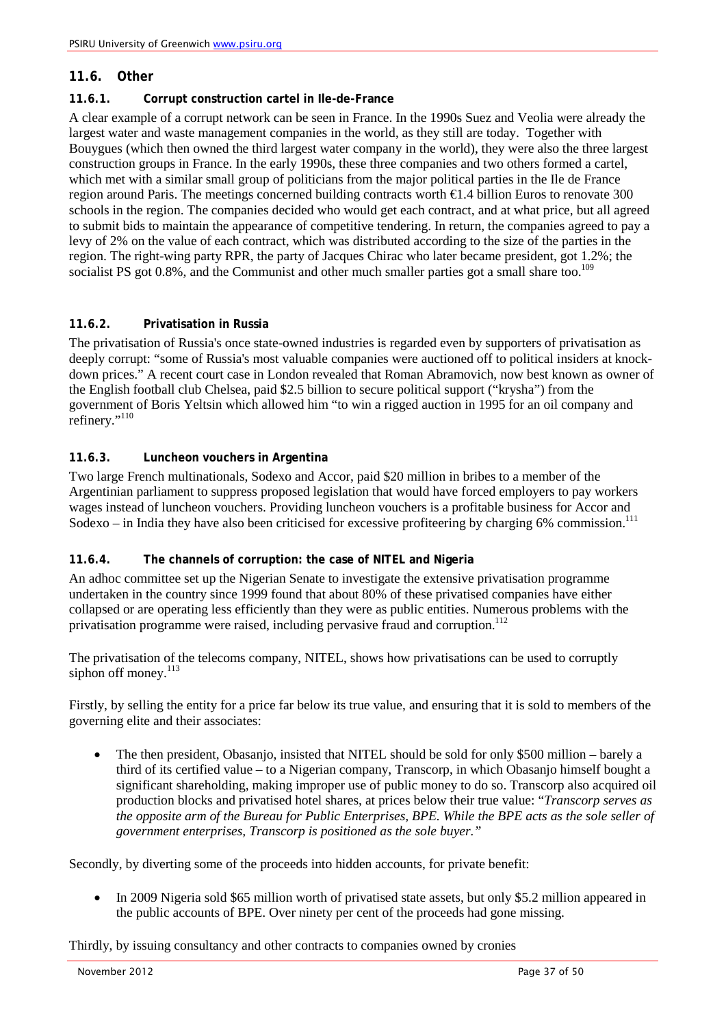## 11.6. Other

### 11.6.1. Corrupt construction cartel in Ile-de-France

A clear example of a corrupt network can be seen in France. In the 1990s Suez and Veolia were already the largest water and waste management companies in the world, as they still are today. Together with Bouygues (which then owned the third largest water company in the world), they were also the three largest construction groups in France. In the early 1990s, these three companies and two others formed a cartel, which met with a similar small group of politicians from the major political parties in the Ile de France region around Paris. The meetings concerned building contracts worth €1.4 billion Euros to renovate 300 schools in the region. The companies decided who would get each contract, and at what price, but all agreed to submit bids to maintain the appearance of competitive tendering. In return, the companies agreed to pay a levy of 2% on the value of each contract, which was distributed according to the size of the parties in the region. The right-wing party RPR, the party of Jacques Chirac who later became president, got 1.2%; the socialist PS got 0.8%, and the Communist and other much smaller parties got a small share too.[109]

### 11.6.2. Privatisation in Russia

The privatisation of Russia's once state-owned industries is regarded even by supporters of privatisation as deeply corrupt: "some of Russia's most valuable companies were auctioned off to political insiders at knock-down prices." A recent court case in London revealed that Roman Abramovich, now best known as owner of the English football club Chelsea, paid \$2.5 billion to secure political support ("krysha") from the government of Boris Yeltsin which allowed him "to win a rigged auction in 1995 for an oil company and refinery."[110]

### 11.6.3. Luncheon vouchers in Argentina

Two large French multinationals, Sodexo and Accor, paid \$20 million in bribes to a member of the Argentinian parliament to suppress proposed legislation that would have forced employers to pay workers wages instead of luncheon vouchers. Providing luncheon vouchers is a profitable business for Accor and Sodexo – in India they have also been criticised for excessive profiteering by charging 6% commission.[111]

### 11.6.4. The channels of corruption: the case of NITEL and Nigeria

An adhoc committee set up the Nigerian Senate to investigate the extensive privatisation programme undertaken in the country since 1999 found that about 80% of these privatised companies have either collapsed or are operating less efficiently than they were as public entities. Numerous problems with the privatisation programme were raised, including pervasive fraud and corruption.[112]

The privatisation of the telecoms company, NITEL, shows how privatisations can be used to corruptly siphon off money.[113]

Firstly, by selling the entity for a price far below its true value, and ensuring that it is sold to members of the governing elite and their associates:

- The then president, Obasanjo, insisted that NITEL should be sold for only \$500 million – barely a third of its certified value – to a Nigerian company, Transcorp, in which Obasanjo himself bought a significant shareholding, making improper use of public money to do so. Transcorp also acquired oil production blocks and privatised hotel shares, at prices below their true value: "*Transcorp serves as the opposite arm of the Bureau for Public Enterprises, BPE. While the BPE acts as the sole seller of government enterprises, Transcorp is positioned as the sole buyer.*"

Secondly, by diverting some of the proceeds into hidden accounts, for private benefit:

- In 2009 Nigeria sold \$65 million worth of privatised state assets, but only \$5.2 million appeared in the public accounts of BPE. Over ninety per cent of the proceeds had gone missing.

Thirdly, by issuing consultancy and other contracts to companies owned by cronies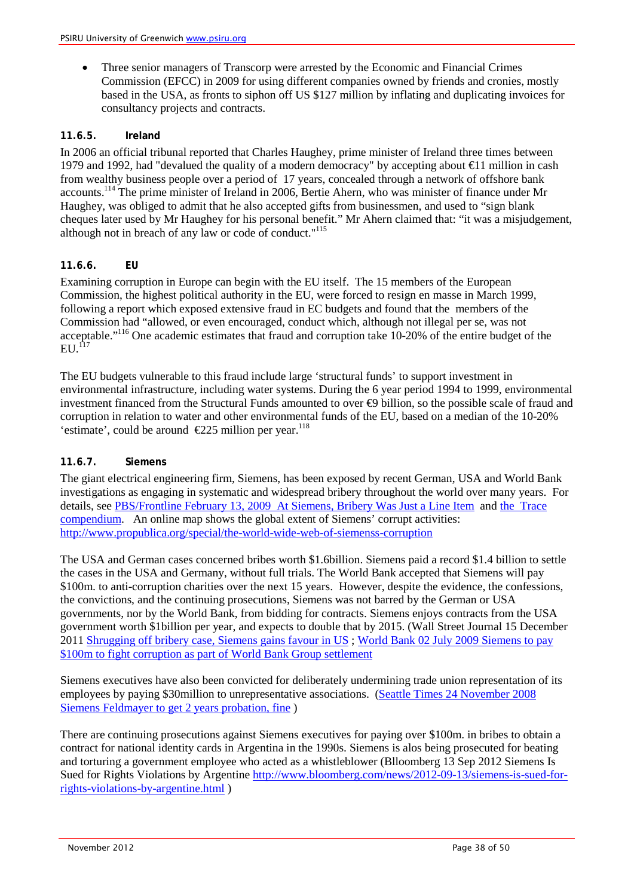- Three senior managers of Transcorp were arrested by the Economic and Financial Crimes Commission (EFCC) in 2009 for using different companies owned by friends and cronies, mostly based in the USA, as fronts to siphon off US $127 million by inflating and duplicating invoices for consultancy projects and contracts.

### 11.6.5. Ireland

In 2006 an official tribunal reported that Charles Haughey, prime minister of Ireland three times between 1979 and 1992, had "devalued the quality of a modern democracy" by accepting about €11 million in cash from wealthy business people over a period of 17 years, concealed through a network of offshore bank accounts.[114] The prime minister of Ireland in 2006, Bertie Ahern, who was minister of finance under Mr Haughey, was obliged to admit that he also accepted gifts from businessmen, and used to "sign blank cheques later used by Mr Haughey for his personal benefit." Mr Ahern claimed that: "it was a misjudgement, although not in breach of any law or code of conduct."[115]

### 11.6.6. EU

Examining corruption in Europe can begin with the EU itself. The 15 members of the European Commission, the highest political authority in the EU, were forced to resign en masse in March 1999, following a report which exposed extensive fraud in EC budgets and found that the members of the Commission had "allowed, or even encouraged, conduct which, although not illegal per se, was not acceptable."[116] One academic estimates that fraud and corruption take 10-20% of the entire budget of the EU.[117]

The EU budgets vulnerable to this fraud include large 'structural funds' to support investment in environmental infrastructure, including water systems. During the 6 year period 1994 to 1999, environmental investment financed from the Structural Funds amounted to over €9 billion, so the possible scale of fraud and corruption in relation to water and other environmental funds of the EU, based on a median of the 10-20% 'estimate', could be around €225 million per year.[118]

### 11.6.7. Siemens

The giant electrical engineering firm, Siemens, has been exposed by recent German, USA and World Bank investigations as engaging in systematic and widespread bribery throughout the world over many years. For details, see PBS/Frontline February 13, 2009 At Siemens, Bribery Was Just a Line Item and the Trace compendium. An online map shows the global extent of Siemens' corrupt activities: http://www.propublica.org/special/the-world-wide-web-of-siemenss-corruption

The USA and German cases concerned bribes worth $1.6billion. Siemens paid a record $1.4 billion to settle the cases in the USA and Germany, without full trials. The World Bank accepted that Siemens will pay $100m. to anti-corruption charities over the next 15 years. However, despite the evidence, the confessions, the convictions, and the continuing prosecutions, Siemens was not barred by the German or USA governments, nor by the World Bank, from bidding for contracts. Siemens enjoys contracts from the USA government worth $1billion per year, and expects to double that by 2015. (Wall Street Journal 15 December 2011 Shrugging off bribery case, Siemens gains favour in US ; World Bank 02 July 2009 Siemens to pay $100m to fight corruption as part of World Bank Group settlement

Siemens executives have also been convicted for deliberately undermining trade union representation of its employees by paying $30million to unrepresentative associations. (Seattle Times 24 November 2008 Siemens Feldmayer to get 2 years probation, fine )

There are continuing prosecutions against Siemens executives for paying over $100m. in bribes to obtain a contract for national identity cards in Argentina in the 1990s. Siemens is alos being prosecuted for beating and torturing a government employee who acted as a whistleblower (Blloomberg 13 Sep 2012 Siemens Is Sued for Rights Violations by Argentine http://www.bloomberg.com/news/2012-09-13/siemens-is-sued-for-rights-violations-by-argentine.html )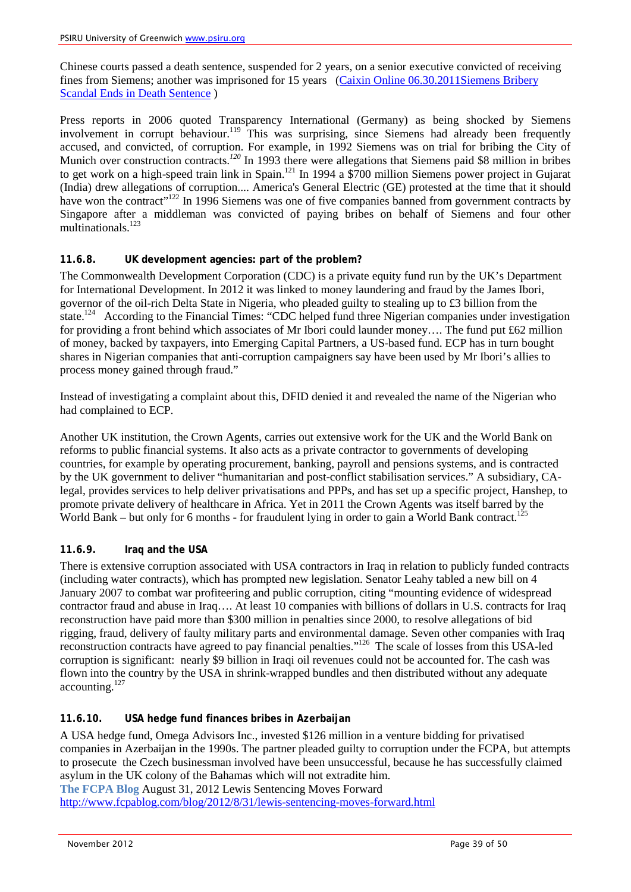Chinese courts passed a death sentence, suspended for 2 years, on a senior executive convicted of receiving fines from Siemens; another was imprisoned for 15 years (Caixin Online 06.30.2011Siemens Bribery Scandal Ends in Death Sentence )

Press reports in 2006 quoted Transparency International (Germany) as being shocked by Siemens involvement in corrupt behaviour.[119] This was surprising, since Siemens had already been frequently accused, and convicted, of corruption. For example, in 1992 Siemens was on trial for bribing the City of Munich over construction contracts.[120] In 1993 there were allegations that Siemens paid $8 million in bribes to get work on a high-speed train link in Spain.[121] In 1994 a $700 million Siemens power project in Gujarat (India) drew allegations of corruption.... America's General Electric (GE) protested at the time that it should have won the contract"[122] In 1996 Siemens was one of five companies banned from government contracts by Singapore after a middleman was convicted of paying bribes on behalf of Siemens and four other multinationals.[123]

### 11.6.8. UK development agencies: part of the problem?

The Commonwealth Development Corporation (CDC) is a private equity fund run by the UK's Department for International Development. In 2012 it was linked to money laundering and fraud by the James Ibori, governor of the oil-rich Delta State in Nigeria, who pleaded guilty to stealing up to £3 billion from the state.[124] According to the Financial Times: "CDC helped fund three Nigerian companies under investigation for providing a front behind which associates of Mr Ibori could launder money…. The fund put £62 million of money, backed by taxpayers, into Emerging Capital Partners, a US-based fund. ECP has in turn bought shares in Nigerian companies that anti-corruption campaigners say have been used by Mr Ibori's allies to process money gained through fraud."

Instead of investigating a complaint about this, DFID denied it and revealed the name of the Nigerian who had complained to ECP.

Another UK institution, the Crown Agents, carries out extensive work for the UK and the World Bank on reforms to public financial systems. It also acts as a private contractor to governments of developing countries, for example by operating procurement, banking, payroll and pensions systems, and is contracted by the UK government to deliver "humanitarian and post-conflict stabilisation services." A subsidiary, CA-legal, provides services to help deliver privatisations and PPPs, and has set up a specific project, Hanshep, to promote private delivery of healthcare in Africa. Yet in 2011 the Crown Agents was itself barred by the World Bank – but only for 6 months - for fraudulent lying in order to gain a World Bank contract.[125]

### 11.6.9. Iraq and the USA

There is extensive corruption associated with USA contractors in Iraq in relation to publicly funded contracts (including water contracts), which has prompted new legislation. Senator Leahy tabled a new bill on 4 January 2007 to combat war profiteering and public corruption, citing "mounting evidence of widespread contractor fraud and abuse in Iraq…. At least 10 companies with billions of dollars in U.S. contracts for Iraq reconstruction have paid more than $300 million in penalties since 2000, to resolve allegations of bid rigging, fraud, delivery of faulty military parts and environmental damage. Seven other companies with Iraq reconstruction contracts have agreed to pay financial penalties."[126] The scale of losses from this USA-led corruption is significant: nearly $9 billion in Iraqi oil revenues could not be accounted for. The cash was flown into the country by the USA in shrink-wrapped bundles and then distributed without any adequate accounting.[127]

### 11.6.10. USA hedge fund finances bribes in Azerbaijan

A USA hedge fund, Omega Advisors Inc., invested $126 million in a venture bidding for privatised companies in Azerbaijan in the 1990s. The partner pleaded guilty to corruption under the FCPA, but attempts to prosecute the Czech businessman involved have been unsuccessful, because he has successfully claimed asylum in the UK colony of the Bahamas which will not extradite him.

**The FCPA Blog** August 31, 2012 Lewis Sentencing Moves Forward
http://www.fcpablog.com/blog/2012/8/31/lewis-sentencing-moves-forward.html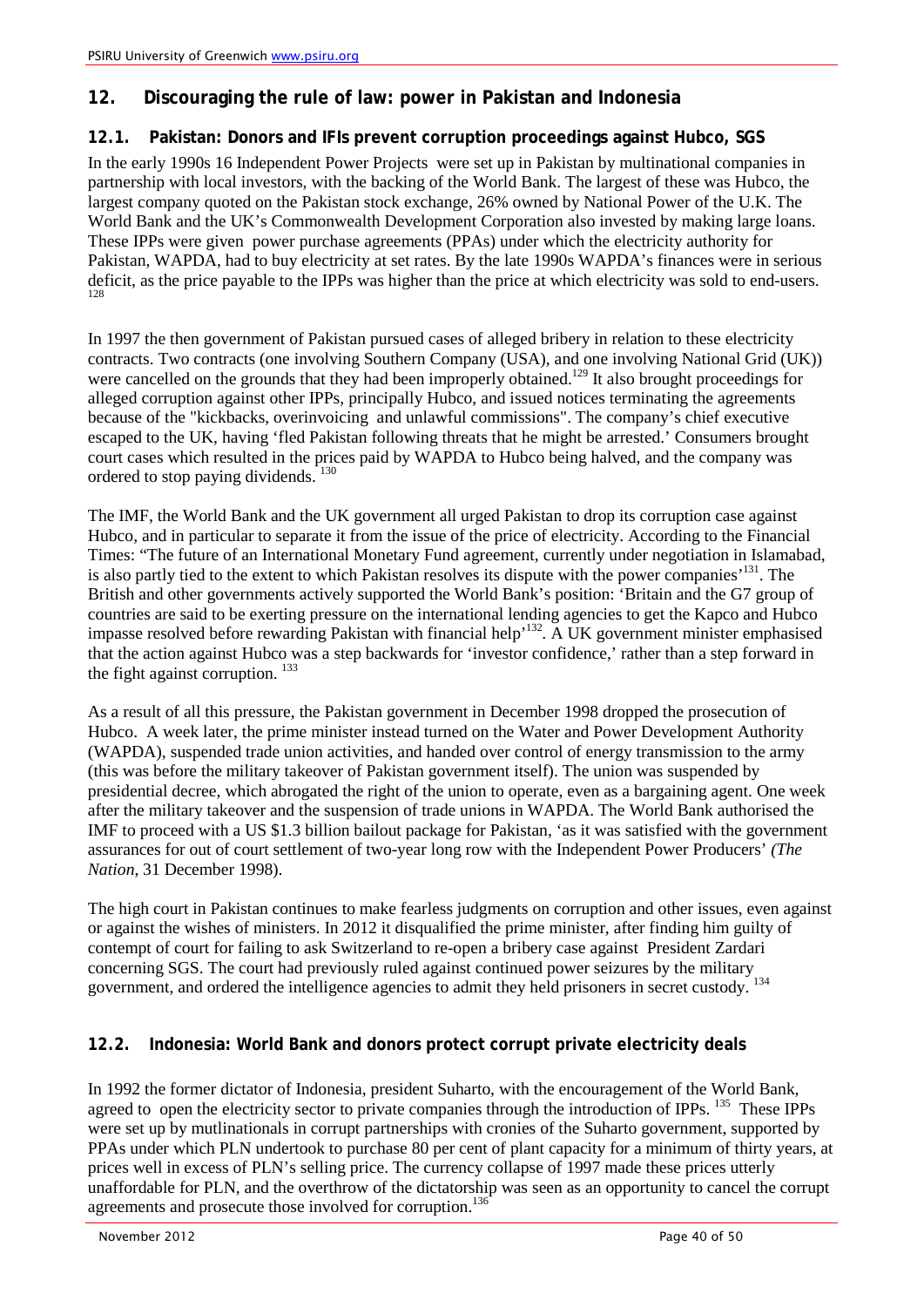## 12. Discouraging the rule of law: power in Pakistan and Indonesia

### 12.1. Pakistan: Donors and IFIs prevent corruption proceedings against Hubco, SGS

In the early 1990s 16 Independent Power Projects were set up in Pakistan by multinational companies in partnership with local investors, with the backing of the World Bank. The largest of these was Hubco, the largest company quoted on the Pakistan stock exchange, 26% owned by National Power of the U.K. The World Bank and the UK's Commonwealth Development Corporation also invested by making large loans. These IPPs were given power purchase agreements (PPAs) under which the electricity authority for Pakistan, WAPDA, had to buy electricity at set rates. By the late 1990s WAPDA's finances were in serious deficit, as the price payable to the IPPs was higher than the price at which electricity was sold to end-users.[128]

In 1997 the then government of Pakistan pursued cases of alleged bribery in relation to these electricity contracts. Two contracts (one involving Southern Company (USA), and one involving National Grid (UK)) were cancelled on the grounds that they had been improperly obtained.[129] It also brought proceedings for alleged corruption against other IPPs, principally Hubco, and issued notices terminating the agreements because of the "kickbacks, overinvoicing and unlawful commissions". The company's chief executive escaped to the UK, having 'fled Pakistan following threats that he might be arrested.' Consumers brought court cases which resulted in the prices paid by WAPDA to Hubco being halved, and the company was ordered to stop paying dividends.[130]

The IMF, the World Bank and the UK government all urged Pakistan to drop its corruption case against Hubco, and in particular to separate it from the issue of the price of electricity. According to the Financial Times: "The future of an International Monetary Fund agreement, currently under negotiation in Islamabad, is also partly tied to the extent to which Pakistan resolves its dispute with the power companies'[131]. The British and other governments actively supported the World Bank's position: 'Britain and the G7 group of countries are said to be exerting pressure on the international lending agencies to get the Kapco and Hubco impasse resolved before rewarding Pakistan with financial help'[132]. A UK government minister emphasised that the action against Hubco was a step backwards for 'investor confidence,' rather than a step forward in the fight against corruption.[133]

As a result of all this pressure, the Pakistan government in December 1998 dropped the prosecution of Hubco. A week later, the prime minister instead turned on the Water and Power Development Authority (WAPDA), suspended trade union activities, and handed over control of energy transmission to the army (this was before the military takeover of Pakistan government itself). The union was suspended by presidential decree, which abrogated the right of the union to operate, even as a bargaining agent. One week after the military takeover and the suspension of trade unions in WAPDA. The World Bank authorised the IMF to proceed with a US $1.3 billion bailout package for Pakistan, 'as it was satisfied with the government assurances for out of court settlement of two-year long row with the Independent Power Producers' *(The Nation*, 31 December 1998).

The high court in Pakistan continues to make fearless judgments on corruption and other issues, even against or against the wishes of ministers. In 2012 it disqualified the prime minister, after finding him guilty of contempt of court for failing to ask Switzerland to re-open a bribery case against President Zardari concerning SGS. The court had previously ruled against continued power seizures by the military government, and ordered the intelligence agencies to admit they held prisoners in secret custody.[134]

### 12.2. Indonesia: World Bank and donors protect corrupt private electricity deals

In 1992 the former dictator of Indonesia, president Suharto, with the encouragement of the World Bank, agreed to open the electricity sector to private companies through the introduction of IPPs.[135] These IPPs were set up by mutlinationals in corrupt partnerships with cronies of the Suharto government, supported by PPAs under which PLN undertook to purchase 80 per cent of plant capacity for a minimum of thirty years, at prices well in excess of PLN's selling price. The currency collapse of 1997 made these prices utterly unaffordable for PLN, and the overthrow of the dictatorship was seen as an opportunity to cancel the corrupt agreements and prosecute those involved for corruption.[136]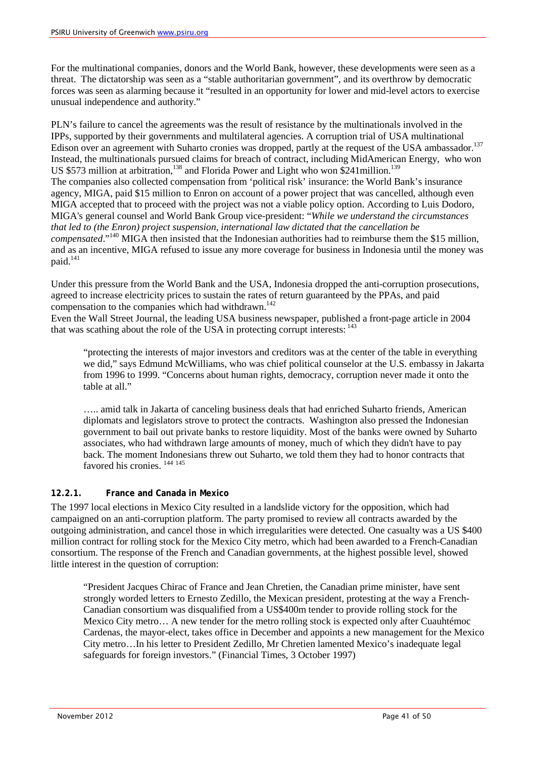For the multinational companies, donors and the World Bank, however, these developments were seen as a threat. The dictatorship was seen as a "stable authoritarian government", and its overthrow by democratic forces was seen as alarming because it "resulted in an opportunity for lower and mid-level actors to exercise unusual independence and authority."

PLN's failure to cancel the agreements was the result of resistance by the multinationals involved in the IPPs, supported by their governments and multilateral agencies. A corruption trial of USA multinational Edison over an agreement with Suharto cronies was dropped, partly at the request of the USA ambassador.[137] Instead, the multinationals pursued claims for breach of contract, including MidAmerican Energy, who won US $573 million at arbitration,[138] and Florida Power and Light who won $241million.[139]

The companies also collected compensation from 'political risk' insurance: the World Bank's insurance agency, MIGA, paid $15 million to Enron on account of a power project that was cancelled, although even MIGA accepted that to proceed with the project was not a viable policy option. According to Luis Dodoro, MIGA's general counsel and World Bank Group vice-president: "*While we understand the circumstances that led to (the Enron) project suspension, international law dictated that the cancellation be compensated*."[140] MIGA then insisted that the Indonesian authorities had to reimburse them the $15 million, and as an incentive, MIGA refused to issue any more coverage for business in Indonesia until the money was paid.[141]

Under this pressure from the World Bank and the USA, Indonesia dropped the anti-corruption prosecutions, agreed to increase electricity prices to sustain the rates of return guaranteed by the PPAs, and paid compensation to the companies which had withdrawn.[142]

Even the Wall Street Journal, the leading USA business newspaper, published a front-page article in 2004 that was scathing about the role of the USA in protecting corrupt interests: [143]

> "protecting the interests of major investors and creditors was at the center of the table in everything we did," says Edmund McWilliams, who was chief political counselor at the U.S. embassy in Jakarta from 1996 to 1999. "Concerns about human rights, democracy, corruption never made it onto the table at all."
>
> ….. amid talk in Jakarta of canceling business deals that had enriched Suharto friends, American diplomats and legislators strove to protect the contracts. Washington also pressed the Indonesian government to bail out private banks to restore liquidity. Most of the banks were owned by Suharto associates, who had withdrawn large amounts of money, much of which they didn't have to pay back. The moment Indonesians threw out Suharto, we told them they had to honor contracts that favored his cronies. [144] [145]

#### 12.2.1. France and Canada in Mexico

The 1997 local elections in Mexico City resulted in a landslide victory for the opposition, which had campaigned on an anti-corruption platform. The party promised to review all contracts awarded by the outgoing administration, and cancel those in which irregularities were detected. One casualty was a US $400 million contract for rolling stock for the Mexico City metro, which had been awarded to a French-Canadian consortium. The response of the French and Canadian governments, at the highest possible level, showed little interest in the question of corruption:

> "President Jacques Chirac of France and Jean Chretien, the Canadian prime minister, have sent strongly worded letters to Ernesto Zedillo, the Mexican president, protesting at the way a French-Canadian consortium was disqualified from a US$400m tender to provide rolling stock for the Mexico City metro… A new tender for the metro rolling stock is expected only after Cuauhtémoc Cardenas, the mayor-elect, takes office in December and appoints a new management for the Mexico City metro…In his letter to President Zedillo, Mr Chretien lamented Mexico's inadequate legal safeguards for foreign investors." (Financial Times, 3 October 1997)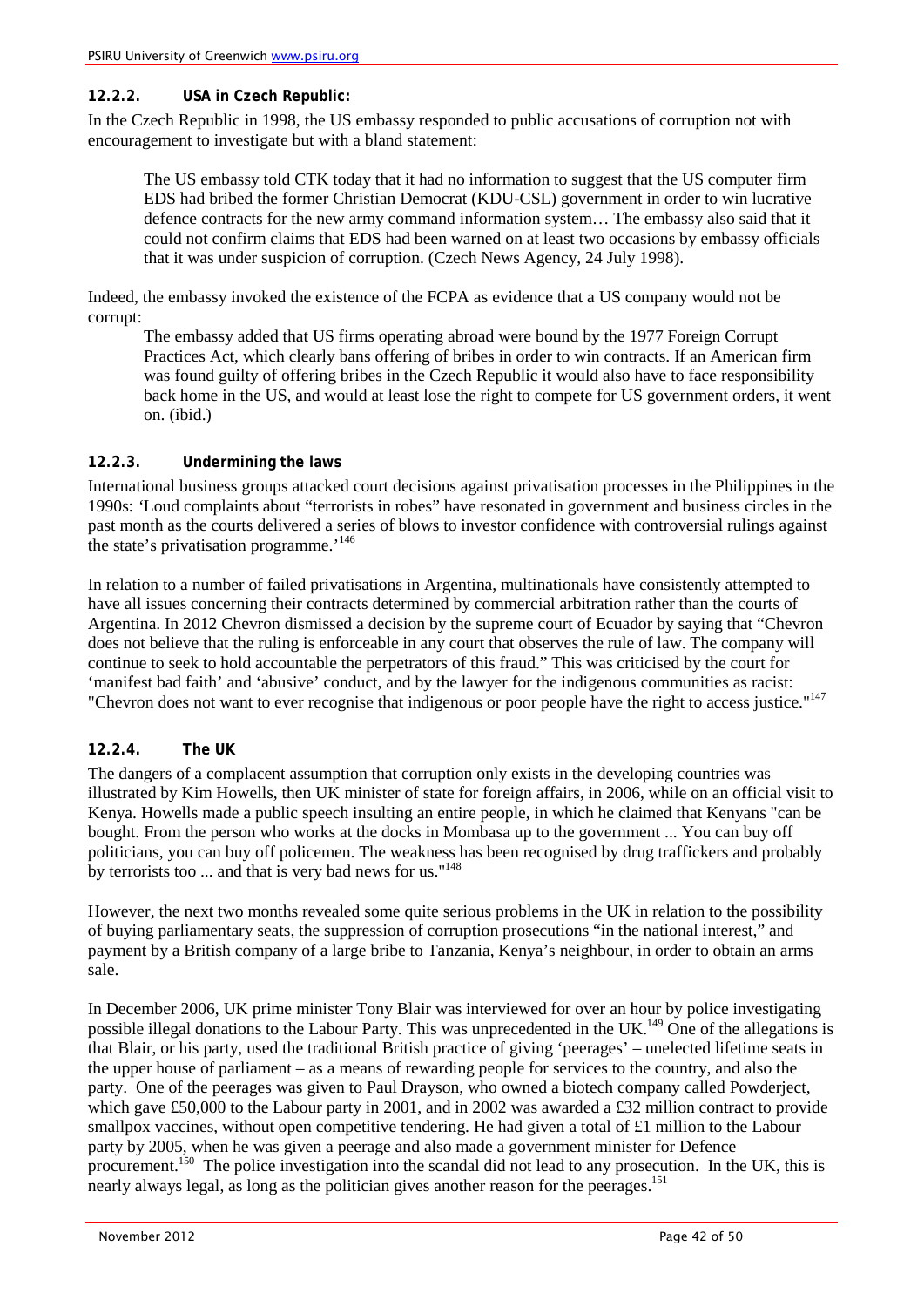#### 12.2.2. USA in Czech Republic:

In the Czech Republic in 1998, the US embassy responded to public accusations of corruption not with encouragement to investigate but with a bland statement:

> The US embassy told CTK today that it had no information to suggest that the US computer firm EDS had bribed the former Christian Democrat (KDU-CSL) government in order to win lucrative defence contracts for the new army command information system… The embassy also said that it could not confirm claims that EDS had been warned on at least two occasions by embassy officials that it was under suspicion of corruption. (Czech News Agency, 24 July 1998).

Indeed, the embassy invoked the existence of the FCPA as evidence that a US company would not be corrupt:

> The embassy added that US firms operating abroad were bound by the 1977 Foreign Corrupt Practices Act, which clearly bans offering of bribes in order to win contracts. If an American firm was found guilty of offering bribes in the Czech Republic it would also have to face responsibility back home in the US, and would at least lose the right to compete for US government orders, it went on. (ibid.)

#### 12.2.3. Undermining the laws

International business groups attacked court decisions against privatisation processes in the Philippines in the 1990s: 'Loud complaints about "terrorists in robes" have resonated in government and business circles in the past month as the courts delivered a series of blows to investor confidence with controversial rulings against the state's privatisation programme.'[146]

In relation to a number of failed privatisations in Argentina, multinationals have consistently attempted to have all issues concerning their contracts determined by commercial arbitration rather than the courts of Argentina. In 2012 Chevron dismissed a decision by the supreme court of Ecuador by saying that "Chevron does not believe that the ruling is enforceable in any court that observes the rule of law. The company will continue to seek to hold accountable the perpetrators of this fraud." This was criticised by the court for 'manifest bad faith' and 'abusive' conduct, and by the lawyer for the indigenous communities as racist: "Chevron does not want to ever recognise that indigenous or poor people have the right to access justice."[147]

#### 12.2.4. The UK

The dangers of a complacent assumption that corruption only exists in the developing countries was illustrated by Kim Howells, then UK minister of state for foreign affairs, in 2006, while on an official visit to Kenya. Howells made a public speech insulting an entire people, in which he claimed that Kenyans "can be bought. From the person who works at the docks in Mombasa up to the government ... You can buy off politicians, you can buy off policemen. The weakness has been recognised by drug traffickers and probably by terrorists too ... and that is very bad news for us."[148]

However, the next two months revealed some quite serious problems in the UK in relation to the possibility of buying parliamentary seats, the suppression of corruption prosecutions "in the national interest," and payment by a British company of a large bribe to Tanzania, Kenya's neighbour, in order to obtain an arms sale.

In December 2006, UK prime minister Tony Blair was interviewed for over an hour by police investigating possible illegal donations to the Labour Party. This was unprecedented in the UK.[149] One of the allegations is that Blair, or his party, used the traditional British practice of giving 'peerages' – unelected lifetime seats in the upper house of parliament – as a means of rewarding people for services to the country, and also the party. One of the peerages was given to Paul Drayson, who owned a biotech company called Powderject, which gave £50,000 to the Labour party in 2001, and in 2002 was awarded a £32 million contract to provide smallpox vaccines, without open competitive tendering. He had given a total of £1 million to the Labour party by 2005, when he was given a peerage and also made a government minister for Defence procurement.[150] The police investigation into the scandal did not lead to any prosecution. In the UK, this is nearly always legal, as long as the politician gives another reason for the peerages.[151]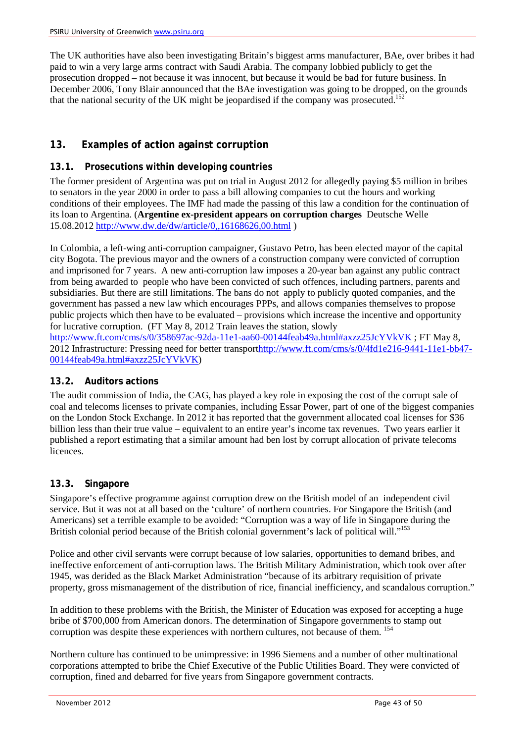The UK authorities have also been investigating Britain's biggest arms manufacturer, BAe, over bribes it had paid to win a very large arms contract with Saudi Arabia. The company lobbied publicly to get the prosecution dropped – not because it was innocent, but because it would be bad for future business. In December 2006, Tony Blair announced that the BAe investigation was going to be dropped, on the grounds that the national security of the UK might be jeopardised if the company was prosecuted.[152]

## 13. Examples of action against corruption

### 13.1. Prosecutions within developing countries

The former president of Argentina was put on trial in August 2012 for allegedly paying $5 million in bribes to senators in the year 2000 in order to pass a bill allowing companies to cut the hours and working conditions of their employees. The IMF had made the passing of this law a condition for the continuation of its loan to Argentina. (**Argentine ex-president appears on corruption charges** Deutsche Welle 15.08.2012 http://www.dw.de/dw/article/0,,16168626,00.html )

In Colombia, a left-wing anti-corruption campaigner, Gustavo Petro, has been elected mayor of the capital city Bogota. The previous mayor and the owners of a construction company were convicted of corruption and imprisoned for 7 years. A new anti-corruption law imposes a 20-year ban against any public contract from being awarded to people who have been convicted of such offences, including partners, parents and subsidiaries. But there are still limitations. The bans do not apply to publicly quoted companies, and the government has passed a new law which encourages PPPs, and allows companies themselves to propose public projects which then have to be evaluated – provisions which increase the incentive and opportunity for lucrative corruption. (FT May 8, 2012 Train leaves the station, slowly http://www.ft.com/cms/s/0/358697ac-92da-11e1-aa60-00144feab49a.html#axzz25JcYVkVK ; FT May 8, 2012 Infrastructure: Pressing need for better transporthttp://www.ft.com/cms/s/0/4fd1e216-9441-11e1-bb47-00144feab49a.html#axzz25JcYVkVK)

### 13.2. Auditors actions

The audit commission of India, the CAG, has played a key role in exposing the cost of the corrupt sale of coal and telecoms licenses to private companies, including Essar Power, part of one of the biggest companies on the London Stock Exchange. In 2012 it has reported that the government allocated coal licenses for $36 billion less than their true value – equivalent to an entire year's income tax revenues. Two years earlier it published a report estimating that a similar amount had ben lost by corrupt allocation of private telecoms licences.

### 13.3. Singapore

Singapore's effective programme against corruption drew on the British model of an independent civil service. But it was not at all based on the 'culture' of northern countries. For Singapore the British (and Americans) set a terrible example to be avoided: "Corruption was a way of life in Singapore during the British colonial period because of the British colonial government's lack of political will."[153]

Police and other civil servants were corrupt because of low salaries, opportunities to demand bribes, and ineffective enforcement of anti-corruption laws. The British Military Administration, which took over after 1945, was derided as the Black Market Administration "because of its arbitrary requisition of private property, gross mismanagement of the distribution of rice, financial inefficiency, and scandalous corruption."

In addition to these problems with the British, the Minister of Education was exposed for accepting a huge bribe of $700,000 from American donors. The determination of Singapore governments to stamp out corruption was despite these experiences with northern cultures, not because of them. [154]

Northern culture has continued to be unimpressive: in 1996 Siemens and a number of other multinational corporations attempted to bribe the Chief Executive of the Public Utilities Board. They were convicted of corruption, fined and debarred for five years from Singapore government contracts.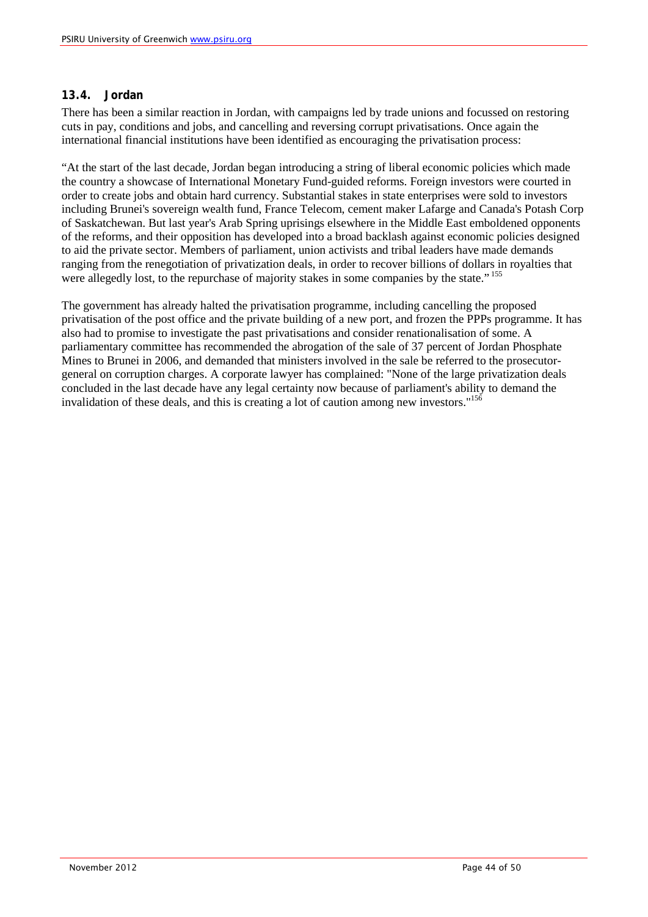### 13.4. Jordan

There has been a similar reaction in Jordan, with campaigns led by trade unions and focussed on restoring cuts in pay, conditions and jobs, and cancelling and reversing corrupt privatisations. Once again the international financial institutions have been identified as encouraging the privatisation process:

"At the start of the last decade, Jordan began introducing a string of liberal economic policies which made the country a showcase of International Monetary Fund-guided reforms. Foreign investors were courted in order to create jobs and obtain hard currency. Substantial stakes in state enterprises were sold to investors including Brunei's sovereign wealth fund, France Telecom, cement maker Lafarge and Canada's Potash Corp of Saskatchewan. But last year's Arab Spring uprisings elsewhere in the Middle East emboldened opponents of the reforms, and their opposition has developed into a broad backlash against economic policies designed to aid the private sector. Members of parliament, union activists and tribal leaders have made demands ranging from the renegotiation of privatization deals, in order to recover billions of dollars in royalties that were allegedly lost, to the repurchase of majority stakes in some companies by the state." [155]

The government has already halted the privatisation programme, including cancelling the proposed privatisation of the post office and the private building of a new port, and frozen the PPPs programme. It has also had to promise to investigate the past privatisations and consider renationalisation of some. A parliamentary committee has recommended the abrogation of the sale of 37 percent of Jordan Phosphate Mines to Brunei in 2006, and demanded that ministers involved in the sale be referred to the prosecutor-general on corruption charges. A corporate lawyer has complained: "None of the large privatization deals concluded in the last decade have any legal certainty now because of parliament's ability to demand the invalidation of these deals, and this is creating a lot of caution among new investors."[156]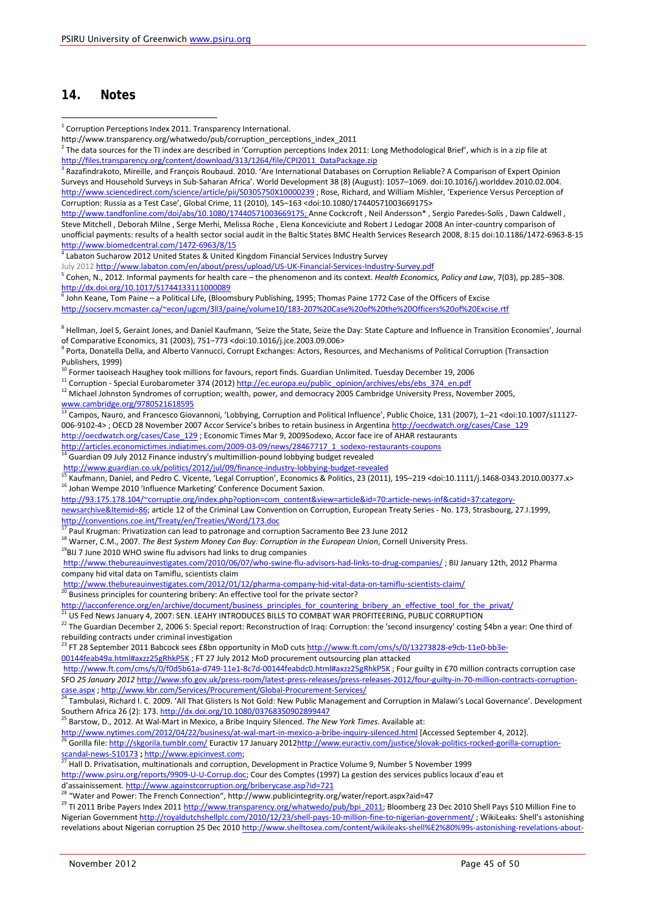## 14. Notes

[1] Corruption Perceptions Index 2011. Transparency International. http://www.transparency.org/whatwedo/pub/corruption_perceptions_index_2011

[2] The data sources for the TI index are described in 'Corruption perceptions Index 2011: Long Methodological Brief', which is in a zip file at http://files.transparency.org/content/download/313/1264/file/CPI2011_DataPackage.zip

[3] Razafindrakoto, Mireille, and François Roubaud. 2010. 'Are International Databases on Corruption Reliable? A Comparison of Expert Opinion Surveys and Household Surveys in Sub-Saharan Africa'. World Development 38 (8) (August): 1057–1069. doi:10.1016/j.worlddev.2010.02.004. http://www.sciencedirect.com/science/article/pii/S0305750X10000239 ; Rose, Richard, and William Mishler, 'Experience Versus Perception of Corruption: Russia as a Test Case', Global Crime, 11 (2010), 145–163 <doi:10.1080/17440571003669175> http://www.tandfonline.com/doi/abs/10.1080/17440571003669175; Anne Cockcroft , Neil Andersson* , Sergio Paredes-Solís , Dawn Caldwell , Steve Mitchell , Deborah Milne , Serge Merhi, Melissa Roche , Elena Konceviciute and Robert J Ledogar 2008 An inter-country comparison of unofficial payments: results of a health sector social audit in the Baltic States BMC Health Services Research 2008, 8:15 doi:10.1186/1472-6963-8-15 http://www.biomedcentral.com/1472-6963/8/15

[4] Labaton Sucharow 2012 United States & United Kingdom Financial Services Industry Survey July 2012 http://www.labaton.com/en/about/press/upload/US-UK-Financial-Services-Industry-Survey.pdf

[5] Cohen, N., 2012. Informal payments for health care – the phenomenon and its context. *Health Economics, Policy and Law*, 7(03), pp.285–308. http://dx.doi.org/10.1017/S1744133111000089

[6] John Keane, Tom Paine – a Political Life, (Bloomsbury Publishing, 1995; Thomas Paine 1772 Case of the Officers of Excise http://socserv.mcmaster.ca/~econ/ugcm/3ll3/paine/volume10/183-207%20Case%20of%20the%20Officers%20of%20Excise.rtf

[8] Hellman, Joel S, Geraint Jones, and Daniel Kaufmann, 'Seize the State, Seize the Day: State Capture and Influence in Transition Economies', Journal of Comparative Economics, 31 (2003), 751–773 <doi:10.1016/j.jce.2003.09.006>

[9] Porta, Donatella Della, and Alberto Vannucci, Corrupt Exchanges: Actors, Resources, and Mechanisms of Political Corruption (Transaction Publishers, 1999)

[10] Former taoiseach Haughey took millions for favours, report finds. Guardian Unlimited. Tuesday December 19, 2006

[11] Corruption - Special Eurobarometer 374 (2012) http://ec.europa.eu/public_opinion/archives/ebs/ebs_374_en.pdf

[12] Michael Johnston Syndromes of corruption; wealth, power, and democracy 2005 Cambridge University Press, November 2005, www.cambridge.org/9780521618595

[13] Campos, Nauro, and Francesco Giovannoni, 'Lobbying, Corruption and Political Influence', Public Choice, 131 (2007), 1–21 <doi:10.1007/s11127-006-9102-4> ; OECD 28 November 2007 Accor Service's bribes to retain business in Argentina http://oecdwatch.org/cases/Case_129 http://oecdwatch.org/cases/Case_129 ; Economic Times Mar 9, 2009Sodexo, Accor face ire of AHAR restaurants http://articles.economictimes.indiatimes.com/2009-03-09/news/28467717_1_sodexo-restaurants-coupons

[14] Guardian 09 July 2012 Finance industry's multimillion-pound lobbying budget revealed http://www.guardian.co.uk/politics/2012/jul/09/finance-industry-lobbying-budget-revealed

[15] Kaufmann, Daniel, and Pedro C. Vicente, 'Legal Corruption', Economics & Politics, 23 (2011), 195–219 <doi:10.1111/j.1468-0343.2010.00377.x>

[16] Johan Wempe 2010 'Influence Marketing' Conference Document Saxion. http://93.175.178.104/~corruptie.org/index.php?option=com_content&view=article&id=70:article-news-inf&catid=37:category-newsarchive&Itemid=86; article 12 of the Criminal Law Convention on Corruption, European Treaty Series - No. 173, Strasbourg, 27.I.1999, http://conventions.coe.int/Treaty/en/Treaties/Word/173.doc

[17] Paul Krugman: Privatization can lead to patronage and corruption Sacramento Bee 23 June 2012

[18] Warner, C.M., 2007. *The Best System Money Can Buy: Corruption in the European Union*, Cornell University Press.

[19] BIJ 7 June 2010 WHO swine flu advisors had links to drug companies http://www.thebureauinvestigates.com/2010/06/07/who-swine-flu-advisors-had-links-to-drug-companies/ ; BIJ January 12th, 2012 Pharma company hid vital data on Tamiflu, scientists claim http://www.thebureauinvestigates.com/2012/01/12/pharma-company-hid-vital-data-on-tamiflu-scientists-claim/

[20] Business principles for countering bribery: An effective tool for the private sector? http://iacconference.org/en/archive/document/business_principles_for_countering_bribery_an_effective_tool_for_the_privat/

[21] US Fed News January 4, 2007: SEN. LEAHY INTRODUCES BILLS TO COMBAT WAR PROFITEERING, PUBLIC CORRUPTION

[22] The Guardian December 2, 2006 S: Special report: Reconstruction of Iraq: Corruption: the 'second insurgency' costing $4bn a year: One third of rebuilding contracts under criminal investigation

[23] FT 28 September 2011 Babcock sees £8bn opportunity in MoD cuts http://www.ft.com/cms/s/0/13273828-e9cb-11e0-bb3e-00144feab49a.html#axzz25gRhkP5K ; FT 27 July 2012 MoD procurement outsourcing plan attacked http://www.ft.com/cms/s/0/f0d5b61a-d749-11e1-8c7d-00144feabdc0.html#axzz25gRhkP5K ; Four guilty in £70 million contracts corruption case SFO *25 January 2012* http://www.sfo.gov.uk/press-room/latest-press-releases/press-releases-2012/four-guilty-in-70-million-contracts-corruption-case.aspx ; http://www.kbr.com/Services/Procurement/Global-Procurement-Services/

[24] Tambulasi, Richard I. C. 2009. 'All That Glisters Is Not Gold: New Public Management and Corruption in Malawi's Local Governance'. Development Southern Africa 26 (2): 173. http://dx.doi.org/10.1080/03768350902899447

[25] Barstow, D., 2012. At Wal-Mart in Mexico, a Bribe Inquiry Silenced. *The New York Times*. Available at: http://www.nytimes.com/2012/04/22/business/at-wal-mart-in-mexico-a-bribe-inquiry-silenced.html [Accessed September 4, 2012].

[26] Gorilla file: http://skgorila.tumblr.com/ Euractiv 17 January 2012http://www.euractiv.com/justice/slovak-politics-rocked-gorilla-corruption-scandal-news-510173 **;** http://www.epicinvest.com;

[27] Hall D. Privatisation, multinationals and corruption, Development in Practice Volume 9, Number 5 November 1999 http://www.psiru.org/reports/9909-U-U-Corrup.doc; Cour des Comptes (1997) La gestion des services publics locaux d'eau et d'assainissement. http://www.againstcorruption.org/briberycase.asp?id=721

[28] "Water and Power: The French Connection", http://www.publicintegrity.org/water/report.aspx?aid=47

[29] TI 2011 Bribe Payers Index 2011 http://www.transparency.org/whatwedo/pub/bpi_2011; Bloomberg 23 Dec 2010 Shell Pays $10 Million Fine to Nigerian Government http://royaldutchshellplc.com/2010/12/23/shell-pays-10-million-fine-to-nigerian-government/ ; WikiLeaks: Shell's astonishing revelations about Nigerian corruption 25 Dec 2010 http://www.shelltosea.com/content/wikileaks-shell%E2%80%99s-astonishing-revelations-about-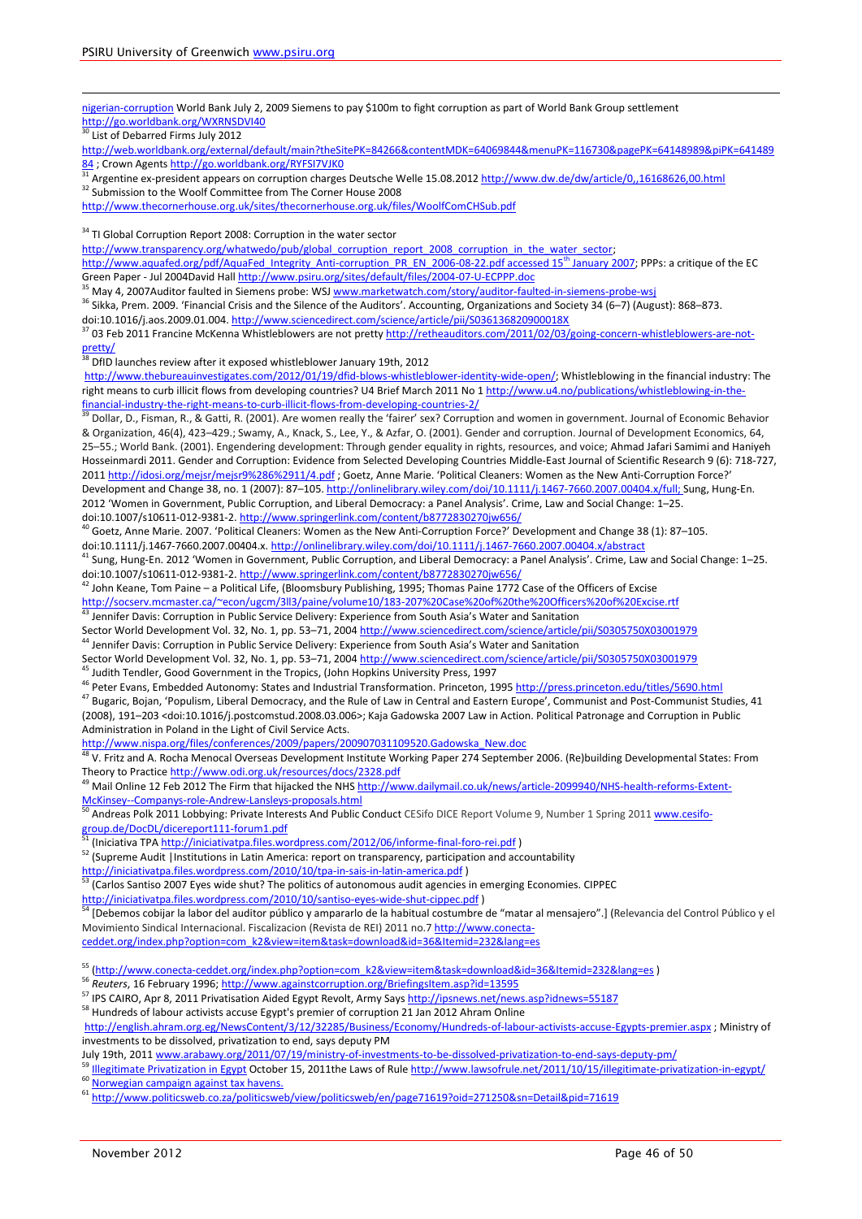nigerian-corruption World Bank July 2, 2009 Siemens to pay $100m to fight corruption as part of World Bank Group settlement http://go.worldbank.org/WXRNSDVI40

[30] List of Debarred Firms July 2012 http://web.worldbank.org/external/default/main?theSitePK=84266&contentMDK=64069844&menuPK=116730&pagePK=64148989&piPK=64148984 ; Crown Agents http://go.worldbank.org/RYFSI7VJK0

[31] Argentine ex-president appears on corruption charges Deutsche Welle 15.08.2012 http://www.dw.de/dw/article/0,,16168626,00.html

[32] Submission to the Woolf Committee from The Corner House 2008 http://www.thecornerhouse.org.uk/sites/thecornerhouse.org.uk/files/WoolfComCHSub.pdf

[34] TI Global Corruption Report 2008: Corruption in the water sector http://www.transparency.org/whatwedo/pub/global_corruption_report_2008_corruption_in_the_water_sector; http://www.aquafed.org/pdf/AquaFed_Integrity_Anti-corruption_PR_EN_2006-08-22.pdf accessed 15th January 2007; PPPs: a critique of the EC Green Paper - Jul 2004David Hall http://www.psiru.org/sites/default/files/2004-07-U-ECPPP.doc

[35] May 4, 2007Auditor faulted in Siemens probe: WSJ www.marketwatch.com/story/auditor-faulted-in-siemens-probe-wsj

[36] Sikka, Prem. 2009. 'Financial Crisis and the Silence of the Auditors'. Accounting, Organizations and Society 34 (6–7) (August): 868–873. doi:10.1016/j.aos.2009.01.004. http://www.sciencedirect.com/science/article/pii/S036136820900018X

[37] 03 Feb 2011 Francine McKenna Whistleblowers are not pretty http://retheauditors.com/2011/02/03/going-concern-whistleblowers-are-not-pretty/

[38] DfID launches review after it exposed whistleblower January 19th, 2012 http://www.thebureauinvestigates.com/2012/01/19/dfid-blows-whistleblower-identity-wide-open/; Whistleblowing in the financial industry: The right means to curb illicit flows from developing countries? U4 Brief March 2011 No 1 http://www.u4.no/publications/whistleblowing-in-the-financial-industry-the-right-means-to-curb-illicit-flows-from-developing-countries-2/

[39] Dollar, D., Fisman, R., & Gatti, R. (2001). Are women really the 'fairer' sex? Corruption and women in government. Journal of Economic Behavior & Organization, 46(4), 423–429.; Swamy, A., Knack, S., Lee, Y., & Azfar, O. (2001). Gender and corruption. Journal of Development Economics, 64, 25–55.; World Bank. (2001). Engendering development: Through gender equality in rights, resources, and voice; Ahmad Jafari Samimi and Haniyeh Hosseinmardi 2011. Gender and Corruption: Evidence from Selected Developing Countries Middle-East Journal of Scientific Research 9 (6): 718-727, 2011 http://idosi.org/mejsr/mejsr9%286%2911/4.pdf ; Goetz, Anne Marie. 'Political Cleaners: Women as the New Anti-Corruption Force?' Development and Change 38, no. 1 (2007): 87–105. http://onlinelibrary.wiley.com/doi/10.1111/j.1467-7660.2007.00404.x/full; Sung, Hung-En. 2012 'Women in Government, Public Corruption, and Liberal Democracy: a Panel Analysis'. Crime, Law and Social Change: 1–25. doi:10.1007/s10611-012-9381-2. http://www.springerlink.com/content/b8772830270jw656/

[40] Goetz, Anne Marie. 2007. 'Political Cleaners: Women as the New Anti-Corruption Force?' Development and Change 38 (1): 87–105. doi:10.1111/j.1467-7660.2007.00404.x. http://onlinelibrary.wiley.com/doi/10.1111/j.1467-7660.2007.00404.x/abstract

[41] Sung, Hung-En. 2012 'Women in Government, Public Corruption, and Liberal Democracy: a Panel Analysis'. Crime, Law and Social Change: 1–25. doi:10.1007/s10611-012-9381-2. http://www.springerlink.com/content/b8772830270jw656/

[42] John Keane, Tom Paine – a Political Life, (Bloomsbury Publishing, 1995; Thomas Paine 1772 Case of the Officers of Excise http://socserv.mcmaster.ca/~econ/ugcm/3ll3/paine/volume10/183-207%20Case%20of%20the%20Officers%20of%20Excise.rtf

[43] Jennifer Davis: Corruption in Public Service Delivery: Experience from South Asia's Water and Sanitation Sector World Development Vol. 32, No. 1, pp. 53–71, 2004 http://www.sciencedirect.com/science/article/pii/S0305750X03001979

[44] Jennifer Davis: Corruption in Public Service Delivery: Experience from South Asia's Water and Sanitation Sector World Development Vol. 32, No. 1, pp. 53–71, 2004 http://www.sciencedirect.com/science/article/pii/S0305750X03001979

[45] Judith Tendler, Good Government in the Tropics, (John Hopkins University Press, 1997

[46] Peter Evans, Embedded Autonomy: States and Industrial Transformation. Princeton, 1995 http://press.princeton.edu/titles/5690.html

[47] Bugaric, Bojan, 'Populism, Liberal Democracy, and the Rule of Law in Central and Eastern Europe', Communist and Post-Communist Studies, 41 (2008), 191–203 <doi:10.1016/j.postcomstud.2008.03.006>; Kaja Gadowska 2007 Law in Action. Political Patronage and Corruption in Public Administration in Poland in the Light of Civil Service Acts. http://www.nispa.org/files/conferences/2009/papers/200907031109520.Gadowska_New.doc

[48] V. Fritz and A. Rocha Menocal Overseas Development Institute Working Paper 274 September 2006. (Re)building Developmental States: From Theory to Practice http://www.odi.org.uk/resources/docs/2328.pdf

[49] Mail Online 12 Feb 2012 The Firm that hijacked the NHS http://www.dailymail.co.uk/news/article-2099940/NHS-health-reforms-Extent-McKinsey--Companys-role-Andrew-Lansleys-proposals.html

[50] Andreas Polk 2011 Lobbying: Private Interests And Public Conduct CESifo DICE Report Volume 9, Number 1 Spring 2011 www.cesifo-group.de/DocDL/dicereport111-forum1.pdf

[51] (Iniciativa TPA http://iniciativatpa.files.wordpress.com/2012/06/informe-final-foro-rei.pdf )

[52] (Supreme Audit |Institutions in Latin America: report on transparency, participation and accountability http://iniciativatpa.files.wordpress.com/2010/10/tpa-in-sais-in-latin-america.pdf )

[53] (Carlos Santiso 2007 Eyes wide shut? The politics of autonomous audit agencies in emerging Economies. CIPPEC http://iniciativatpa.files.wordpress.com/2010/10/santiso-eyes-wide-shut-cippec.pdf )

[54] [Debemos cobijar la labor del auditor público y ampararlo de la habitual costumbre de "matar al mensajero".] (Relevancia del Control Público y el Movimiento Sindical Internacional. Fiscalizacion (Revista de REI) 2011 no.7 http://www.conecta-ceddet.org/index.php?option=com_k2&view=item&task=download&id=36&Itemid=232&lang=es

[55] (http://www.conecta-ceddet.org/index.php?option=com_k2&view=item&task=download&id=36&Itemid=232&lang=es )

[56] *Reuters*, 16 February 1996; http://www.againstcorruption.org/BriefingsItem.asp?id=13595

[57] IPS CAIRO, Apr 8, 2011 Privatisation Aided Egypt Revolt, Army Says http://ipsnews.net/news.asp?idnews=55187

[58] Hundreds of labour activists accuse Egypt's premier of corruption 21 Jan 2012 Ahram Online http://english.ahram.org.eg/NewsContent/3/12/32285/Business/Economy/Hundreds-of-labour-activists-accuse-Egypts-premier.aspx ; Ministry of investments to be dissolved, privatization to end, says deputy PM July 19th, 2011 www.arabawy.org/2011/07/19/ministry-of-investments-to-be-dissolved-privatization-to-end-says-deputy-pm/

[59] Illegitimate Privatization in Egypt October 15, 2011the Laws of Rule http://www.lawsofrule.net/2011/10/15/illegitimate-privatization-in-egypt/

[60] Norwegian campaign against tax havens.

[61] http://www.politicsweb.co.za/politicsweb/view/politicsweb/en/page71619?oid=271250&sn=Detail&pid=71619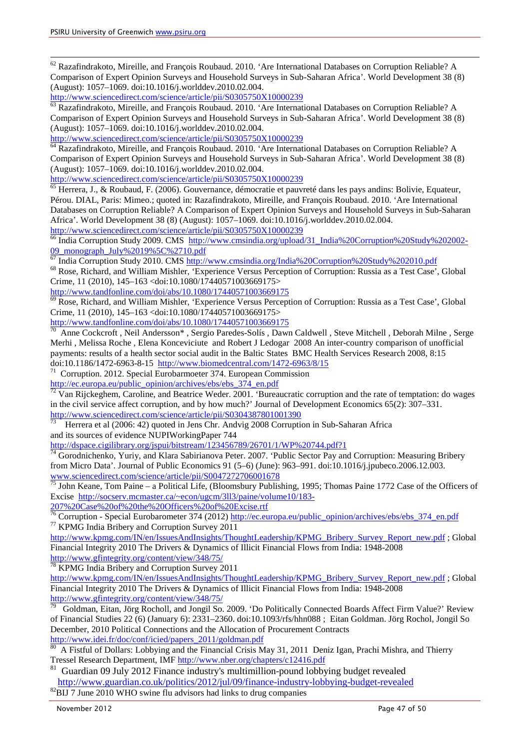[62] Razafindrakoto, Mireille, and François Roubaud. 2010. 'Are International Databases on Corruption Reliable? A Comparison of Expert Opinion Surveys and Household Surveys in Sub-Saharan Africa'. World Development 38 (8) (August): 1057–1069. doi:10.1016/j.worlddev.2010.02.004.
http://www.sciencedirect.com/science/article/pii/S0305750X10000239

[63] Razafindrakoto, Mireille, and François Roubaud. 2010. 'Are International Databases on Corruption Reliable? A Comparison of Expert Opinion Surveys and Household Surveys in Sub-Saharan Africa'. World Development 38 (8) (August): 1057–1069. doi:10.1016/j.worlddev.2010.02.004.
http://www.sciencedirect.com/science/article/pii/S0305750X10000239

[64] Razafindrakoto, Mireille, and François Roubaud. 2010. 'Are International Databases on Corruption Reliable? A Comparison of Expert Opinion Surveys and Household Surveys in Sub-Saharan Africa'. World Development 38 (8) (August): 1057–1069. doi:10.1016/j.worlddev.2010.02.004.
http://www.sciencedirect.com/science/article/pii/S0305750X10000239

[65] Herrera, J., & Roubaud, F. (2006). Gouvernance, démocratie et pauvreté dans les pays andins: Bolivie, Equateur, Pérou. DIAL, Paris: Mimeo.; quoted in: Razafindrakoto, Mireille, and François Roubaud. 2010. 'Are International Databases on Corruption Reliable? A Comparison of Expert Opinion Surveys and Household Surveys in Sub-Saharan Africa'. World Development 38 (8) (August): 1057–1069. doi:10.1016/j.worlddev.2010.02.004.
http://www.sciencedirect.com/science/article/pii/S0305750X10000239

[66] India Corruption Study 2009. CMS http://www.cmsindia.org/upload/31_India%20Corruption%20Study%202002-09_monograph_July%2019%5C%2710.pdf

[67] India Corruption Study 2010. CMS http://www.cmsindia.org/India%20Corruption%20Study%202010.pdf

[68] Rose, Richard, and William Mishler, 'Experience Versus Perception of Corruption: Russia as a Test Case', Global Crime, 11 (2010), 145–163 <doi:10.1080/17440571003669175>
http://www.tandfonline.com/doi/abs/10.1080/17440571003669175

[69] Rose, Richard, and William Mishler, 'Experience Versus Perception of Corruption: Russia as a Test Case', Global Crime, 11 (2010), 145–163 <doi:10.1080/17440571003669175>
http://www.tandfonline.com/doi/abs/10.1080/17440571003669175

[70] Anne Cockcroft , Neil Andersson* , Sergio Paredes-Solís , Dawn Caldwell , Steve Mitchell , Deborah Milne , Serge Merhi , Melissa Roche , Elena Konceviciute and Robert J Ledogar 2008 An inter-country comparison of unofficial payments: results of a health sector social audit in the Baltic States BMC Health Services Research 2008, 8:15 doi:10.1186/1472-6963-8-15 http://www.biomedcentral.com/1472-6963/8/15

[71] Corruption. 2012. Special Eurobarmoeter 374. European Commission
http://ec.europa.eu/public_opinion/archives/ebs/ebs_374_en.pdf

[72] Van Rijckeghem, Caroline, and Beatrice Weder. 2001. 'Bureaucratic corruption and the rate of temptation: do wages in the civil service affect corruption, and by how much?' Journal of Development Economics 65(2): 307–331.
http://www.sciencedirect.com/science/article/pii/S0304387801001390

[73] Herrera et al (2006: 42) quoted in Jens Chr. Andvig 2008 Corruption in Sub-Saharan Africa and its sources of evidence NUPIWorkingPaper 744
http://dspace.cigilibrary.org/jspui/bitstream/123456789/26701/1/WP%20744.pdf?1

[74] Gorodnichenko, Yuriy, and Klara Sabirianova Peter. 2007. 'Public Sector Pay and Corruption: Measuring Bribery from Micro Data'. Journal of Public Economics 91 (5–6) (June): 963–991. doi:10.1016/j.jpubeco.2006.12.003.
www.sciencedirect.com/science/article/pii/S0047272706001678

[75] John Keane, Tom Paine – a Political Life, (Bloomsbury Publishing, 1995; Thomas Paine 1772 Case of the Officers of Excise http://socserv.mcmaster.ca/~econ/ugcm/3ll3/paine/volume10/183-207%20Case%20of%20the%20Officers%20of%20Excise.rtf

[76] Corruption - Special Eurobarometer 374 (2012) http://ec.europa.eu/public_opinion/archives/ebs/ebs_374_en.pdf

[77] KPMG India Bribery and Corruption Survey 2011
http://www.kpmg.com/IN/en/IssuesAndInsights/ThoughtLeadership/KPMG_Bribery_Survey_Report_new.pdf ; Global Financial Integrity 2010 The Drivers & Dynamics of Illicit Financial Flows from India: 1948-2008
http://www.gfintegrity.org/content/view/348/75/

[78] KPMG India Bribery and Corruption Survey 2011
http://www.kpmg.com/IN/en/IssuesAndInsights/ThoughtLeadership/KPMG_Bribery_Survey_Report_new.pdf ; Global Financial Integrity 2010 The Drivers & Dynamics of Illicit Financial Flows from India: 1948-2008
http://www.gfintegrity.org/content/view/348/75/

[79] Goldman, Eitan, Jörg Rocholl, and Jongil So. 2009. 'Do Politically Connected Boards Affect Firm Value?' Review of Financial Studies 22 (6) (January 6): 2331–2360. doi:10.1093/rfs/hhn088 ; Eitan Goldman. Jörg Rochol, Jongil So December, 2010 Political Connections and the Allocation of Procurement Contracts
http://www.idei.fr/doc/conf/icied/papers_2011/goldman.pdf

[80] A Fistful of Dollars: Lobbying and the Financial Crisis May 31, 2011 Deniz Igan, Prachi Mishra, and Thierry Tressel Research Department, IMF http://www.nber.org/chapters/c12416.pdf

[81] Guardian 09 July 2012 Finance industry's multimillion-pound lobbying budget revealed
http://www.guardian.co.uk/politics/2012/jul/09/finance-industry-lobbying-budget-revealed

[82] BIJ 7 June 2010 WHO swine flu advisors had links to drug companies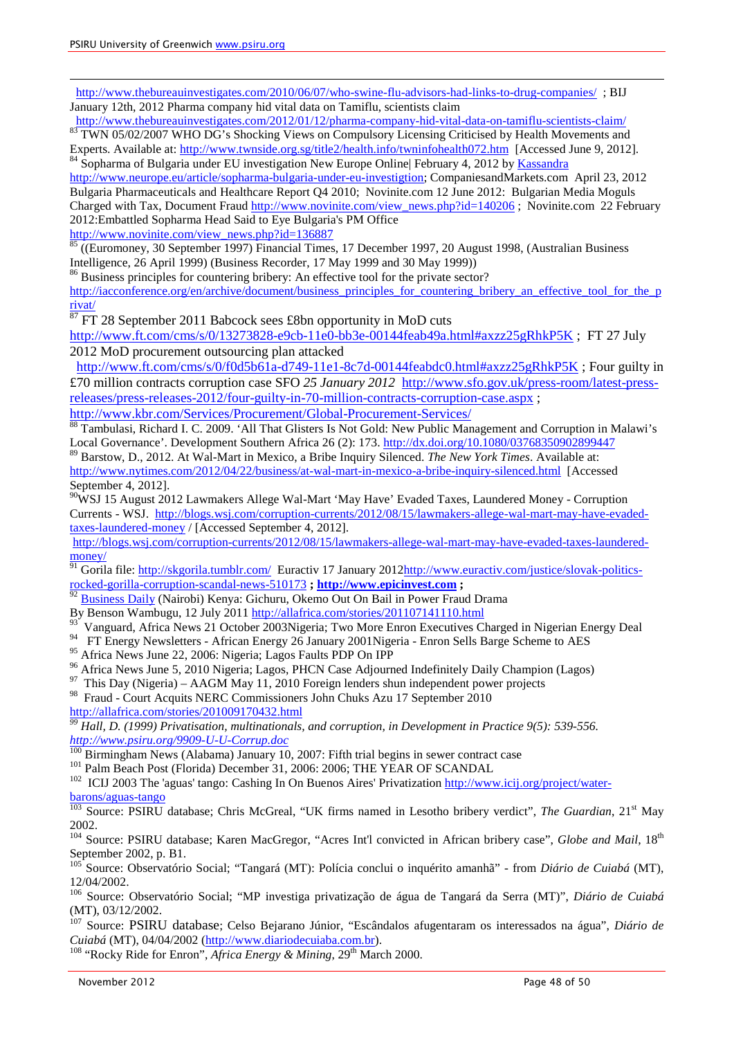http://www.thebureauinvestigates.com/2010/06/07/who-swine-flu-advisors-had-links-to-drug-companies/ ; BIJ January 12th, 2012 Pharma company hid vital data on Tamiflu, scientists claim
http://www.thebureauinvestigates.com/2012/01/12/pharma-company-hid-vital-data-on-tamiflu-scientists-claim/

[83] TWN 05/02/2007 WHO DG's Shocking Views on Compulsory Licensing Criticised by Health Movements and Experts. Available at: http://www.twnside.org.sg/title2/health.info/twninfohealth072.htm [Accessed June 9, 2012].

[84] Sopharma of Bulgaria under EU investigation New Europe Online| February 4, 2012 by Kassandra http://www.neurope.eu/article/sopharma-bulgaria-under-eu-investigtion; CompaniesandMarkets.com April 23, 2012 Bulgaria Pharmaceuticals and Healthcare Report Q4 2010; Novinite.com 12 June 2012: Bulgarian Media Moguls Charged with Tax, Document Fraud http://www.novinite.com/view_news.php?id=140206 ; Novinite.com 22 February 2012:Embattled Sopharma Head Said to Eye Bulgaria's PM Office
http://www.novinite.com/view_news.php?id=136887

[85] ((Euromoney, 30 September 1997) Financial Times, 17 December 1997, 20 August 1998, (Australian Business Intelligence, 26 April 1999) (Business Recorder, 17 May 1999 and 30 May 1999))

[86] Business principles for countering bribery: An effective tool for the private sector?
http://iacconference.org/en/archive/document/business_principles_for_countering_bribery_an_effective_tool_for_the_privat/

[87] FT 28 September 2011 Babcock sees £8bn opportunity in MoD cuts
http://www.ft.com/cms/s/0/13273828-e9cb-11e0-bb3e-00144feab49a.html#axzz25gRhkP5K ; FT 27 July 2012 MoD procurement outsourcing plan attacked
http://www.ft.com/cms/s/0/f0d5b61a-d749-11e1-8c7d-00144feabdc0.html#axzz25gRhkP5K ; Four guilty in £70 million contracts corruption case SFO *25 January 2012* http://www.sfo.gov.uk/press-room/latest-press-releases/press-releases-2012/four-guilty-in-70-million-contracts-corruption-case.aspx ;
http://www.kbr.com/Services/Procurement/Global-Procurement-Services/

[88] Tambulasi, Richard I. C. 2009. 'All That Glisters Is Not Gold: New Public Management and Corruption in Malawi's Local Governance'. Development Southern Africa 26 (2): 173. http://dx.doi.org/10.1080/03768350902899447

[89] Barstow, D., 2012. At Wal-Mart in Mexico, a Bribe Inquiry Silenced. *The New York Times*. Available at: http://www.nytimes.com/2012/04/22/business/at-wal-mart-in-mexico-a-bribe-inquiry-silenced.html [Accessed September 4, 2012].

[90] WSJ 15 August 2012 Lawmakers Allege Wal-Mart 'May Have' Evaded Taxes, Laundered Money - Corruption Currents - WSJ. http://blogs.wsj.com/corruption-currents/2012/08/15/lawmakers-allege-wal-mart-may-have-evaded-taxes-laundered-money / [Accessed September 4, 2012].
http://blogs.wsj.com/corruption-currents/2012/08/15/lawmakers-allege-wal-mart-may-have-evaded-taxes-laundered-money/

[91] Gorila file: http://skgorila.tumblr.com/ Euractiv 17 January 2012http://www.euractiv.com/justice/slovak-politics-rocked-gorilla-corruption-scandal-news-510173 **; http://www.epicinvest.com ;**

[92] Business Daily (Nairobi) Kenya: Gichuru, Okemo Out On Bail in Power Fraud Drama
By Benson Wambugu, 12 July 2011 http://allafrica.com/stories/201107141110.html

[93] Vanguard, Africa News 21 October 2003Nigeria; Two More Enron Executives Charged in Nigerian Energy Deal

[94] FT Energy Newsletters - African Energy 26 January 2001Nigeria - Enron Sells Barge Scheme to AES

[95] Africa News June 22, 2006: Nigeria; Lagos Faults PDP On IPP

[96] Africa News June 5, 2010 Nigeria; Lagos, PHCN Case Adjourned Indefinitely Daily Champion (Lagos)

[97] This Day (Nigeria) – AAGM May 11, 2010 Foreign lenders shun independent power projects

[98] Fraud - Court Acquits NERC Commissioners John Chuks Azu 17 September 2010
http://allafrica.com/stories/201009170432.html

[99] *Hall, D. (1999) Privatisation, multinationals, and corruption, in Development in Practice 9(5): 539-556. http://www.psiru.org/9909-U-U-Corrup.doc*

[100] Birmingham News (Alabama) January 10, 2007: Fifth trial begins in sewer contract case

[101] Palm Beach Post (Florida) December 31, 2006: 2006; THE YEAR OF SCANDAL

[102] ICIJ 2003 The 'aguas' tango: Cashing In On Buenos Aires' Privatization http://www.icij.org/project/water-barons/aguas-tango

[103] Source: PSIRU database; Chris McGreal, "UK firms named in Lesotho bribery verdict", *The Guardian*, 21st May 2002.

[104] Source: PSIRU database; Karen MacGregor, "Acres Int'l convicted in African bribery case", *Globe and Mail*, 18th September 2002, p. B1.

[105] Source: Observatório Social; "Tangará (MT): Polícia conclui o inquérito amanhã" - from *Diário de Cuiabá* (MT), 12/04/2002.

[106] Source: Observatório Social; "MP investiga privatização de água de Tangará da Serra (MT)", *Diário de Cuiabá* (MT), 03/12/2002.

[107] Source: PSIRU database; Celso Bejarano Júnior, "Escândalos afugentaram os interessados na água", *Diário de Cuiabá* (MT), 04/04/2002 (http://www.diariodecuiaba.com.br).

[108] "Rocky Ride for Enron", *Africa Energy & Mining*, 29th March 2000.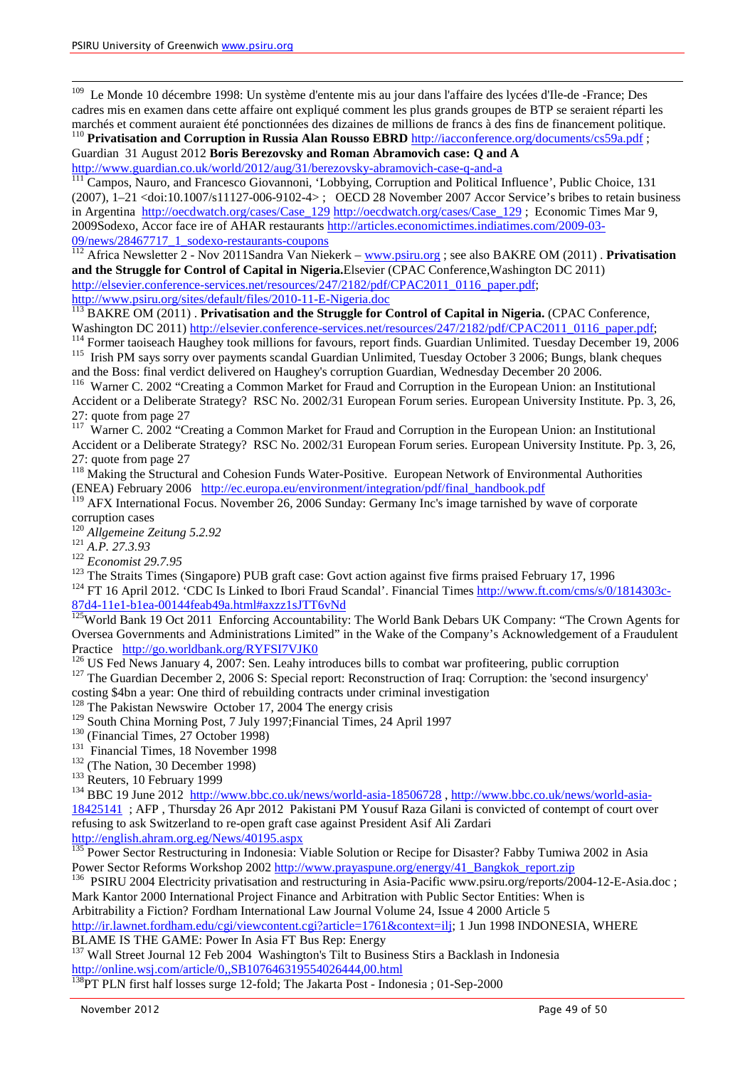[109] Le Monde 10 décembre 1998: Un système d'entente mis au jour dans l'affaire des lycées d'Ile-de -France; Des cadres mis en examen dans cette affaire ont expliqué comment les plus grands groupes de BTP se seraient réparti les marchés et comment auraient été ponctionnées des dizaines de millions de francs à des fins de financement politique.

[110] **Privatisation and Corruption in Russia Alan Rousso EBRD** http://iacconference.org/documents/cs59a.pdf ; Guardian 31 August 2012 **Boris Berezovsky and Roman Abramovich case: Q and A** http://www.guardian.co.uk/world/2012/aug/31/berezovsky-abramovich-case-q-and-a

[111] Campos, Nauro, and Francesco Giovannoni, 'Lobbying, Corruption and Political Influence', Public Choice, 131 (2007), 1–21 <doi:10.1007/s11127-006-9102-4> ; OECD 28 November 2007 Accor Service's bribes to retain business in Argentina http://oecdwatch.org/cases/Case_129 http://oecdwatch.org/cases/Case_129 ; Economic Times Mar 9, 2009Sodexo, Accor face ire of AHAR restaurants http://articles.economictimes.indiatimes.com/2009-03-09/news/28467717_1_sodexo-restaurants-coupons

[112] Africa Newsletter 2 - Nov 2011Sandra Van Niekerk – www.psiru.org ; see also BAKRE OM (2011) . **Privatisation and the Struggle for Control of Capital in Nigeria.**Elsevier (CPAC Conference,Washington DC 2011) http://elsevier.conference-services.net/resources/247/2182/pdf/CPAC2011_0116_paper.pdf; http://www.psiru.org/sites/default/files/2010-11-E-Nigeria.doc

[113] BAKRE OM (2011) . **Privatisation and the Struggle for Control of Capital in Nigeria.** (CPAC Conference, Washington DC 2011) http://elsevier.conference-services.net/resources/247/2182/pdf/CPAC2011_0116_paper.pdf;

[114] Former taoiseach Haughey took millions for favours, report finds. Guardian Unlimited. Tuesday December 19, 2006

[115] Irish PM says sorry over payments scandal Guardian Unlimited, Tuesday October 3 2006; Bungs, blank cheques and the Boss: final verdict delivered on Haughey's corruption Guardian, Wednesday December 20 2006.

[116] Warner C. 2002 "Creating a Common Market for Fraud and Corruption in the European Union: an Institutional Accident or a Deliberate Strategy? RSC No. 2002/31 European Forum series. European University Institute. Pp. 3, 26, 27: quote from page 27

[117] Warner C. 2002 "Creating a Common Market for Fraud and Corruption in the European Union: an Institutional Accident or a Deliberate Strategy? RSC No. 2002/31 European Forum series. European University Institute. Pp. 3, 26, 27: quote from page 27

[118] Making the Structural and Cohesion Funds Water-Positive. European Network of Environmental Authorities (ENEA) February 2006 http://ec.europa.eu/environment/integration/pdf/final_handbook.pdf

[119] AFX International Focus. November 26, 2006 Sunday: Germany Inc's image tarnished by wave of corporate corruption cases

[120] *Allgemeine Zeitung 5.2.92*

[121] *A.P. 27.3.93*

[122] *Economist 29.7.95*

[123] The Straits Times (Singapore) PUB graft case: Govt action against five firms praised February 17, 1996

[124] FT 16 April 2012. 'CDC Is Linked to Ibori Fraud Scandal'. Financial Times http://www.ft.com/cms/s/0/1814303c-87d4-11e1-b1ea-00144feab49a.html#axzz1sJTT6vNd

[125] World Bank 19 Oct 2011 Enforcing Accountability: The World Bank Debars UK Company: "The Crown Agents for Oversea Governments and Administrations Limited" in the Wake of the Company's Acknowledgement of a Fraudulent Practice http://go.worldbank.org/RYFSI7VJK0

[126] US Fed News January 4, 2007: Sen. Leahy introduces bills to combat war profiteering, public corruption

[127] The Guardian December 2, 2006 S: Special report: Reconstruction of Iraq: Corruption: the 'second insurgency' costing $4bn a year: One third of rebuilding contracts under criminal investigation

[128] The Pakistan Newswire October 17, 2004 The energy crisis

[129] South China Morning Post, 7 July 1997;Financial Times, 24 April 1997

[130] (Financial Times, 27 October 1998)

[131] Financial Times, 18 November 1998

[132] (The Nation, 30 December 1998)

[133] Reuters, 10 February 1999

[134] BBC 19 June 2012 http://www.bbc.co.uk/news/world-asia-18506728 , http://www.bbc.co.uk/news/world-asia-18425141 ; AFP , Thursday 26 Apr 2012 Pakistani PM Yousuf Raza Gilani is convicted of contempt of court over refusing to ask Switzerland to re-open graft case against President Asif Ali Zardari http://english.ahram.org.eg/News/40195.aspx

[135] Power Sector Restructuring in Indonesia: Viable Solution or Recipe for Disaster? Fabby Tumiwa 2002 in Asia Power Sector Reforms Workshop 2002 http://www.prayaspune.org/energy/41_Bangkok_report.zip

[136] PSIRU 2004 Electricity privatisation and restructuring in Asia-Pacific www.psiru.org/reports/2004-12-E-Asia.doc ; Mark Kantor 2000 International Project Finance and Arbitration with Public Sector Entities: When is Arbitrability a Fiction? Fordham International Law Journal Volume 24, Issue 4 2000 Article 5 http://ir.lawnet.fordham.edu/cgi/viewcontent.cgi?article=1761&context=ilj; 1 Jun 1998 INDONESIA, WHERE BLAME IS THE GAME: Power In Asia FT Bus Rep: Energy

[137] Wall Street Journal 12 Feb 2004 Washington's Tilt to Business Stirs a Backlash in Indonesia http://online.wsj.com/article/0,,SB107646319554026444,00.html

[138] PT PLN first half losses surge 12-fold; The Jakarta Post - Indonesia ; 01-Sep-2000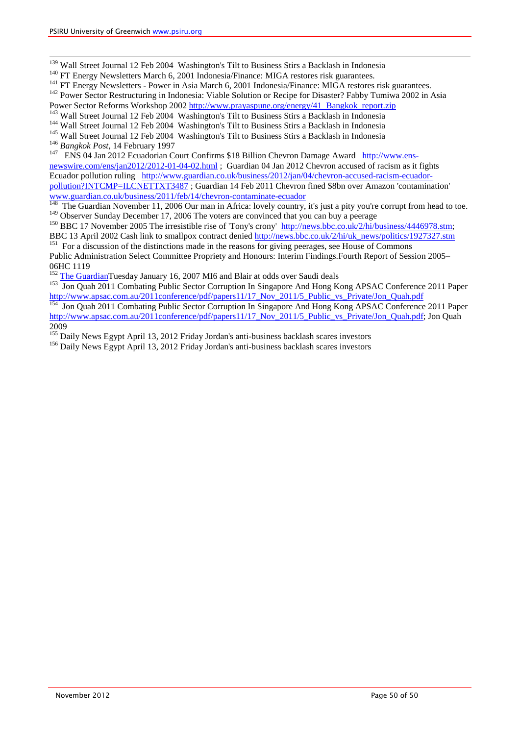[139] Wall Street Journal 12 Feb 2004 Washington's Tilt to Business Stirs a Backlash in Indonesia

[140] FT Energy Newsletters March 6, 2001 Indonesia/Finance: MIGA restores risk guarantees.

[141] FT Energy Newsletters - Power in Asia March 6, 2001 Indonesia/Finance: MIGA restores risk guarantees.

[142] Power Sector Restructuring in Indonesia: Viable Solution or Recipe for Disaster? Fabby Tumiwa 2002 in Asia Power Sector Reforms Workshop 2002 http://www.prayaspune.org/energy/41_Bangkok_report.zip

[143] Wall Street Journal 12 Feb 2004 Washington's Tilt to Business Stirs a Backlash in Indonesia

[144] Wall Street Journal 12 Feb 2004 Washington's Tilt to Business Stirs a Backlash in Indonesia

[145] Wall Street Journal 12 Feb 2004 Washington's Tilt to Business Stirs a Backlash in Indonesia

[146] *Bangkok Post*, 14 February 1997

[147] ENS 04 Jan 2012 Ecuadorian Court Confirms $18 Billion Chevron Damage Award http://www.ens-newswire.com/ens/jan2012/2012-01-04-02.html ; Guardian 04 Jan 2012 Chevron accused of racism as it fights Ecuador pollution ruling http://www.guardian.co.uk/business/2012/jan/04/chevron-accused-racism-ecuador-pollution?INTCMP=ILCNETTXT3487 ; Guardian 14 Feb 2011 Chevron fined $8bn over Amazon 'contamination' www.guardian.co.uk/business/2011/feb/14/chevron-contaminate-ecuador

[148] The Guardian November 11, 2006 Our man in Africa: lovely country, it's just a pity you're corrupt from head to toe.

[149] Observer Sunday December 17, 2006 The voters are convinced that you can buy a peerage

[150] BBC 17 November 2005 The irresistible rise of 'Tony's crony' http://news.bbc.co.uk/2/hi/business/4446978.stm; BBC 13 April 2002 Cash link to smallpox contract denied http://news.bbc.co.uk/2/hi/uk_news/politics/1927327.stm

[151] For a discussion of the distinctions made in the reasons for giving peerages, see House of Commons Public Administration Select Committee Propriety and Honours: Interim Findings.Fourth Report of Session 2005–06HC 1119

[152] The GuardianTuesday January 16, 2007 MI6 and Blair at odds over Saudi deals

[153] Jon Quah 2011 Combating Public Sector Corruption In Singapore And Hong Kong APSAC Conference 2011 Paper http://www.apsac.com.au/2011conference/pdf/papers11/17_Nov_2011/5_Public_vs_Private/Jon_Quah.pdf

[154] Jon Quah 2011 Combating Public Sector Corruption In Singapore And Hong Kong APSAC Conference 2011 Paper http://www.apsac.com.au/2011conference/pdf/papers11/17_Nov_2011/5_Public_vs_Private/Jon_Quah.pdf; Jon Quah 2009

[155] Daily News Egypt April 13, 2012 Friday Jordan's anti-business backlash scares investors

[156] Daily News Egypt April 13, 2012 Friday Jordan's anti-business backlash scares investors